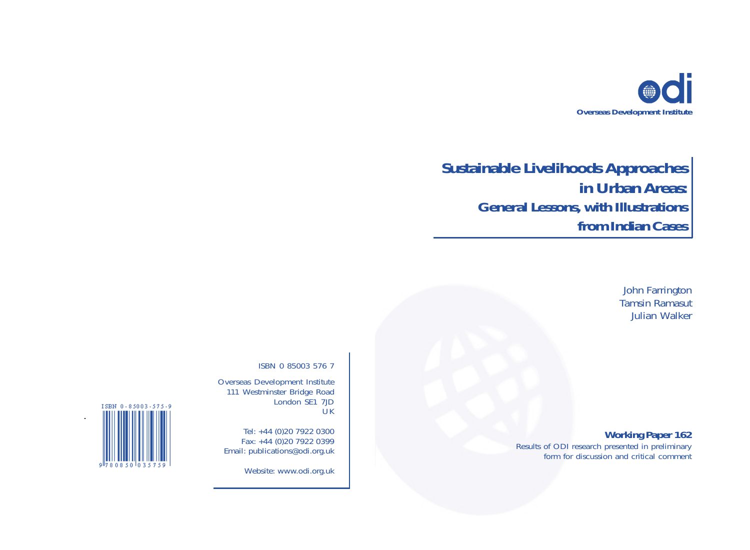**odi**

**Overseas Development Institute**

# Sustainable Livelihoods Approaches in Urban Areas: General Lessons, with Illustrations from Indian Cases

John Farrington
Tamsin Ramasut
Julian Walker

ISBN 0 85003 576 7

Overseas Development Institute
111 Westminster Bridge Road
London SE1 7JD
UK

Tel: +44 (0)20 7922 0300
Fax: +44 (0)20 7922 0399
Email: publications@odi.org.uk

Website: www.odi.org.uk

ISBN 0-85003-575-9

9 780850 035759

**Working Paper 162**

Results of ODI research presented in preliminary form for discussion and critical comment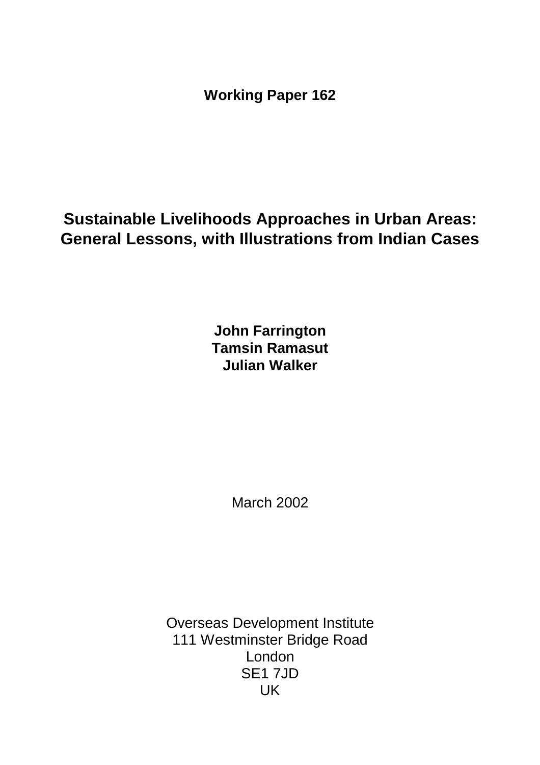**Working Paper 162**

# Sustainable Livelihoods Approaches in Urban Areas: General Lessons, with Illustrations from Indian Cases

**John Farrington**
**Tamsin Ramasut**
**Julian Walker**

March 2002

Overseas Development Institute
111 Westminster Bridge Road
London
SE1 7JD
UK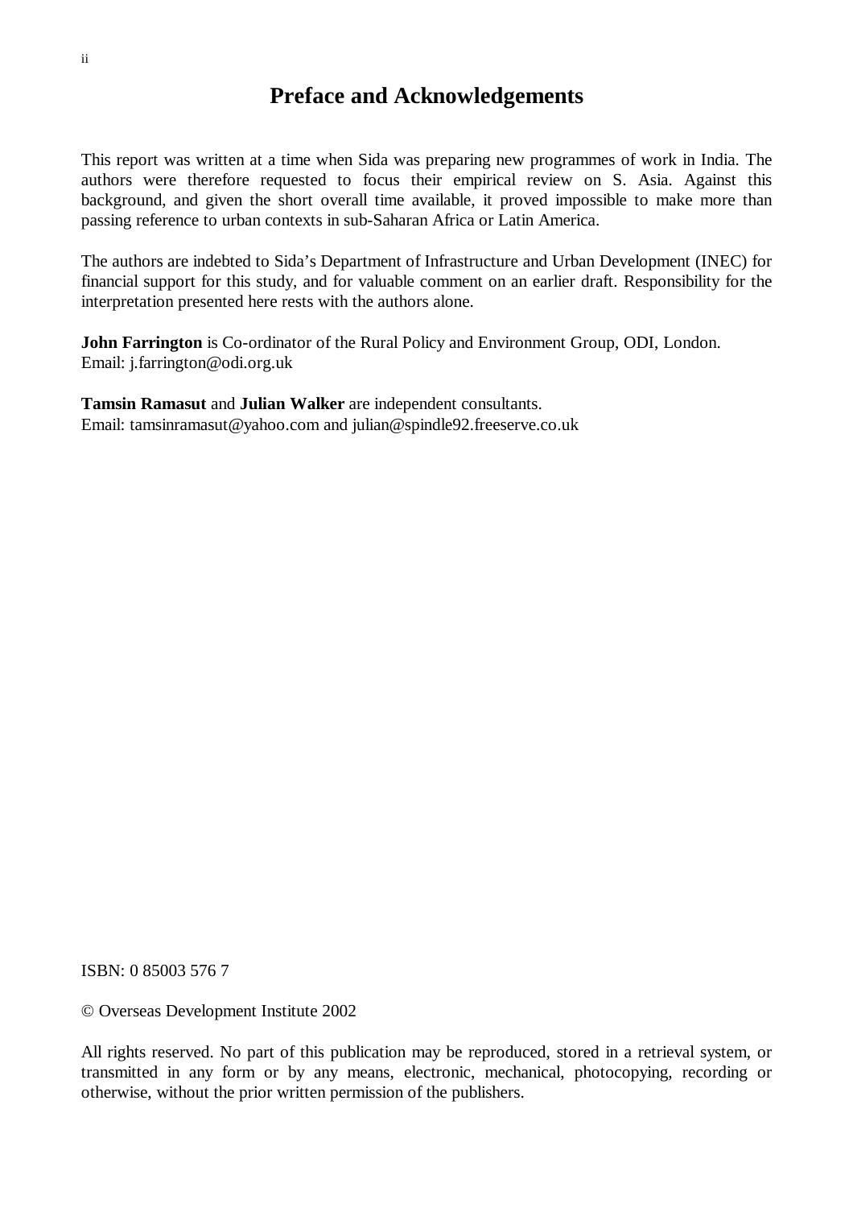# Preface and Acknowledgements

This report was written at a time when Sida was preparing new programmes of work in India. The authors were therefore requested to focus their empirical review on S. Asia. Against this background, and given the short overall time available, it proved impossible to make more than passing reference to urban contexts in sub-Saharan Africa or Latin America.

The authors are indebted to Sida's Department of Infrastructure and Urban Development (INEC) for financial support for this study, and for valuable comment on an earlier draft. Responsibility for the interpretation presented here rests with the authors alone.

**John Farrington** is Co-ordinator of the Rural Policy and Environment Group, ODI, London.
Email: j.farrington@odi.org.uk

**Tamsin Ramasut** and **Julian Walker** are independent consultants.
Email: tamsinramasut@yahoo.com and julian@spindle92.freeserve.co.uk

ISBN: 0 85003 576 7

© Overseas Development Institute 2002

All rights reserved. No part of this publication may be reproduced, stored in a retrieval system, or transmitted in any form or by any means, electronic, mechanical, photocopying, recording or otherwise, without the prior written permission of the publishers.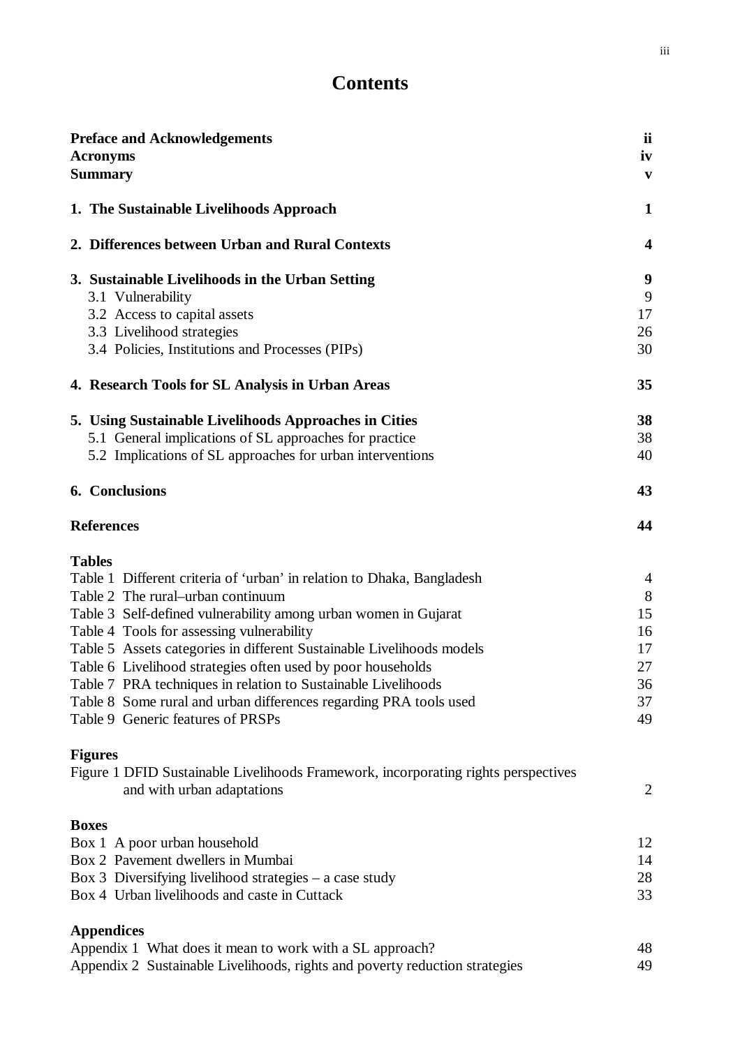# Contents

| | |
|---|---|
| **Preface and Acknowledgements** | **ii** |
| **Acronyms** | **iv** |
| **Summary** | **v** |
| **1. The Sustainable Livelihoods Approach** | **1** |
| **2. Differences between Urban and Rural Contexts** | **4** |
| **3. Sustainable Livelihoods in the Urban Setting** | **9** |
| 3.1 Vulnerability | 9 |
| 3.2 Access to capital assets | 17 |
| 3.3 Livelihood strategies | 26 |
| 3.4 Policies, Institutions and Processes (PIPs) | 30 |
| **4. Research Tools for SL Analysis in Urban Areas** | **35** |
| **5. Using Sustainable Livelihoods Approaches in Cities** | **38** |
| 5.1 General implications of SL approaches for practice | 38 |
| 5.2 Implications of SL approaches for urban interventions | 40 |
| **6. Conclusions** | **43** |
| **References** | **44** |

**Tables**

| | |
|---|---|
| Table 1 Different criteria of 'urban' in relation to Dhaka, Bangladesh | 4 |
| Table 2 The rural–urban continuum | 8 |
| Table 3 Self-defined vulnerability among urban women in Gujarat | 15 |
| Table 4 Tools for assessing vulnerability | 16 |
| Table 5 Assets categories in different Sustainable Livelihoods models | 17 |
| Table 6 Livelihood strategies often used by poor households | 27 |
| Table 7 PRA techniques in relation to Sustainable Livelihoods | 36 |
| Table 8 Some rural and urban differences regarding PRA tools used | 37 |
| Table 9 Generic features of PRSPs | 49 |

**Figures**

| | |
|---|---|
| Figure 1 DFID Sustainable Livelihoods Framework, incorporating rights perspectives and with urban adaptations | 2 |

**Boxes**

| | |
|---|---|
| Box 1 A poor urban household | 12 |
| Box 2 Pavement dwellers in Mumbai | 14 |
| Box 3 Diversifying livelihood strategies – a case study | 28 |
| Box 4 Urban livelihoods and caste in Cuttack | 33 |

**Appendices**

| | |
|---|---|
| Appendix 1 What does it mean to work with a SL approach? | 48 |
| Appendix 2 Sustainable Livelihoods, rights and poverty reduction strategies | 49 |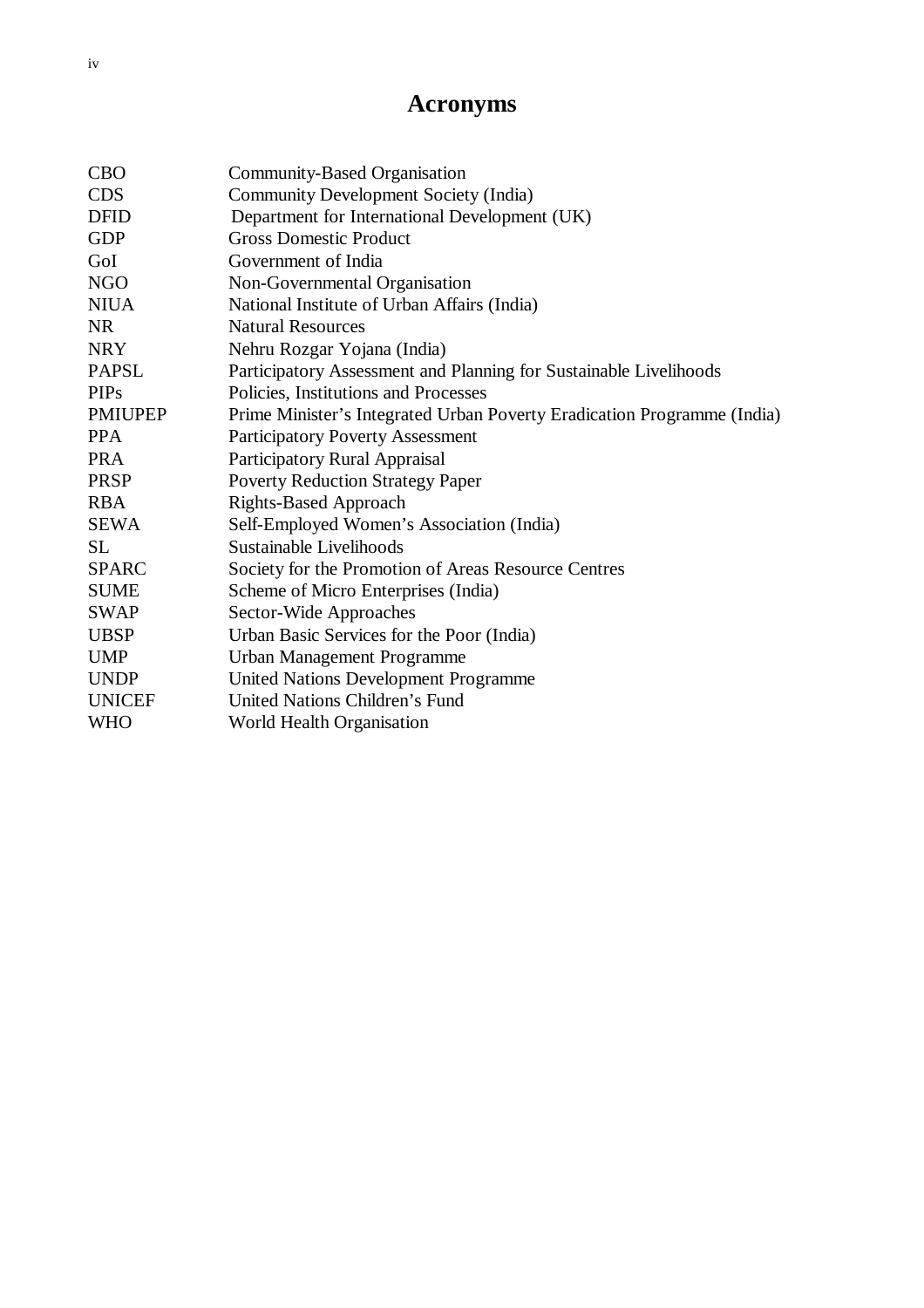# Acronyms

| | |
|---|---|
| CBO | Community-Based Organisation |
| CDS | Community Development Society (India) |
| DFID | Department for International Development (UK) |
| GDP | Gross Domestic Product |
| GoI | Government of India |
| NGO | Non-Governmental Organisation |
| NIUA | National Institute of Urban Affairs (India) |
| NR | Natural Resources |
| NRY | Nehru Rozgar Yojana (India) |
| PAPSL | Participatory Assessment and Planning for Sustainable Livelihoods |
| PIPs | Policies, Institutions and Processes |
| PMIUPEP | Prime Minister's Integrated Urban Poverty Eradication Programme (India) |
| PPA | Participatory Poverty Assessment |
| PRA | Participatory Rural Appraisal |
| PRSP | Poverty Reduction Strategy Paper |
| RBA | Rights-Based Approach |
| SEWA | Self-Employed Women's Association (India) |
| SL | Sustainable Livelihoods |
| SPARC | Society for the Promotion of Areas Resource Centres |
| SUME | Scheme of Micro Enterprises (India) |
| SWAP | Sector-Wide Approaches |
| UBSP | Urban Basic Services for the Poor (India) |
| UMP | Urban Management Programme |
| UNDP | United Nations Development Programme |
| UNICEF | United Nations Children's Fund |
| WHO | World Health Organisation |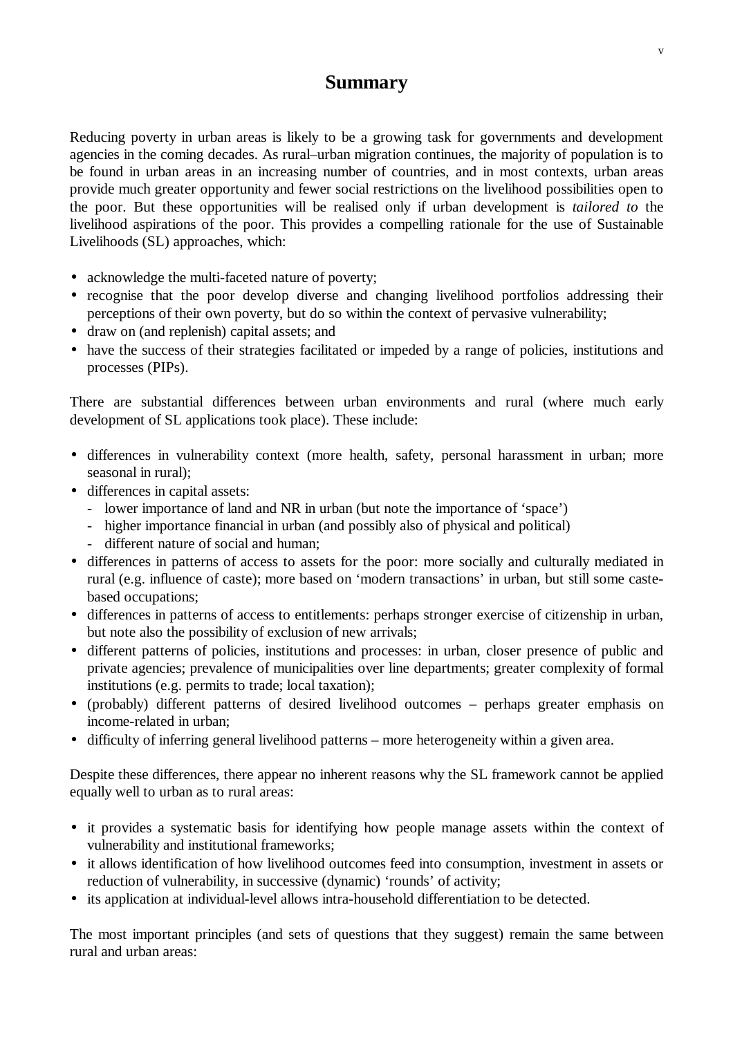# Summary

Reducing poverty in urban areas is likely to be a growing task for governments and development agencies in the coming decades. As rural–urban migration continues, the majority of population is to be found in urban areas in an increasing number of countries, and in most contexts, urban areas provide much greater opportunity and fewer social restrictions on the livelihood possibilities open to the poor. But these opportunities will be realised only if urban development is *tailored to* the livelihood aspirations of the poor. This provides a compelling rationale for the use of Sustainable Livelihoods (SL) approaches, which:

- acknowledge the multi-faceted nature of poverty;
- recognise that the poor develop diverse and changing livelihood portfolios addressing their perceptions of their own poverty, but do so within the context of pervasive vulnerability;
- draw on (and replenish) capital assets; and
- have the success of their strategies facilitated or impeded by a range of policies, institutions and processes (PIPs).

There are substantial differences between urban environments and rural (where much early development of SL applications took place). These include:

- differences in vulnerability context (more health, safety, personal harassment in urban; more seasonal in rural);
- differences in capital assets:
  - lower importance of land and NR in urban (but note the importance of 'space')
  - higher importance financial in urban (and possibly also of physical and political)
  - different nature of social and human;
- differences in patterns of access to assets for the poor: more socially and culturally mediated in rural (e.g. influence of caste); more based on 'modern transactions' in urban, but still some caste-based occupations;
- differences in patterns of access to entitlements: perhaps stronger exercise of citizenship in urban, but note also the possibility of exclusion of new arrivals;
- different patterns of policies, institutions and processes: in urban, closer presence of public and private agencies; prevalence of municipalities over line departments; greater complexity of formal institutions (e.g. permits to trade; local taxation);
- (probably) different patterns of desired livelihood outcomes – perhaps greater emphasis on income-related in urban;
- difficulty of inferring general livelihood patterns – more heterogeneity within a given area.

Despite these differences, there appear no inherent reasons why the SL framework cannot be applied equally well to urban as to rural areas:

- it provides a systematic basis for identifying how people manage assets within the context of vulnerability and institutional frameworks;
- it allows identification of how livelihood outcomes feed into consumption, investment in assets or reduction of vulnerability, in successive (dynamic) 'rounds' of activity;
- its application at individual-level allows intra-household differentiation to be detected.

The most important principles (and sets of questions that they suggest) remain the same between rural and urban areas: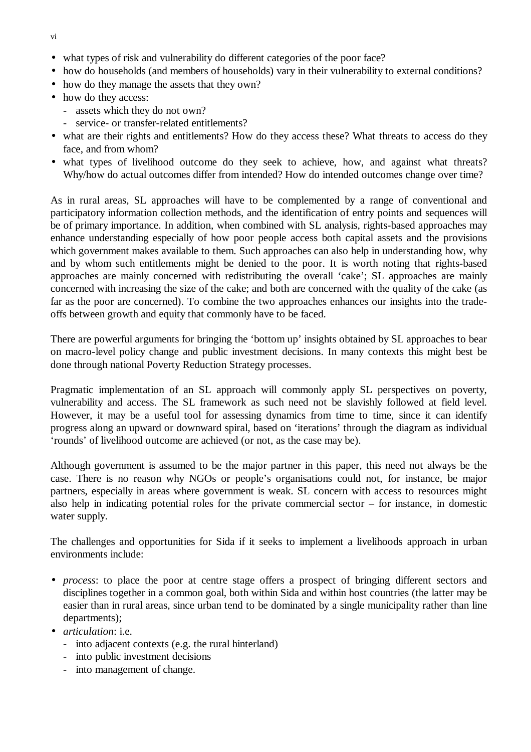- what types of risk and vulnerability do different categories of the poor face?
- how do households (and members of households) vary in their vulnerability to external conditions?
- how do they manage the assets that they own?
- how do they access:
  - assets which they do not own?
  - service- or transfer-related entitlements?
- what are their rights and entitlements? How do they access these? What threats to access do they face, and from whom?
- what types of livelihood outcome do they seek to achieve, how, and against what threats? Why/how do actual outcomes differ from intended? How do intended outcomes change over time?

As in rural areas, SL approaches will have to be complemented by a range of conventional and participatory information collection methods, and the identification of entry points and sequences will be of primary importance. In addition, when combined with SL analysis, rights-based approaches may enhance understanding especially of how poor people access both capital assets and the provisions which government makes available to them. Such approaches can also help in understanding how, why and by whom such entitlements might be denied to the poor. It is worth noting that rights-based approaches are mainly concerned with redistributing the overall 'cake'; SL approaches are mainly concerned with increasing the size of the cake; and both are concerned with the quality of the cake (as far as the poor are concerned). To combine the two approaches enhances our insights into the trade-offs between growth and equity that commonly have to be faced.

There are powerful arguments for bringing the 'bottom up' insights obtained by SL approaches to bear on macro-level policy change and public investment decisions. In many contexts this might best be done through national Poverty Reduction Strategy processes.

Pragmatic implementation of an SL approach will commonly apply SL perspectives on poverty, vulnerability and access. The SL framework as such need not be slavishly followed at field level. However, it may be a useful tool for assessing dynamics from time to time, since it can identify progress along an upward or downward spiral, based on 'iterations' through the diagram as individual 'rounds' of livelihood outcome are achieved (or not, as the case may be).

Although government is assumed to be the major partner in this paper, this need not always be the case. There is no reason why NGOs or people's organisations could not, for instance, be major partners, especially in areas where government is weak. SL concern with access to resources might also help in indicating potential roles for the private commercial sector – for instance, in domestic water supply.

The challenges and opportunities for Sida if it seeks to implement a livelihoods approach in urban environments include:

- *process*: to place the poor at centre stage offers a prospect of bringing different sectors and disciplines together in a common goal, both within Sida and within host countries (the latter may be easier than in rural areas, since urban tend to be dominated by a single municipality rather than line departments);
- *articulation*: i.e.
  - into adjacent contexts (e.g. the rural hinterland)
  - into public investment decisions
  - into management of change.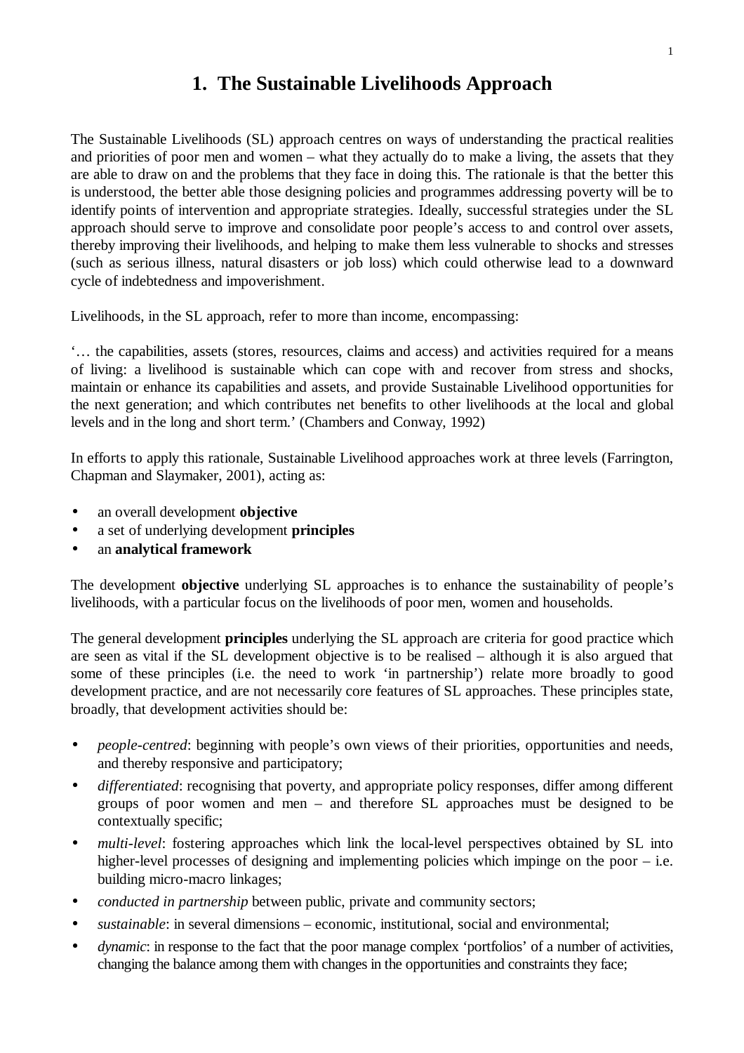# 1. The Sustainable Livelihoods Approach

The Sustainable Livelihoods (SL) approach centres on ways of understanding the practical realities and priorities of poor men and women – what they actually do to make a living, the assets that they are able to draw on and the problems that they face in doing this. The rationale is that the better this is understood, the better able those designing policies and programmes addressing poverty will be to identify points of intervention and appropriate strategies. Ideally, successful strategies under the SL approach should serve to improve and consolidate poor people's access to and control over assets, thereby improving their livelihoods, and helping to make them less vulnerable to shocks and stresses (such as serious illness, natural disasters or job loss) which could otherwise lead to a downward cycle of indebtedness and impoverishment.

Livelihoods, in the SL approach, refer to more than income, encompassing:

'… the capabilities, assets (stores, resources, claims and access) and activities required for a means of living: a livelihood is sustainable which can cope with and recover from stress and shocks, maintain or enhance its capabilities and assets, and provide Sustainable Livelihood opportunities for the next generation; and which contributes net benefits to other livelihoods at the local and global levels and in the long and short term.' (Chambers and Conway, 1992)

In efforts to apply this rationale, Sustainable Livelihood approaches work at three levels (Farrington, Chapman and Slaymaker, 2001), acting as:

- an overall development **objective**
- a set of underlying development **principles**
- an **analytical framework**

The development **objective** underlying SL approaches is to enhance the sustainability of people's livelihoods, with a particular focus on the livelihoods of poor men, women and households.

The general development **principles** underlying the SL approach are criteria for good practice which are seen as vital if the SL development objective is to be realised – although it is also argued that some of these principles (i.e. the need to work 'in partnership') relate more broadly to good development practice, and are not necessarily core features of SL approaches. These principles state, broadly, that development activities should be:

- *people-centred*: beginning with people's own views of their priorities, opportunities and needs, and thereby responsive and participatory;
- *differentiated*: recognising that poverty, and appropriate policy responses, differ among different groups of poor women and men – and therefore SL approaches must be designed to be contextually specific;
- *multi-level*: fostering approaches which link the local-level perspectives obtained by SL into higher-level processes of designing and implementing policies which impinge on the poor – i.e. building micro-macro linkages;
- *conducted in partnership* between public, private and community sectors;
- *sustainable*: in several dimensions – economic, institutional, social and environmental;
- *dynamic*: in response to the fact that the poor manage complex 'portfolios' of a number of activities, changing the balance among them with changes in the opportunities and constraints they face;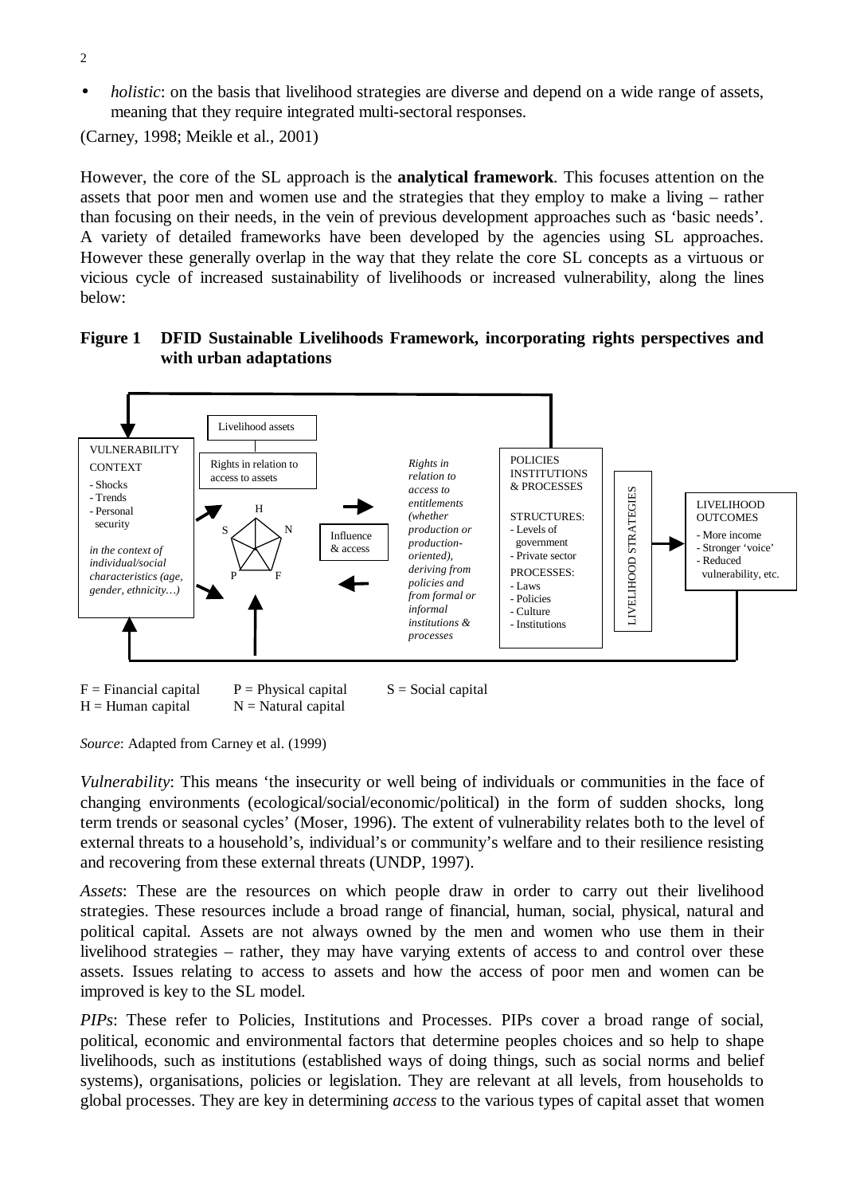- *holistic*: on the basis that livelihood strategies are diverse and depend on a wide range of assets, meaning that they require integrated multi-sectoral responses.

(Carney, 1998; Meikle et al., 2001)

However, the core of the SL approach is the **analytical framework**. This focuses attention on the assets that poor men and women use and the strategies that they employ to make a living – rather than focusing on their needs, in the vein of previous development approaches such as 'basic needs'. A variety of detailed frameworks have been developed by the agencies using SL approaches. However these generally overlap in the way that they relate the core SL concepts as a virtuous or vicious cycle of increased sustainability of livelihoods or increased vulnerability, along the lines below:

**Figure 1 DFID Sustainable Livelihoods Framework, incorporating rights perspectives and with urban adaptations**

VULNERABILITY CONTEXT
- Shocks
- Trends
- Personal security

*in the context of individual/social characteristics (age, gender, ethnicity…)*

Livelihood assets

Rights in relation to access to assets

H, S, N, P, F

Influence & access

*Rights in relation to access to entitlements (whether production or production-oriented), deriving from policies and from formal or informal institutions & processes*

POLICIES INSTITUTIONS & PROCESSES

STRUCTURES:
- Levels of government
- Private sector

PROCESSES:
- Laws
- Policies
- Culture
- Institutions

LIVELIHOOD STRATEGIES

LIVELIHOOD OUTCOMES
- More income
- Stronger 'voice'
- Reduced vulnerability, etc.

F = Financial capital  P = Physical capital  S = Social capital
H = Human capital  N = Natural capital

*Source*: Adapted from Carney et al. (1999)

*Vulnerability*: This means 'the insecurity or well being of individuals or communities in the face of changing environments (ecological/social/economic/political) in the form of sudden shocks, long term trends or seasonal cycles' (Moser, 1996). The extent of vulnerability relates both to the level of external threats to a household's, individual's or community's welfare and to their resilience resisting and recovering from these external threats (UNDP, 1997).

*Assets*: These are the resources on which people draw in order to carry out their livelihood strategies. These resources include a broad range of financial, human, social, physical, natural and political capital. Assets are not always owned by the men and women who use them in their livelihood strategies – rather, they may have varying extents of access to and control over these assets. Issues relating to access to assets and how the access of poor men and women can be improved is key to the SL model.

*PIPs*: These refer to Policies, Institutions and Processes. PIPs cover a broad range of social, political, economic and environmental factors that determine peoples choices and so help to shape livelihoods, such as institutions (established ways of doing things, such as social norms and belief systems), organisations, policies or legislation. They are relevant at all levels, from households to global processes. They are key in determining *access* to the various types of capital asset that women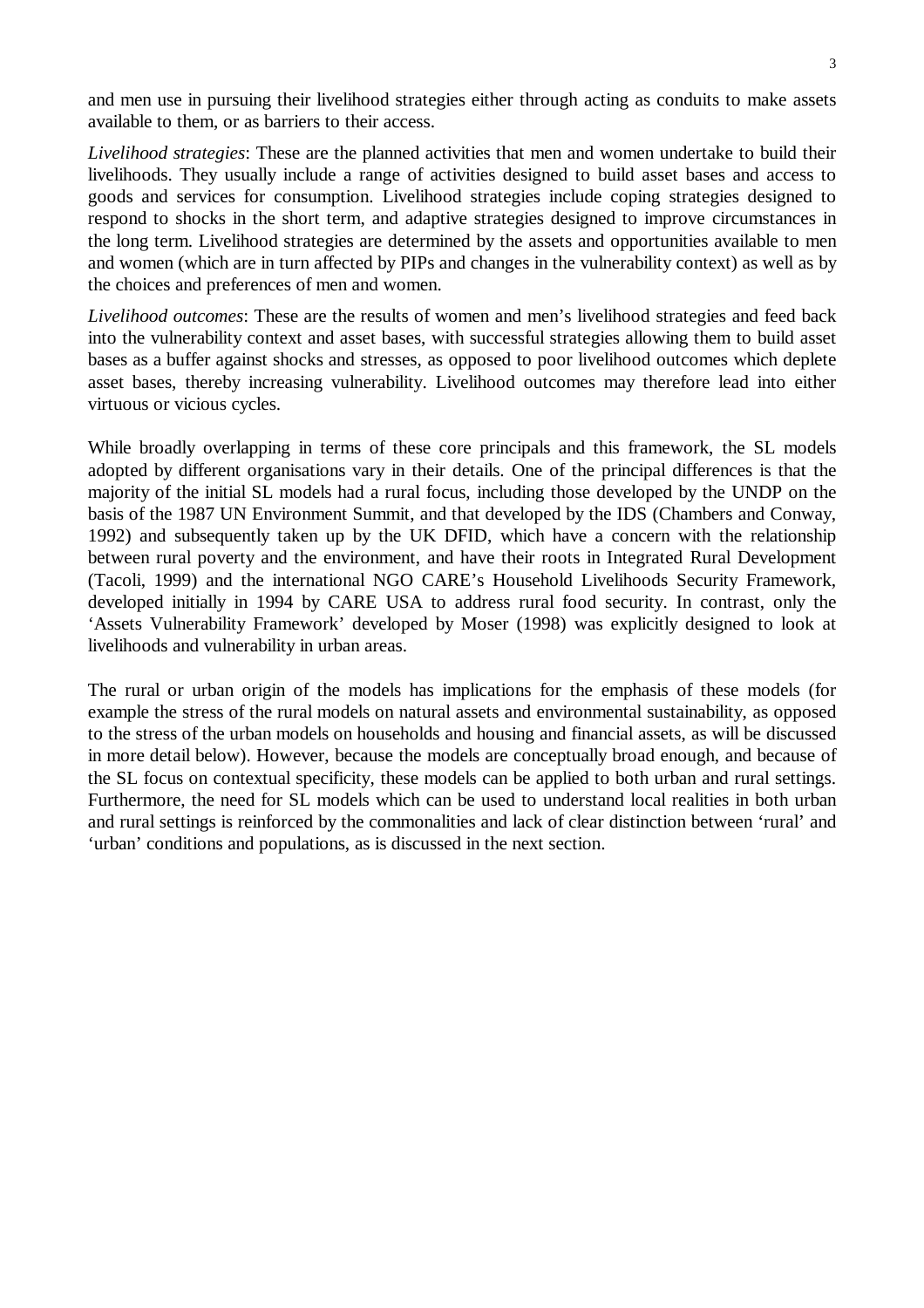and men use in pursuing their livelihood strategies either through acting as conduits to make assets available to them, or as barriers to their access.

*Livelihood strategies*: These are the planned activities that men and women undertake to build their livelihoods. They usually include a range of activities designed to build asset bases and access to goods and services for consumption. Livelihood strategies include coping strategies designed to respond to shocks in the short term, and adaptive strategies designed to improve circumstances in the long term. Livelihood strategies are determined by the assets and opportunities available to men and women (which are in turn affected by PIPs and changes in the vulnerability context) as well as by the choices and preferences of men and women.

*Livelihood outcomes*: These are the results of women and men's livelihood strategies and feed back into the vulnerability context and asset bases, with successful strategies allowing them to build asset bases as a buffer against shocks and stresses, as opposed to poor livelihood outcomes which deplete asset bases, thereby increasing vulnerability. Livelihood outcomes may therefore lead into either virtuous or vicious cycles.

While broadly overlapping in terms of these core principals and this framework, the SL models adopted by different organisations vary in their details. One of the principal differences is that the majority of the initial SL models had a rural focus, including those developed by the UNDP on the basis of the 1987 UN Environment Summit, and that developed by the IDS (Chambers and Conway, 1992) and subsequently taken up by the UK DFID, which have a concern with the relationship between rural poverty and the environment, and have their roots in Integrated Rural Development (Tacoli, 1999) and the international NGO CARE's Household Livelihoods Security Framework, developed initially in 1994 by CARE USA to address rural food security. In contrast, only the 'Assets Vulnerability Framework' developed by Moser (1998) was explicitly designed to look at livelihoods and vulnerability in urban areas.

The rural or urban origin of the models has implications for the emphasis of these models (for example the stress of the rural models on natural assets and environmental sustainability, as opposed to the stress of the urban models on households and housing and financial assets, as will be discussed in more detail below). However, because the models are conceptually broad enough, and because of the SL focus on contextual specificity, these models can be applied to both urban and rural settings. Furthermore, the need for SL models which can be used to understand local realities in both urban and rural settings is reinforced by the commonalities and lack of clear distinction between 'rural' and 'urban' conditions and populations, as is discussed in the next section.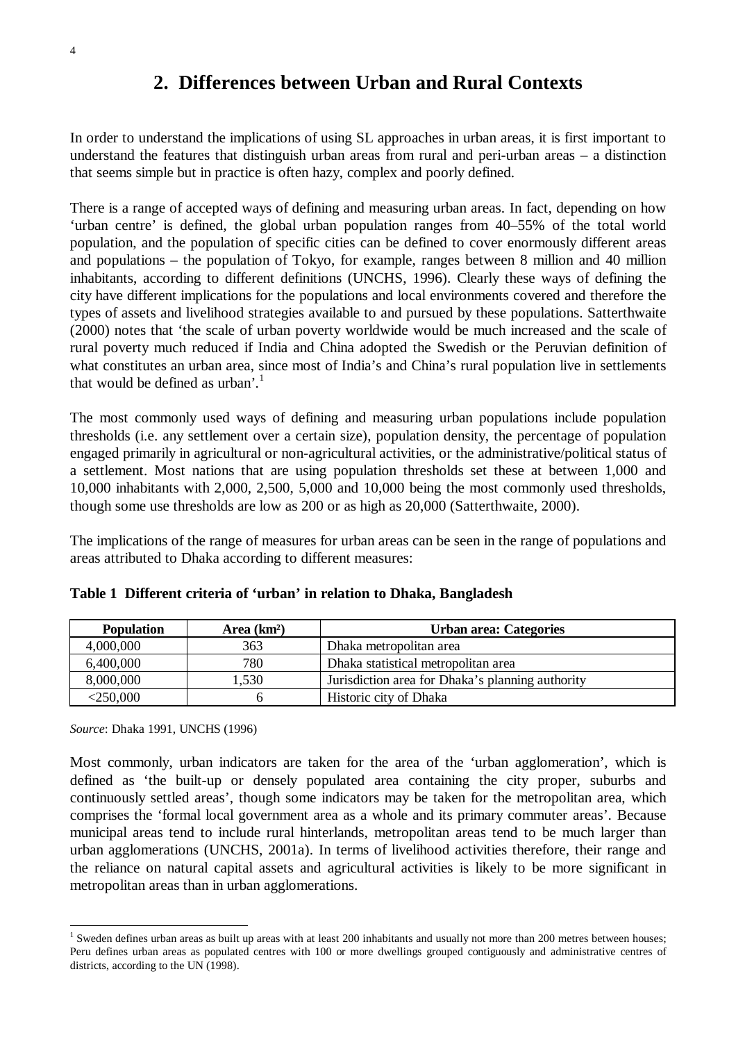## 2. Differences between Urban and Rural Contexts

In order to understand the implications of using SL approaches in urban areas, it is first important to understand the features that distinguish urban areas from rural and peri-urban areas – a distinction that seems simple but in practice is often hazy, complex and poorly defined.

There is a range of accepted ways of defining and measuring urban areas. In fact, depending on how 'urban centre' is defined, the global urban population ranges from 40–55% of the total world population, and the population of specific cities can be defined to cover enormously different areas and populations – the population of Tokyo, for example, ranges between 8 million and 40 million inhabitants, according to different definitions (UNCHS, 1996). Clearly these ways of defining the city have different implications for the populations and local environments covered and therefore the types of assets and livelihood strategies available to and pursued by these populations. Satterthwaite (2000) notes that 'the scale of urban poverty worldwide would be much increased and the scale of rural poverty much reduced if India and China adopted the Swedish or the Peruvian definition of what constitutes an urban area, since most of India's and China's rural population live in settlements that would be defined as urban'.[1]

The most commonly used ways of defining and measuring urban populations include population thresholds (i.e. any settlement over a certain size), population density, the percentage of population engaged primarily in agricultural or non-agricultural activities, or the administrative/political status of a settlement. Most nations that are using population thresholds set these at between 1,000 and 10,000 inhabitants with 2,000, 2,500, 5,000 and 10,000 being the most commonly used thresholds, though some use thresholds are low as 200 or as high as 20,000 (Satterthwaite, 2000).

The implications of the range of measures for urban areas can be seen in the range of populations and areas attributed to Dhaka according to different measures:

**Table 1 Different criteria of 'urban' in relation to Dhaka, Bangladesh**

| Population | Area (km²) | Urban area: Categories |
|---|---|---|
| 4,000,000 | 363 | Dhaka metropolitan area |
| 6,400,000 | 780 | Dhaka statistical metropolitan area |
| 8,000,000 | 1,530 | Jurisdiction area for Dhaka's planning authority |
| <250,000 | 6 | Historic city of Dhaka |

*Source*: Dhaka 1991, UNCHS (1996)

Most commonly, urban indicators are taken for the area of the 'urban agglomeration', which is defined as 'the built-up or densely populated area containing the city proper, suburbs and continuously settled areas', though some indicators may be taken for the metropolitan area, which comprises the 'formal local government area as a whole and its primary commuter areas'. Because municipal areas tend to include rural hinterlands, metropolitan areas tend to be much larger than urban agglomerations (UNCHS, 2001a). In terms of livelihood activities therefore, their range and the reliance on natural capital assets and agricultural activities is likely to be more significant in metropolitan areas than in urban agglomerations.

---

[1] Sweden defines urban areas as built up areas with at least 200 inhabitants and usually not more than 200 metres between houses; Peru defines urban areas as populated centres with 100 or more dwellings grouped contiguously and administrative centres of districts, according to the UN (1998).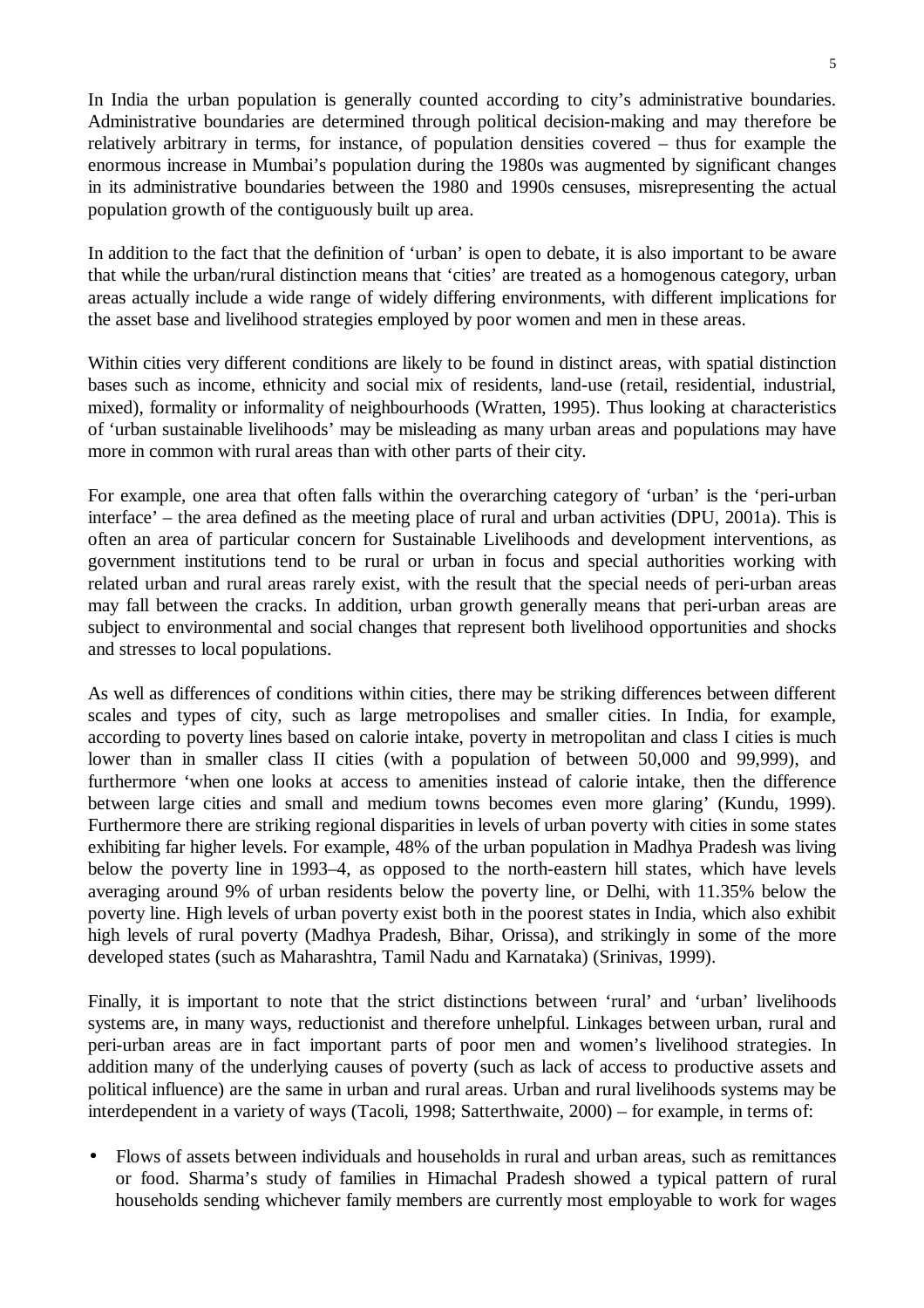In India the urban population is generally counted according to city's administrative boundaries. Administrative boundaries are determined through political decision-making and may therefore be relatively arbitrary in terms, for instance, of population densities covered – thus for example the enormous increase in Mumbai's population during the 1980s was augmented by significant changes in its administrative boundaries between the 1980 and 1990s censuses, misrepresenting the actual population growth of the contiguously built up area.

In addition to the fact that the definition of 'urban' is open to debate, it is also important to be aware that while the urban/rural distinction means that 'cities' are treated as a homogenous category, urban areas actually include a wide range of widely differing environments, with different implications for the asset base and livelihood strategies employed by poor women and men in these areas.

Within cities very different conditions are likely to be found in distinct areas, with spatial distinction bases such as income, ethnicity and social mix of residents, land-use (retail, residential, industrial, mixed), formality or informality of neighbourhoods (Wratten, 1995). Thus looking at characteristics of 'urban sustainable livelihoods' may be misleading as many urban areas and populations may have more in common with rural areas than with other parts of their city.

For example, one area that often falls within the overarching category of 'urban' is the 'peri-urban interface' – the area defined as the meeting place of rural and urban activities (DPU, 2001a). This is often an area of particular concern for Sustainable Livelihoods and development interventions, as government institutions tend to be rural or urban in focus and special authorities working with related urban and rural areas rarely exist, with the result that the special needs of peri-urban areas may fall between the cracks. In addition, urban growth generally means that peri-urban areas are subject to environmental and social changes that represent both livelihood opportunities and shocks and stresses to local populations.

As well as differences of conditions within cities, there may be striking differences between different scales and types of city, such as large metropolises and smaller cities. In India, for example, according to poverty lines based on calorie intake, poverty in metropolitan and class I cities is much lower than in smaller class II cities (with a population of between 50,000 and 99,999), and furthermore 'when one looks at access to amenities instead of calorie intake, then the difference between large cities and small and medium towns becomes even more glaring' (Kundu, 1999). Furthermore there are striking regional disparities in levels of urban poverty with cities in some states exhibiting far higher levels. For example, 48% of the urban population in Madhya Pradesh was living below the poverty line in 1993–4, as opposed to the north-eastern hill states, which have levels averaging around 9% of urban residents below the poverty line, or Delhi, with 11.35% below the poverty line. High levels of urban poverty exist both in the poorest states in India, which also exhibit high levels of rural poverty (Madhya Pradesh, Bihar, Orissa), and strikingly in some of the more developed states (such as Maharashtra, Tamil Nadu and Karnataka) (Srinivas, 1999).

Finally, it is important to note that the strict distinctions between 'rural' and 'urban' livelihoods systems are, in many ways, reductionist and therefore unhelpful. Linkages between urban, rural and peri-urban areas are in fact important parts of poor men and women's livelihood strategies. In addition many of the underlying causes of poverty (such as lack of access to productive assets and political influence) are the same in urban and rural areas. Urban and rural livelihoods systems may be interdependent in a variety of ways (Tacoli, 1998; Satterthwaite, 2000) – for example, in terms of:

- Flows of assets between individuals and households in rural and urban areas, such as remittances or food. Sharma's study of families in Himachal Pradesh showed a typical pattern of rural households sending whichever family members are currently most employable to work for wages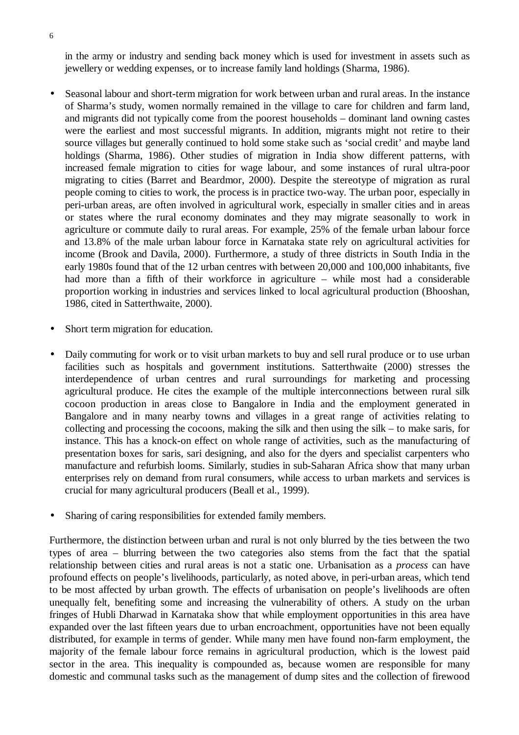in the army or industry and sending back money which is used for investment in assets such as jewellery or wedding expenses, or to increase family land holdings (Sharma, 1986).

- Seasonal labour and short-term migration for work between urban and rural areas. In the instance of Sharma's study, women normally remained in the village to care for children and farm land, and migrants did not typically come from the poorest households – dominant land owning castes were the earliest and most successful migrants. In addition, migrants might not retire to their source villages but generally continued to hold some stake such as 'social credit' and maybe land holdings (Sharma, 1986). Other studies of migration in India show different patterns, with increased female migration to cities for wage labour, and some instances of rural ultra-poor migrating to cities (Barret and Beardmor, 2000). Despite the stereotype of migration as rural people coming to cities to work, the process is in practice two-way. The urban poor, especially in peri-urban areas, are often involved in agricultural work, especially in smaller cities and in areas or states where the rural economy dominates and they may migrate seasonally to work in agriculture or commute daily to rural areas. For example, 25% of the female urban labour force and 13.8% of the male urban labour force in Karnataka state rely on agricultural activities for income (Brook and Davila, 2000). Furthermore, a study of three districts in South India in the early 1980s found that of the 12 urban centres with between 20,000 and 100,000 inhabitants, five had more than a fifth of their workforce in agriculture – while most had a considerable proportion working in industries and services linked to local agricultural production (Bhooshan, 1986, cited in Satterthwaite, 2000).

- Short term migration for education.

- Daily commuting for work or to visit urban markets to buy and sell rural produce or to use urban facilities such as hospitals and government institutions. Satterthwaite (2000) stresses the interdependence of urban centres and rural surroundings for marketing and processing agricultural produce. He cites the example of the multiple interconnections between rural silk cocoon production in areas close to Bangalore in India and the employment generated in Bangalore and in many nearby towns and villages in a great range of activities relating to collecting and processing the cocoons, making the silk and then using the silk – to make saris, for instance. This has a knock-on effect on whole range of activities, such as the manufacturing of presentation boxes for saris, sari designing, and also for the dyers and specialist carpenters who manufacture and refurbish looms. Similarly, studies in sub-Saharan Africa show that many urban enterprises rely on demand from rural consumers, while access to urban markets and services is crucial for many agricultural producers (Beall et al., 1999).

- Sharing of caring responsibilities for extended family members.

Furthermore, the distinction between urban and rural is not only blurred by the ties between the two types of area – blurring between the two categories also stems from the fact that the spatial relationship between cities and rural areas is not a static one. Urbanisation as a *process* can have profound effects on people's livelihoods, particularly, as noted above, in peri-urban areas, which tend to be most affected by urban growth. The effects of urbanisation on people's livelihoods are often unequally felt, benefiting some and increasing the vulnerability of others. A study on the urban fringes of Hubli Dharwad in Karnataka show that while employment opportunities in this area have expanded over the last fifteen years due to urban encroachment, opportunities have not been equally distributed, for example in terms of gender. While many men have found non-farm employment, the majority of the female labour force remains in agricultural production, which is the lowest paid sector in the area. This inequality is compounded as, because women are responsible for many domestic and communal tasks such as the management of dump sites and the collection of firewood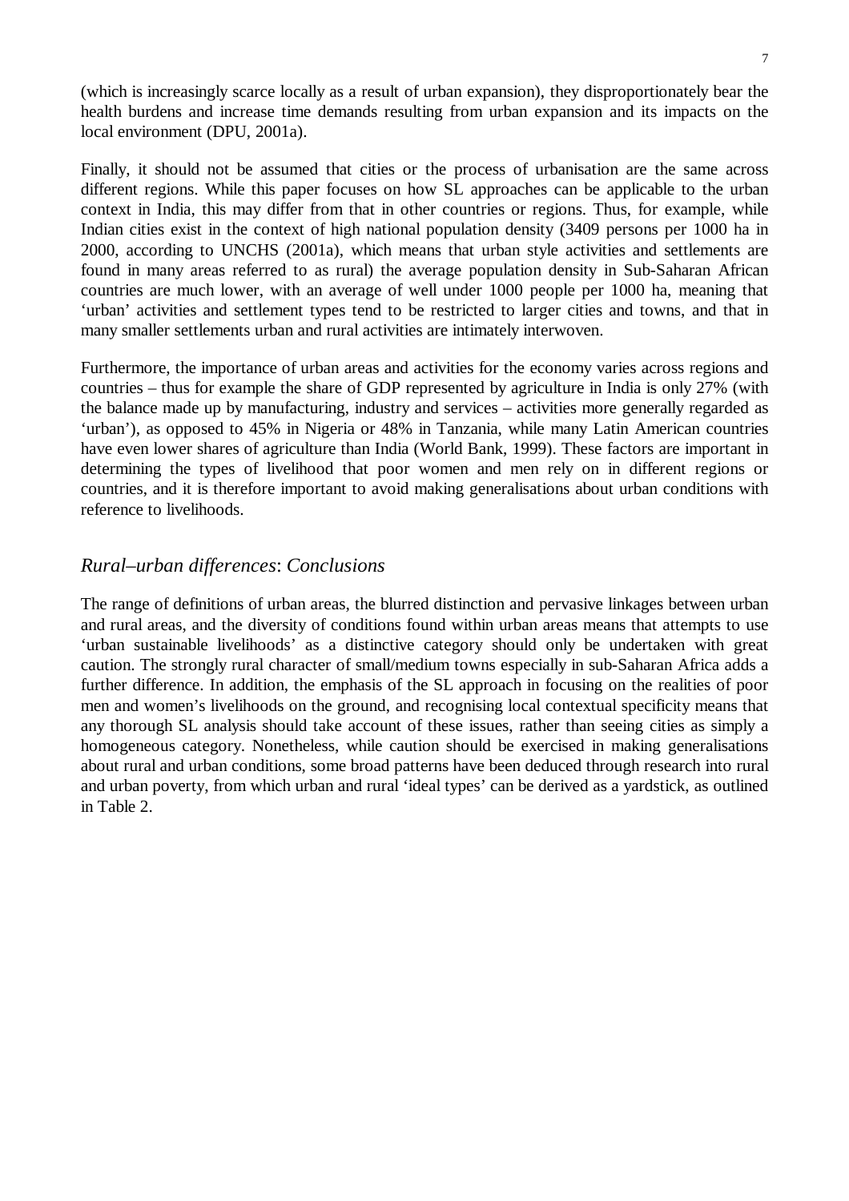(which is increasingly scarce locally as a result of urban expansion), they disproportionately bear the health burdens and increase time demands resulting from urban expansion and its impacts on the local environment (DPU, 2001a).

Finally, it should not be assumed that cities or the process of urbanisation are the same across different regions. While this paper focuses on how SL approaches can be applicable to the urban context in India, this may differ from that in other countries or regions. Thus, for example, while Indian cities exist in the context of high national population density (3409 persons per 1000 ha in 2000, according to UNCHS (2001a), which means that urban style activities and settlements are found in many areas referred to as rural) the average population density in Sub-Saharan African countries are much lower, with an average of well under 1000 people per 1000 ha, meaning that 'urban' activities and settlement types tend to be restricted to larger cities and towns, and that in many smaller settlements urban and rural activities are intimately interwoven.

Furthermore, the importance of urban areas and activities for the economy varies across regions and countries – thus for example the share of GDP represented by agriculture in India is only 27% (with the balance made up by manufacturing, industry and services – activities more generally regarded as 'urban'), as opposed to 45% in Nigeria or 48% in Tanzania, while many Latin American countries have even lower shares of agriculture than India (World Bank, 1999). These factors are important in determining the types of livelihood that poor women and men rely on in different regions or countries, and it is therefore important to avoid making generalisations about urban conditions with reference to livelihoods.

## *Rural–urban differences*: *Conclusions*

The range of definitions of urban areas, the blurred distinction and pervasive linkages between urban and rural areas, and the diversity of conditions found within urban areas means that attempts to use 'urban sustainable livelihoods' as a distinctive category should only be undertaken with great caution. The strongly rural character of small/medium towns especially in sub-Saharan Africa adds a further difference. In addition, the emphasis of the SL approach in focusing on the realities of poor men and women's livelihoods on the ground, and recognising local contextual specificity means that any thorough SL analysis should take account of these issues, rather than seeing cities as simply a homogeneous category. Nonetheless, while caution should be exercised in making generalisations about rural and urban conditions, some broad patterns have been deduced through research into rural and urban poverty, from which urban and rural 'ideal types' can be derived as a yardstick, as outlined in Table 2.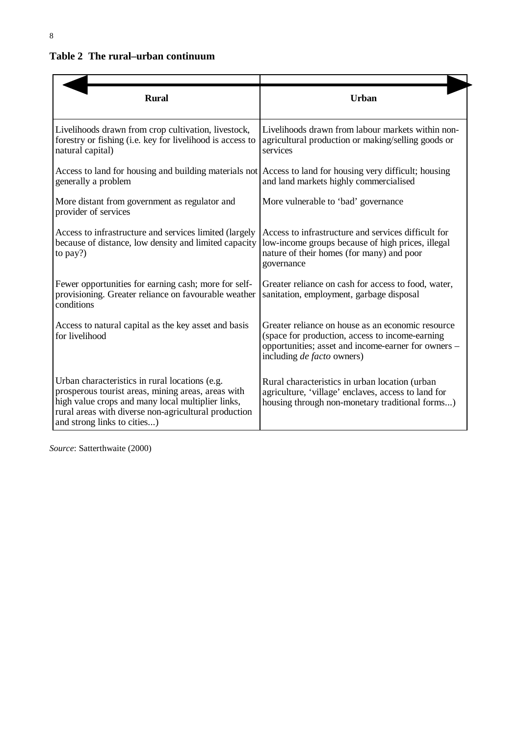**Table 2 The rural–urban continuum**

| Rural | Urban |
|---|---|
| Livelihoods drawn from crop cultivation, livestock, forestry or fishing (i.e. key for livelihood is access to natural capital) | Livelihoods drawn from labour markets within non-agricultural production or making/selling goods or services |
| Access to land for housing and building materials not generally a problem | Access to land for housing very difficult; housing and land markets highly commercialised |
| More distant from government as regulator and provider of services | More vulnerable to 'bad' governance |
| Access to infrastructure and services limited (largely because of distance, low density and limited capacity to pay?) | Access to infrastructure and services difficult for low-income groups because of high prices, illegal nature of their homes (for many) and poor governance |
| Fewer opportunities for earning cash; more for self-provisioning. Greater reliance on favourable weather conditions | Greater reliance on cash for access to food, water, sanitation, employment, garbage disposal |
| Access to natural capital as the key asset and basis for livelihood | Greater reliance on house as an economic resource (space for production, access to income-earning opportunities; asset and income-earner for owners – including *de facto* owners) |
| Urban characteristics in rural locations (e.g. prosperous tourist areas, mining areas, areas with high value crops and many local multiplier links, rural areas with diverse non-agricultural production and strong links to cities...) | Rural characteristics in urban location (urban agriculture, 'village' enclaves, access to land for housing through non-monetary traditional forms...) |

*Source*: Satterthwaite (2000)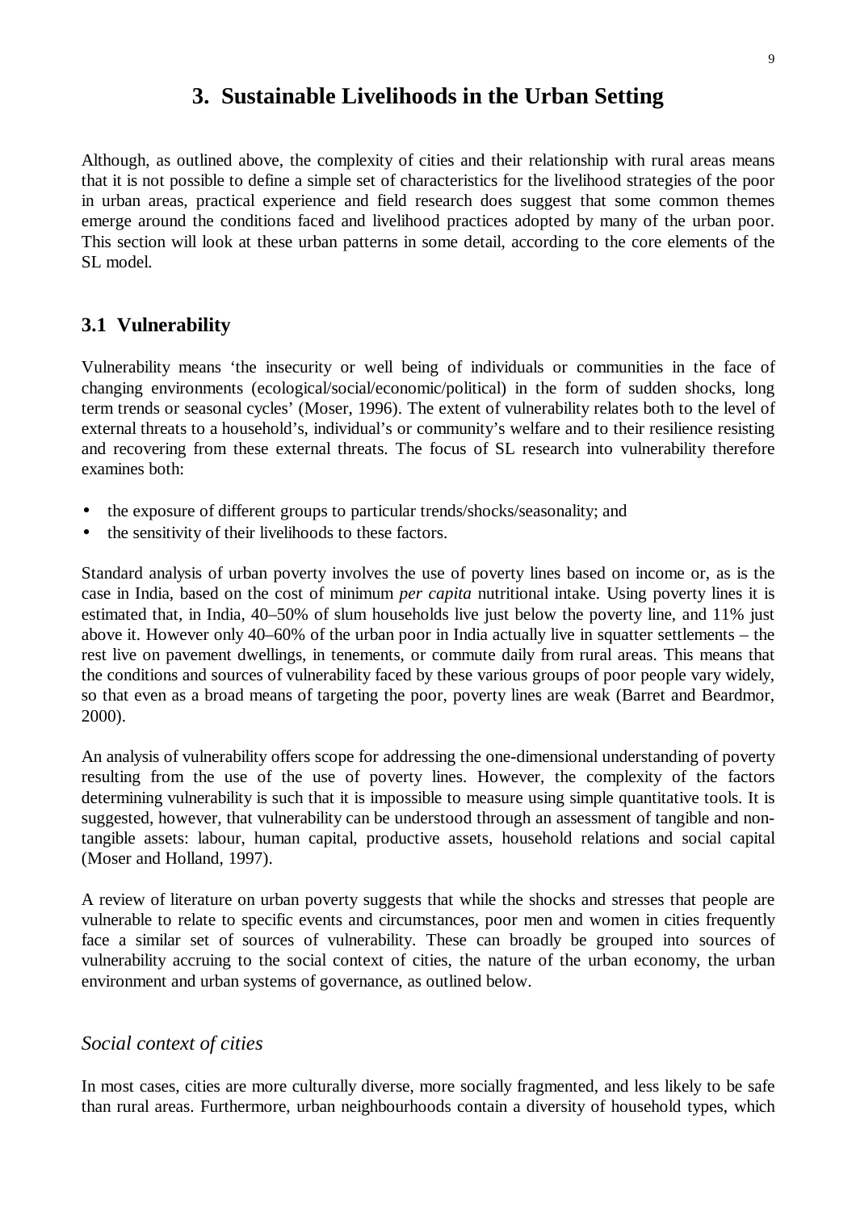# 3. Sustainable Livelihoods in the Urban Setting

Although, as outlined above, the complexity of cities and their relationship with rural areas means that it is not possible to define a simple set of characteristics for the livelihood strategies of the poor in urban areas, practical experience and field research does suggest that some common themes emerge around the conditions faced and livelihood practices adopted by many of the urban poor. This section will look at these urban patterns in some detail, according to the core elements of the SL model.

## 3.1 Vulnerability

Vulnerability means 'the insecurity or well being of individuals or communities in the face of changing environments (ecological/social/economic/political) in the form of sudden shocks, long term trends or seasonal cycles' (Moser, 1996). The extent of vulnerability relates both to the level of external threats to a household's, individual's or community's welfare and to their resilience resisting and recovering from these external threats. The focus of SL research into vulnerability therefore examines both:

- the exposure of different groups to particular trends/shocks/seasonality; and
- the sensitivity of their livelihoods to these factors.

Standard analysis of urban poverty involves the use of poverty lines based on income or, as is the case in India, based on the cost of minimum *per capita* nutritional intake. Using poverty lines it is estimated that, in India, 40–50% of slum households live just below the poverty line, and 11% just above it. However only 40–60% of the urban poor in India actually live in squatter settlements – the rest live on pavement dwellings, in tenements, or commute daily from rural areas. This means that the conditions and sources of vulnerability faced by these various groups of poor people vary widely, so that even as a broad means of targeting the poor, poverty lines are weak (Barret and Beardmor, 2000).

An analysis of vulnerability offers scope for addressing the one-dimensional understanding of poverty resulting from the use of the use of poverty lines. However, the complexity of the factors determining vulnerability is such that it is impossible to measure using simple quantitative tools. It is suggested, however, that vulnerability can be understood through an assessment of tangible and non-tangible assets: labour, human capital, productive assets, household relations and social capital (Moser and Holland, 1997).

A review of literature on urban poverty suggests that while the shocks and stresses that people are vulnerable to relate to specific events and circumstances, poor men and women in cities frequently face a similar set of sources of vulnerability. These can broadly be grouped into sources of vulnerability accruing to the social context of cities, the nature of the urban economy, the urban environment and urban systems of governance, as outlined below.

### *Social context of cities*

In most cases, cities are more culturally diverse, more socially fragmented, and less likely to be safe than rural areas. Furthermore, urban neighbourhoods contain a diversity of household types, which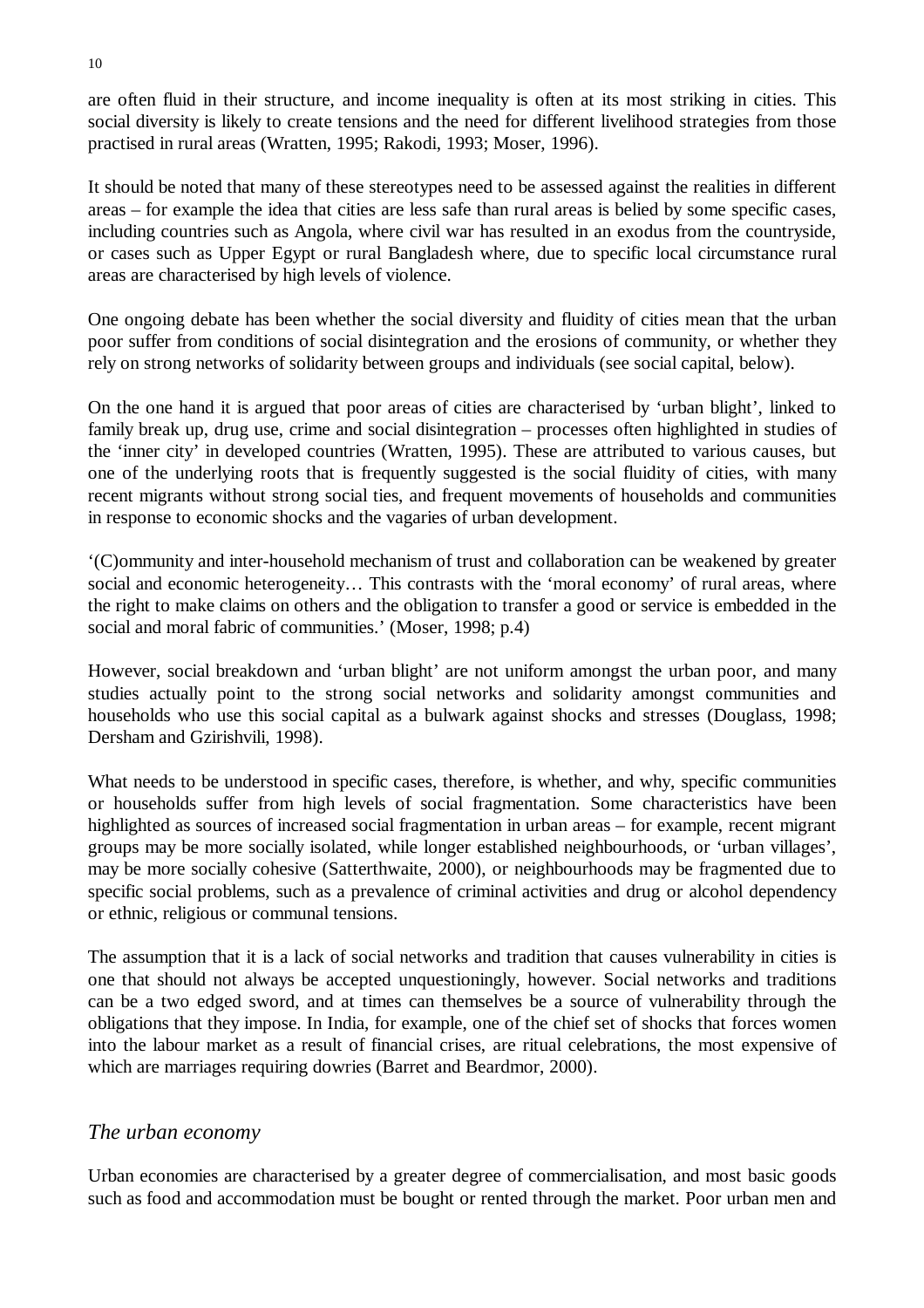are often fluid in their structure, and income inequality is often at its most striking in cities. This social diversity is likely to create tensions and the need for different livelihood strategies from those practised in rural areas (Wratten, 1995; Rakodi, 1993; Moser, 1996).

It should be noted that many of these stereotypes need to be assessed against the realities in different areas – for example the idea that cities are less safe than rural areas is belied by some specific cases, including countries such as Angola, where civil war has resulted in an exodus from the countryside, or cases such as Upper Egypt or rural Bangladesh where, due to specific local circumstance rural areas are characterised by high levels of violence.

One ongoing debate has been whether the social diversity and fluidity of cities mean that the urban poor suffer from conditions of social disintegration and the erosions of community, or whether they rely on strong networks of solidarity between groups and individuals (see social capital, below).

On the one hand it is argued that poor areas of cities are characterised by 'urban blight', linked to family break up, drug use, crime and social disintegration – processes often highlighted in studies of the 'inner city' in developed countries (Wratten, 1995). These are attributed to various causes, but one of the underlying roots that is frequently suggested is the social fluidity of cities, with many recent migrants without strong social ties, and frequent movements of households and communities in response to economic shocks and the vagaries of urban development.

'(C)ommunity and inter-household mechanism of trust and collaboration can be weakened by greater social and economic heterogeneity… This contrasts with the 'moral economy' of rural areas, where the right to make claims on others and the obligation to transfer a good or service is embedded in the social and moral fabric of communities.' (Moser, 1998; p.4)

However, social breakdown and 'urban blight' are not uniform amongst the urban poor, and many studies actually point to the strong social networks and solidarity amongst communities and households who use this social capital as a bulwark against shocks and stresses (Douglass, 1998; Dersham and Gzirishvili, 1998).

What needs to be understood in specific cases, therefore, is whether, and why, specific communities or households suffer from high levels of social fragmentation. Some characteristics have been highlighted as sources of increased social fragmentation in urban areas – for example, recent migrant groups may be more socially isolated, while longer established neighbourhoods, or 'urban villages', may be more socially cohesive (Satterthwaite, 2000), or neighbourhoods may be fragmented due to specific social problems, such as a prevalence of criminal activities and drug or alcohol dependency or ethnic, religious or communal tensions.

The assumption that it is a lack of social networks and tradition that causes vulnerability in cities is one that should not always be accepted unquestioningly, however. Social networks and traditions can be a two edged sword, and at times can themselves be a source of vulnerability through the obligations that they impose. In India, for example, one of the chief set of shocks that forces women into the labour market as a result of financial crises, are ritual celebrations, the most expensive of which are marriages requiring dowries (Barret and Beardmor, 2000).

## *The urban economy*

Urban economies are characterised by a greater degree of commercialisation, and most basic goods such as food and accommodation must be bought or rented through the market. Poor urban men and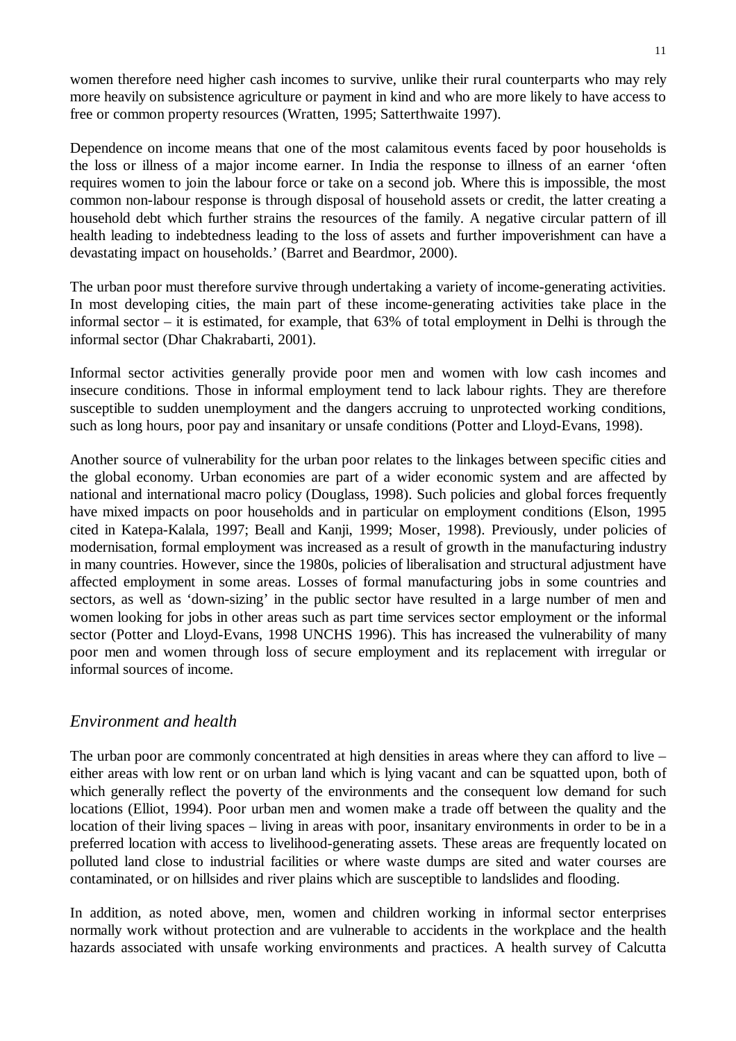women therefore need higher cash incomes to survive, unlike their rural counterparts who may rely more heavily on subsistence agriculture or payment in kind and who are more likely to have access to free or common property resources (Wratten, 1995; Satterthwaite 1997).

Dependence on income means that one of the most calamitous events faced by poor households is the loss or illness of a major income earner. In India the response to illness of an earner 'often requires women to join the labour force or take on a second job. Where this is impossible, the most common non-labour response is through disposal of household assets or credit, the latter creating a household debt which further strains the resources of the family. A negative circular pattern of ill health leading to indebtedness leading to the loss of assets and further impoverishment can have a devastating impact on households.' (Barret and Beardmor, 2000).

The urban poor must therefore survive through undertaking a variety of income-generating activities. In most developing cities, the main part of these income-generating activities take place in the informal sector – it is estimated, for example, that 63% of total employment in Delhi is through the informal sector (Dhar Chakrabarti, 2001).

Informal sector activities generally provide poor men and women with low cash incomes and insecure conditions. Those in informal employment tend to lack labour rights. They are therefore susceptible to sudden unemployment and the dangers accruing to unprotected working conditions, such as long hours, poor pay and insanitary or unsafe conditions (Potter and Lloyd-Evans, 1998).

Another source of vulnerability for the urban poor relates to the linkages between specific cities and the global economy. Urban economies are part of a wider economic system and are affected by national and international macro policy (Douglass, 1998). Such policies and global forces frequently have mixed impacts on poor households and in particular on employment conditions (Elson, 1995 cited in Katepa-Kalala, 1997; Beall and Kanji, 1999; Moser, 1998). Previously, under policies of modernisation, formal employment was increased as a result of growth in the manufacturing industry in many countries. However, since the 1980s, policies of liberalisation and structural adjustment have affected employment in some areas. Losses of formal manufacturing jobs in some countries and sectors, as well as 'down-sizing' in the public sector have resulted in a large number of men and women looking for jobs in other areas such as part time services sector employment or the informal sector (Potter and Lloyd-Evans, 1998 UNCHS 1996). This has increased the vulnerability of many poor men and women through loss of secure employment and its replacement with irregular or informal sources of income.

## *Environment and health*

The urban poor are commonly concentrated at high densities in areas where they can afford to live – either areas with low rent or on urban land which is lying vacant and can be squatted upon, both of which generally reflect the poverty of the environments and the consequent low demand for such locations (Elliot, 1994). Poor urban men and women make a trade off between the quality and the location of their living spaces – living in areas with poor, insanitary environments in order to be in a preferred location with access to livelihood-generating assets. These areas are frequently located on polluted land close to industrial facilities or where waste dumps are sited and water courses are contaminated, or on hillsides and river plains which are susceptible to landslides and flooding.

In addition, as noted above, men, women and children working in informal sector enterprises normally work without protection and are vulnerable to accidents in the workplace and the health hazards associated with unsafe working environments and practices. A health survey of Calcutta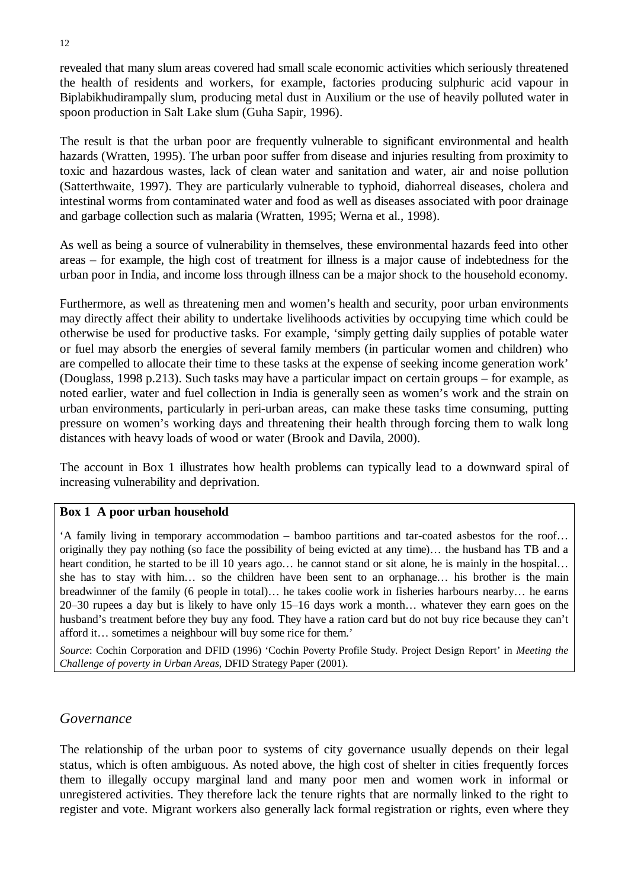revealed that many slum areas covered had small scale economic activities which seriously threatened the health of residents and workers, for example, factories producing sulphuric acid vapour in Biplabikhudirampally slum, producing metal dust in Auxilium or the use of heavily polluted water in spoon production in Salt Lake slum (Guha Sapir, 1996).

The result is that the urban poor are frequently vulnerable to significant environmental and health hazards (Wratten, 1995). The urban poor suffer from disease and injuries resulting from proximity to toxic and hazardous wastes, lack of clean water and sanitation and water, air and noise pollution (Satterthwaite, 1997). They are particularly vulnerable to typhoid, diahorreal diseases, cholera and intestinal worms from contaminated water and food as well as diseases associated with poor drainage and garbage collection such as malaria (Wratten, 1995; Werna et al., 1998).

As well as being a source of vulnerability in themselves, these environmental hazards feed into other areas – for example, the high cost of treatment for illness is a major cause of indebtedness for the urban poor in India, and income loss through illness can be a major shock to the household economy.

Furthermore, as well as threatening men and women's health and security, poor urban environments may directly affect their ability to undertake livelihoods activities by occupying time which could be otherwise be used for productive tasks. For example, 'simply getting daily supplies of potable water or fuel may absorb the energies of several family members (in particular women and children) who are compelled to allocate their time to these tasks at the expense of seeking income generation work' (Douglass, 1998 p.213). Such tasks may have a particular impact on certain groups – for example, as noted earlier, water and fuel collection in India is generally seen as women's work and the strain on urban environments, particularly in peri-urban areas, can make these tasks time consuming, putting pressure on women's working days and threatening their health through forcing them to walk long distances with heavy loads of wood or water (Brook and Davila, 2000).

The account in Box 1 illustrates how health problems can typically lead to a downward spiral of increasing vulnerability and deprivation.

**Box 1 A poor urban household**

'A family living in temporary accommodation – bamboo partitions and tar-coated asbestos for the roof… originally they pay nothing (so face the possibility of being evicted at any time)… the husband has TB and a heart condition, he started to be ill 10 years ago… he cannot stand or sit alone, he is mainly in the hospital… she has to stay with him… so the children have been sent to an orphanage… his brother is the main breadwinner of the family (6 people in total)… he takes coolie work in fisheries harbours nearby… he earns 20–30 rupees a day but is likely to have only 15–16 days work a month… whatever they earn goes on the husband's treatment before they buy any food. They have a ration card but do not buy rice because they can't afford it… sometimes a neighbour will buy some rice for them.'

*Source*: Cochin Corporation and DFID (1996) 'Cochin Poverty Profile Study. Project Design Report' in *Meeting the Challenge of poverty in Urban Areas*, DFID Strategy Paper (2001).

## *Governance*

The relationship of the urban poor to systems of city governance usually depends on their legal status, which is often ambiguous. As noted above, the high cost of shelter in cities frequently forces them to illegally occupy marginal land and many poor men and women work in informal or unregistered activities. They therefore lack the tenure rights that are normally linked to the right to register and vote. Migrant workers also generally lack formal registration or rights, even where they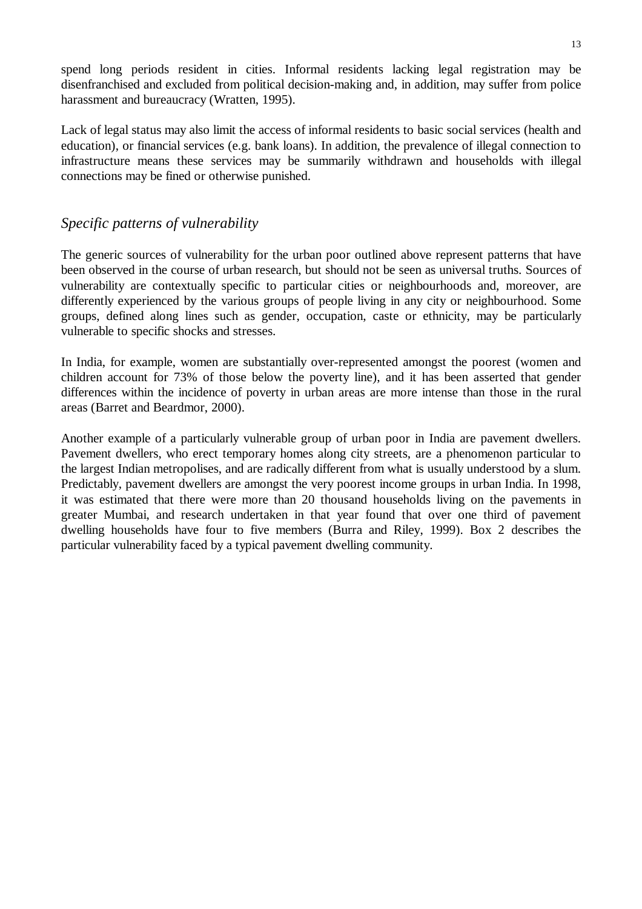spend long periods resident in cities. Informal residents lacking legal registration may be disenfranchised and excluded from political decision-making and, in addition, may suffer from police harassment and bureaucracy (Wratten, 1995).

Lack of legal status may also limit the access of informal residents to basic social services (health and education), or financial services (e.g. bank loans). In addition, the prevalence of illegal connection to infrastructure means these services may be summarily withdrawn and households with illegal connections may be fined or otherwise punished.

## *Specific patterns of vulnerability*

The generic sources of vulnerability for the urban poor outlined above represent patterns that have been observed in the course of urban research, but should not be seen as universal truths. Sources of vulnerability are contextually specific to particular cities or neighbourhoods and, moreover, are differently experienced by the various groups of people living in any city or neighbourhood. Some groups, defined along lines such as gender, occupation, caste or ethnicity, may be particularly vulnerable to specific shocks and stresses.

In India, for example, women are substantially over-represented amongst the poorest (women and children account for 73% of those below the poverty line), and it has been asserted that gender differences within the incidence of poverty in urban areas are more intense than those in the rural areas (Barret and Beardmor, 2000).

Another example of a particularly vulnerable group of urban poor in India are pavement dwellers. Pavement dwellers, who erect temporary homes along city streets, are a phenomenon particular to the largest Indian metropolises, and are radically different from what is usually understood by a slum. Predictably, pavement dwellers are amongst the very poorest income groups in urban India. In 1998, it was estimated that there were more than 20 thousand households living on the pavements in greater Mumbai, and research undertaken in that year found that over one third of pavement dwelling households have four to five members (Burra and Riley, 1999). Box 2 describes the particular vulnerability faced by a typical pavement dwelling community.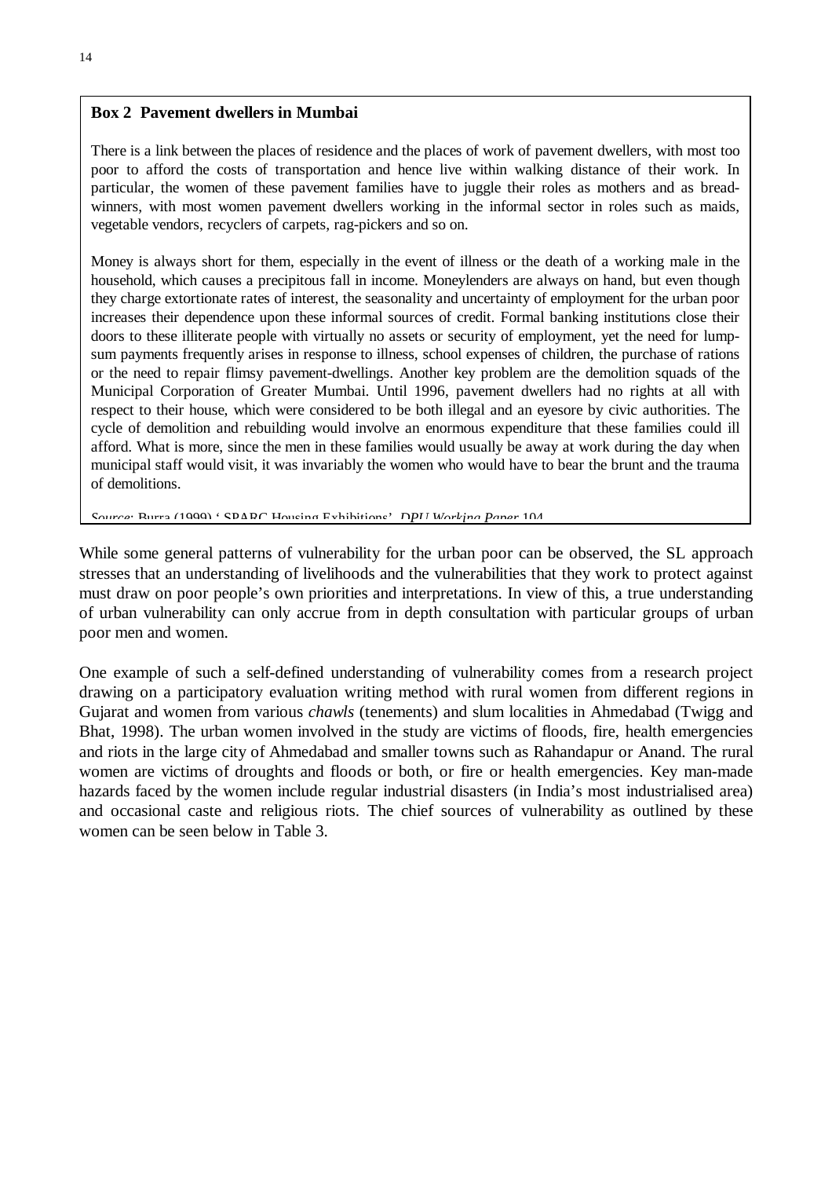**Box 2 Pavement dwellers in Mumbai**

There is a link between the places of residence and the places of work of pavement dwellers, with most too poor to afford the costs of transportation and hence live within walking distance of their work. In particular, the women of these pavement families have to juggle their roles as mothers and as bread-winners, with most women pavement dwellers working in the informal sector in roles such as maids, vegetable vendors, recyclers of carpets, rag-pickers and so on.

Money is always short for them, especially in the event of illness or the death of a working male in the household, which causes a precipitous fall in income. Moneylenders are always on hand, but even though they charge extortionate rates of interest, the seasonality and uncertainty of employment for the urban poor increases their dependence upon these informal sources of credit. Formal banking institutions close their doors to these illiterate people with virtually no assets or security of employment, yet the need for lump-sum payments frequently arises in response to illness, school expenses of children, the purchase of rations or the need to repair flimsy pavement-dwellings. Another key problem are the demolition squads of the Municipal Corporation of Greater Mumbai. Until 1996, pavement dwellers had no rights at all with respect to their house, which were considered to be both illegal and an eyesore by civic authorities. The cycle of demolition and rebuilding would involve an enormous expenditure that these families could ill afford. What is more, since the men in these families would usually be away at work during the day when municipal staff would visit, it was invariably the women who would have to bear the brunt and the trauma of demolitions.

*Source*: Burra (1999) ' SPARC Housing Exhibitions', *DPU Working Paper* 104

While some general patterns of vulnerability for the urban poor can be observed, the SL approach stresses that an understanding of livelihoods and the vulnerabilities that they work to protect against must draw on poor people's own priorities and interpretations. In view of this, a true understanding of urban vulnerability can only accrue from in depth consultation with particular groups of urban poor men and women.

One example of such a self-defined understanding of vulnerability comes from a research project drawing on a participatory evaluation writing method with rural women from different regions in Gujarat and women from various *chawls* (tenements) and slum localities in Ahmedabad (Twigg and Bhat, 1998). The urban women involved in the study are victims of floods, fire, health emergencies and riots in the large city of Ahmedabad and smaller towns such as Rahandapur or Anand. The rural women are victims of droughts and floods or both, or fire or health emergencies. Key man-made hazards faced by the women include regular industrial disasters (in India's most industrialised area) and occasional caste and religious riots. The chief sources of vulnerability as outlined by these women can be seen below in Table 3.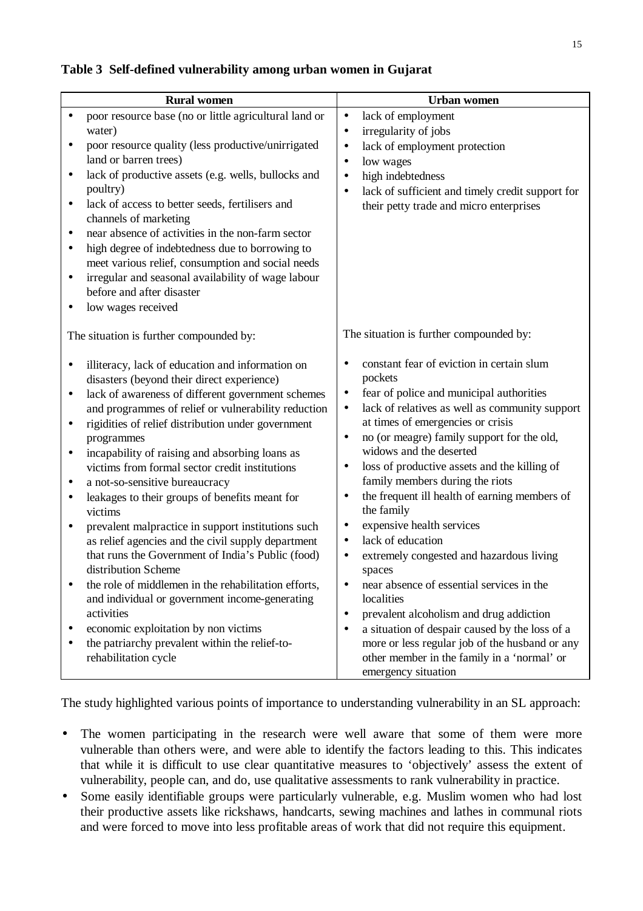**Table 3 Self-defined vulnerability among urban women in Gujarat**

| Rural women | Urban women |
|---|---|
| • poor resource base (no or little agricultural land or water)<br>• poor resource quality (less productive/unirrigated land or barren trees)<br>• lack of productive assets (e.g. wells, bullocks and poultry)<br>• lack of access to better seeds, fertilisers and channels of marketing<br>• near absence of activities in the non-farm sector<br>• high degree of indebtedness due to borrowing to meet various relief, consumption and social needs<br>• irregular and seasonal availability of wage labour before and after disaster<br>• low wages received | • lack of employment<br>• irregularity of jobs<br>• lack of employment protection<br>• low wages<br>• high indebtedness<br>• lack of sufficient and timely credit support for their petty trade and micro enterprises |
| The situation is further compounded by: | The situation is further compounded by: |
| • illiteracy, lack of education and information on disasters (beyond their direct experience)<br>• lack of awareness of different government schemes and programmes of relief or vulnerability reduction<br>• rigidities of relief distribution under government programmes<br>• incapability of raising and absorbing loans as victims from formal sector credit institutions<br>• a not-so-sensitive bureaucracy<br>• leakages to their groups of benefits meant for victims<br>• prevalent malpractice in support institutions such as relief agencies and the civil supply department that runs the Government of India's Public (food) distribution Scheme<br>• the role of middlemen in the rehabilitation efforts, and individual or government income-generating activities<br>• economic exploitation by non victims<br>• the patriarchy prevalent within the relief-to-rehabilitation cycle | • constant fear of eviction in certain slum pockets<br>• fear of police and municipal authorities<br>• lack of relatives as well as community support at times of emergencies or crisis<br>• no (or meagre) family support for the old, widows and the deserted<br>• loss of productive assets and the killing of family members during the riots<br>• the frequent ill health of earning members of the family<br>• expensive health services<br>• lack of education<br>• extremely congested and hazardous living spaces<br>• near absence of essential services in the localities<br>• prevalent alcoholism and drug addiction<br>• a situation of despair caused by the loss of a more or less regular job of the husband or any other member in the family in a 'normal' or emergency situation |

The study highlighted various points of importance to understanding vulnerability in an SL approach:

- The women participating in the research were well aware that some of them were more vulnerable than others were, and were able to identify the factors leading to this. This indicates that while it is difficult to use clear quantitative measures to 'objectively' assess the extent of vulnerability, people can, and do, use qualitative assessments to rank vulnerability in practice.
- Some easily identifiable groups were particularly vulnerable, e.g. Muslim women who had lost their productive assets like rickshaws, handcarts, sewing machines and lathes in communal riots and were forced to move into less profitable areas of work that did not require this equipment.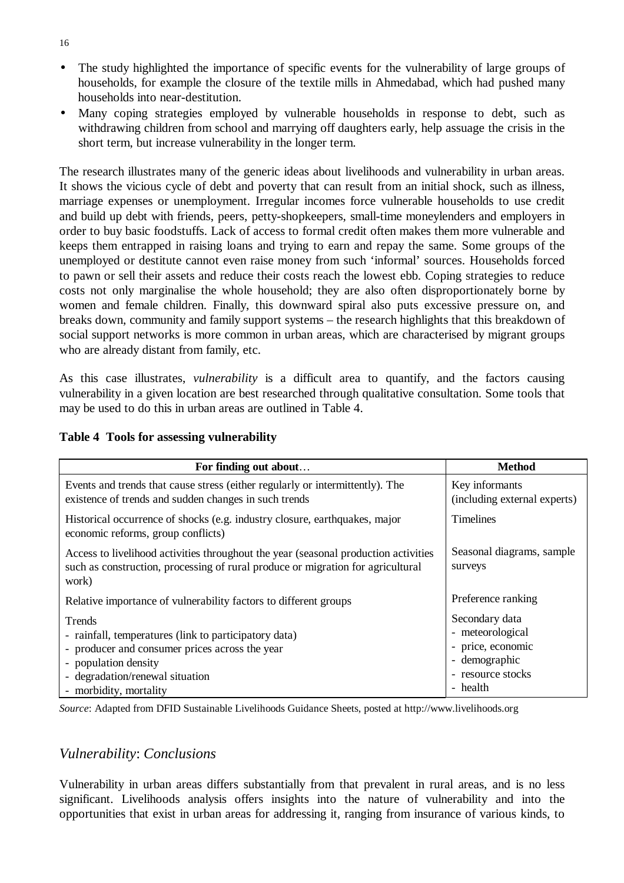- The study highlighted the importance of specific events for the vulnerability of large groups of households, for example the closure of the textile mills in Ahmedabad, which had pushed many households into near-destitution.
- Many coping strategies employed by vulnerable households in response to debt, such as withdrawing children from school and marrying off daughters early, help assuage the crisis in the short term, but increase vulnerability in the longer term.

The research illustrates many of the generic ideas about livelihoods and vulnerability in urban areas. It shows the vicious cycle of debt and poverty that can result from an initial shock, such as illness, marriage expenses or unemployment. Irregular incomes force vulnerable households to use credit and build up debt with friends, peers, petty-shopkeepers, small-time moneylenders and employers in order to buy basic foodstuffs. Lack of access to formal credit often makes them more vulnerable and keeps them entrapped in raising loans and trying to earn and repay the same. Some groups of the unemployed or destitute cannot even raise money from such 'informal' sources. Households forced to pawn or sell their assets and reduce their costs reach the lowest ebb. Coping strategies to reduce costs not only marginalise the whole household; they are also often disproportionately borne by women and female children. Finally, this downward spiral also puts excessive pressure on, and breaks down, community and family support systems – the research highlights that this breakdown of social support networks is more common in urban areas, which are characterised by migrant groups who are already distant from family, etc.

As this case illustrates, *vulnerability* is a difficult area to quantify, and the factors causing vulnerability in a given location are best researched through qualitative consultation. Some tools that may be used to do this in urban areas are outlined in Table 4.

**Table 4 Tools for assessing vulnerability**

| For finding out about… | Method |
|---|---|
| Events and trends that cause stress (either regularly or intermittently). The existence of trends and sudden changes in such trends | Key informants (including external experts) |
| Historical occurrence of shocks (e.g. industry closure, earthquakes, major economic reforms, group conflicts) | Timelines |
| Access to livelihood activities throughout the year (seasonal production activities such as construction, processing of rural produce or migration for agricultural work) | Seasonal diagrams, sample surveys |
| Relative importance of vulnerability factors to different groups | Preference ranking |
| Trends<br>- rainfall, temperatures (link to participatory data)<br>- producer and consumer prices across the year<br>- population density<br>- degradation/renewal situation<br>- morbidity, mortality | Secondary data<br>- meteorological<br>- price, economic<br>- demographic<br>- resource stocks<br>- health |

*Source*: Adapted from DFID Sustainable Livelihoods Guidance Sheets, posted at http://www.livelihoods.org

## *Vulnerability*: *Conclusions*

Vulnerability in urban areas differs substantially from that prevalent in rural areas, and is no less significant. Livelihoods analysis offers insights into the nature of vulnerability and into the opportunities that exist in urban areas for addressing it, ranging from insurance of various kinds, to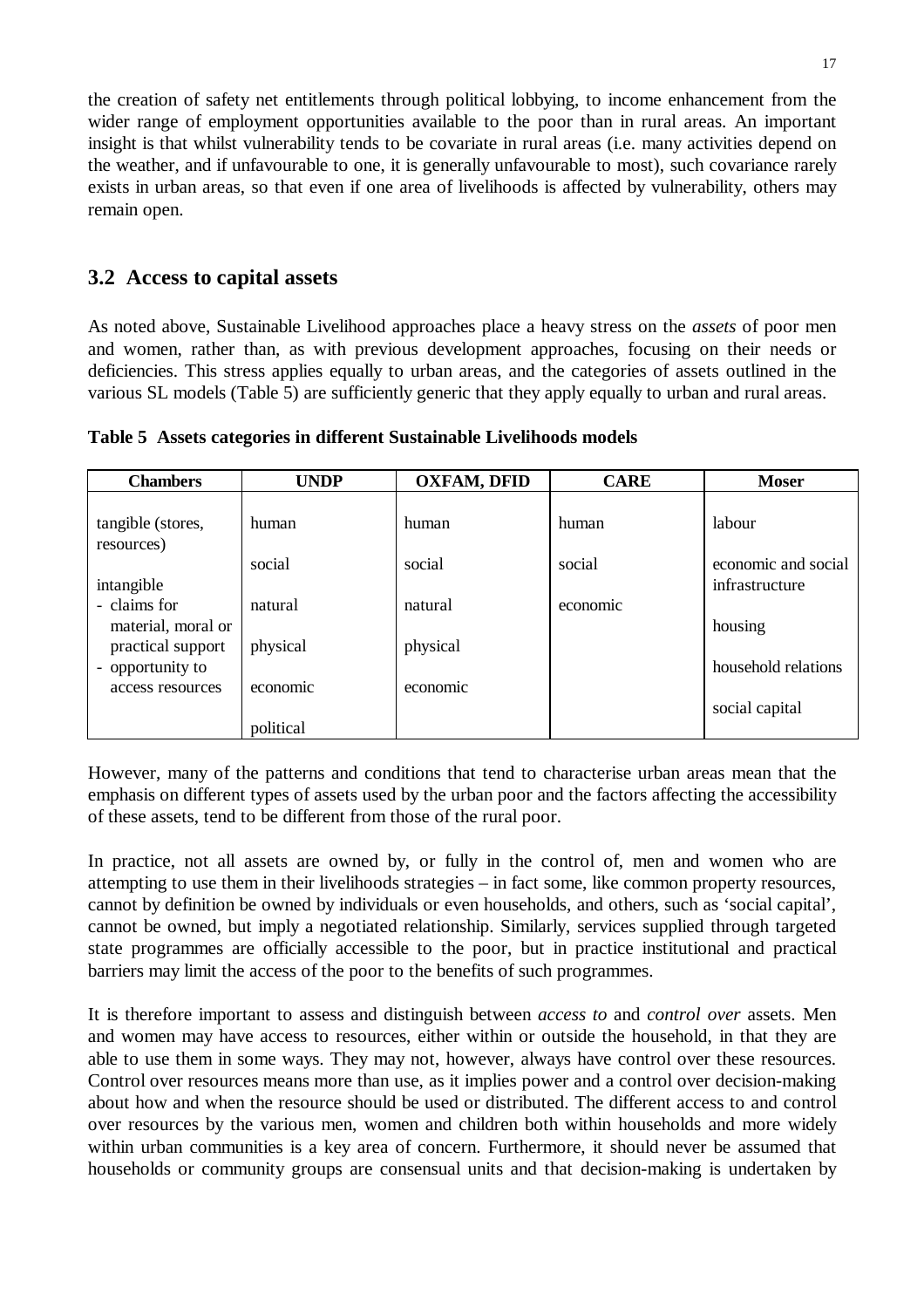the creation of safety net entitlements through political lobbying, to income enhancement from the wider range of employment opportunities available to the poor than in rural areas. An important insight is that whilst vulnerability tends to be covariate in rural areas (i.e. many activities depend on the weather, and if unfavourable to one, it is generally unfavourable to most), such covariance rarely exists in urban areas, so that even if one area of livelihoods is affected by vulnerability, others may remain open.

## 3.2 Access to capital assets

As noted above, Sustainable Livelihood approaches place a heavy stress on the *assets* of poor men and women, rather than, as with previous development approaches, focusing on their needs or deficiencies. This stress applies equally to urban areas, and the categories of assets outlined in the various SL models (Table 5) are sufficiently generic that they apply equally to urban and rural areas.

**Table 5 Assets categories in different Sustainable Livelihoods models**

| Chambers | UNDP | OXFAM, DFID | CARE | Moser |
|---|---|---|---|---|
| tangible (stores, resources) | human | human | human | labour |
| intangible | social | social | social | economic and social infrastructure |
| - claims for material, moral or practical support | natural | natural | economic | housing |
| - opportunity to access resources | physical | physical | | household relations |
| | economic | economic | | social capital |
| | political | | | |

However, many of the patterns and conditions that tend to characterise urban areas mean that the emphasis on different types of assets used by the urban poor and the factors affecting the accessibility of these assets, tend to be different from those of the rural poor.

In practice, not all assets are owned by, or fully in the control of, men and women who are attempting to use them in their livelihoods strategies – in fact some, like common property resources, cannot by definition be owned by individuals or even households, and others, such as 'social capital', cannot be owned, but imply a negotiated relationship. Similarly, services supplied through targeted state programmes are officially accessible to the poor, but in practice institutional and practical barriers may limit the access of the poor to the benefits of such programmes.

It is therefore important to assess and distinguish between *access to* and *control over* assets. Men and women may have access to resources, either within or outside the household, in that they are able to use them in some ways. They may not, however, always have control over these resources. Control over resources means more than use, as it implies power and a control over decision-making about how and when the resource should be used or distributed. The different access to and control over resources by the various men, women and children both within households and more widely within urban communities is a key area of concern. Furthermore, it should never be assumed that households or community groups are consensual units and that decision-making is undertaken by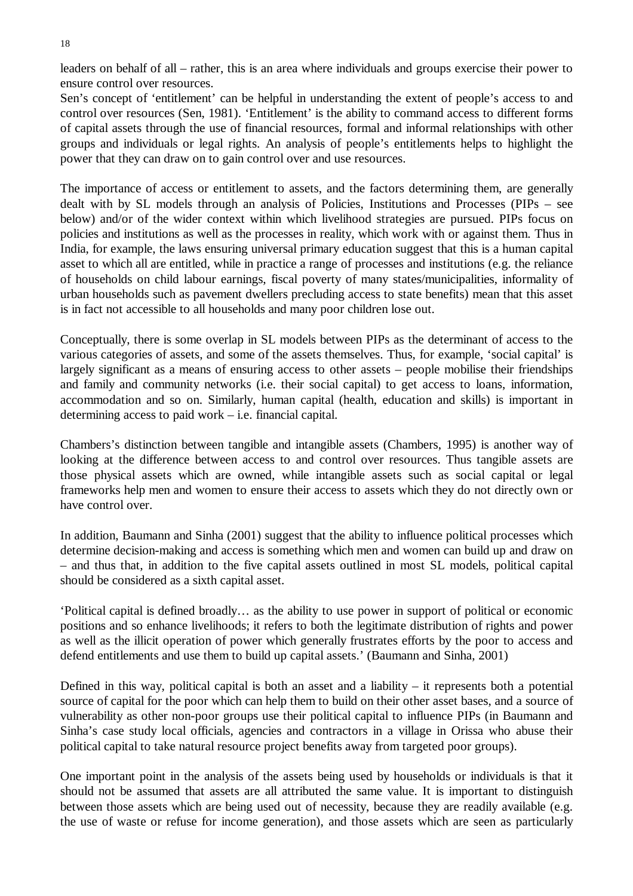leaders on behalf of all – rather, this is an area where individuals and groups exercise their power to ensure control over resources.
Sen's concept of 'entitlement' can be helpful in understanding the extent of people's access to and control over resources (Sen, 1981). 'Entitlement' is the ability to command access to different forms of capital assets through the use of financial resources, formal and informal relationships with other groups and individuals or legal rights. An analysis of people's entitlements helps to highlight the power that they can draw on to gain control over and use resources.

The importance of access or entitlement to assets, and the factors determining them, are generally dealt with by SL models through an analysis of Policies, Institutions and Processes (PIPs – see below) and/or of the wider context within which livelihood strategies are pursued. PIPs focus on policies and institutions as well as the processes in reality, which work with or against them. Thus in India, for example, the laws ensuring universal primary education suggest that this is a human capital asset to which all are entitled, while in practice a range of processes and institutions (e.g. the reliance of households on child labour earnings, fiscal poverty of many states/municipalities, informality of urban households such as pavement dwellers precluding access to state benefits) mean that this asset is in fact not accessible to all households and many poor children lose out.

Conceptually, there is some overlap in SL models between PIPs as the determinant of access to the various categories of assets, and some of the assets themselves. Thus, for example, 'social capital' is largely significant as a means of ensuring access to other assets – people mobilise their friendships and family and community networks (i.e. their social capital) to get access to loans, information, accommodation and so on. Similarly, human capital (health, education and skills) is important in determining access to paid work – i.e. financial capital.

Chambers's distinction between tangible and intangible assets (Chambers, 1995) is another way of looking at the difference between access to and control over resources. Thus tangible assets are those physical assets which are owned, while intangible assets such as social capital or legal frameworks help men and women to ensure their access to assets which they do not directly own or have control over.

In addition, Baumann and Sinha (2001) suggest that the ability to influence political processes which determine decision-making and access is something which men and women can build up and draw on – and thus that, in addition to the five capital assets outlined in most SL models, political capital should be considered as a sixth capital asset.

'Political capital is defined broadly… as the ability to use power in support of political or economic positions and so enhance livelihoods; it refers to both the legitimate distribution of rights and power as well as the illicit operation of power which generally frustrates efforts by the poor to access and defend entitlements and use them to build up capital assets.' (Baumann and Sinha, 2001)

Defined in this way, political capital is both an asset and a liability – it represents both a potential source of capital for the poor which can help them to build on their other asset bases, and a source of vulnerability as other non-poor groups use their political capital to influence PIPs (in Baumann and Sinha's case study local officials, agencies and contractors in a village in Orissa who abuse their political capital to take natural resource project benefits away from targeted poor groups).

One important point in the analysis of the assets being used by households or individuals is that it should not be assumed that assets are all attributed the same value. It is important to distinguish between those assets which are being used out of necessity, because they are readily available (e.g. the use of waste or refuse for income generation), and those assets which are seen as particularly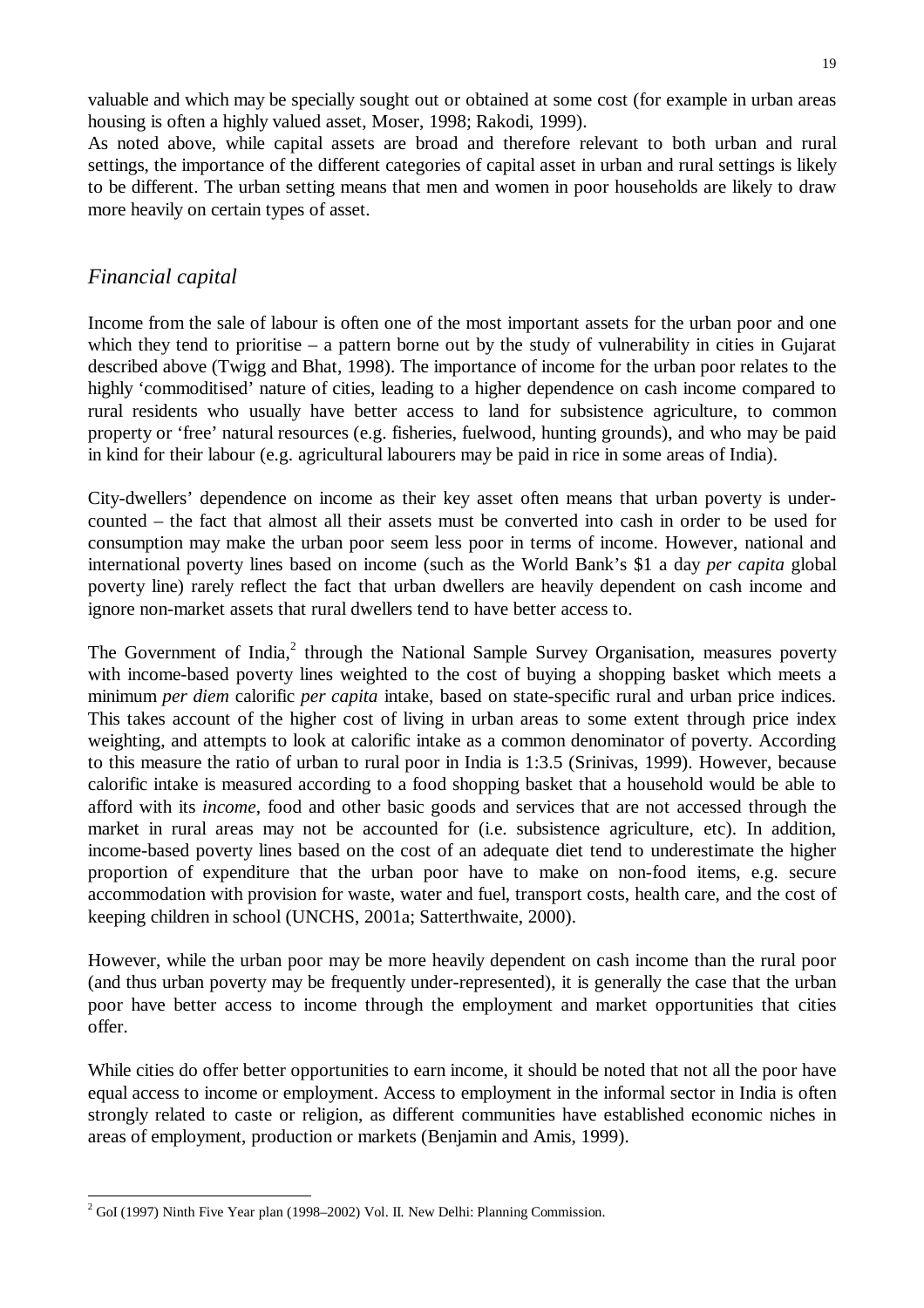valuable and which may be specially sought out or obtained at some cost (for example in urban areas housing is often a highly valued asset, Moser, 1998; Rakodi, 1999).

As noted above, while capital assets are broad and therefore relevant to both urban and rural settings, the importance of the different categories of capital asset in urban and rural settings is likely to be different. The urban setting means that men and women in poor households are likely to draw more heavily on certain types of asset.

## *Financial capital*

Income from the sale of labour is often one of the most important assets for the urban poor and one which they tend to prioritise – a pattern borne out by the study of vulnerability in cities in Gujarat described above (Twigg and Bhat, 1998). The importance of income for the urban poor relates to the highly 'commoditised' nature of cities, leading to a higher dependence on cash income compared to rural residents who usually have better access to land for subsistence agriculture, to common property or 'free' natural resources (e.g. fisheries, fuelwood, hunting grounds), and who may be paid in kind for their labour (e.g. agricultural labourers may be paid in rice in some areas of India).

City-dwellers' dependence on income as their key asset often means that urban poverty is under-counted – the fact that almost all their assets must be converted into cash in order to be used for consumption may make the urban poor seem less poor in terms of income. However, national and international poverty lines based on income (such as the World Bank's $1 a day *per capita* global poverty line) rarely reflect the fact that urban dwellers are heavily dependent on cash income and ignore non-market assets that rural dwellers tend to have better access to.

The Government of India,[2] through the National Sample Survey Organisation, measures poverty with income-based poverty lines weighted to the cost of buying a shopping basket which meets a minimum *per diem* calorific *per capita* intake, based on state-specific rural and urban price indices. This takes account of the higher cost of living in urban areas to some extent through price index weighting, and attempts to look at calorific intake as a common denominator of poverty. According to this measure the ratio of urban to rural poor in India is 1:3.5 (Srinivas, 1999). However, because calorific intake is measured according to a food shopping basket that a household would be able to afford with its *income*, food and other basic goods and services that are not accessed through the market in rural areas may not be accounted for (i.e. subsistence agriculture, etc). In addition, income-based poverty lines based on the cost of an adequate diet tend to underestimate the higher proportion of expenditure that the urban poor have to make on non-food items, e.g. secure accommodation with provision for waste, water and fuel, transport costs, health care, and the cost of keeping children in school (UNCHS, 2001a; Satterthwaite, 2000).

However, while the urban poor may be more heavily dependent on cash income than the rural poor (and thus urban poverty may be frequently under-represented), it is generally the case that the urban poor have better access to income through the employment and market opportunities that cities offer.

While cities do offer better opportunities to earn income, it should be noted that not all the poor have equal access to income or employment. Access to employment in the informal sector in India is often strongly related to caste or religion, as different communities have established economic niches in areas of employment, production or markets (Benjamin and Amis, 1999).

---

[2] GoI (1997) Ninth Five Year plan (1998–2002) Vol. II. New Delhi: Planning Commission.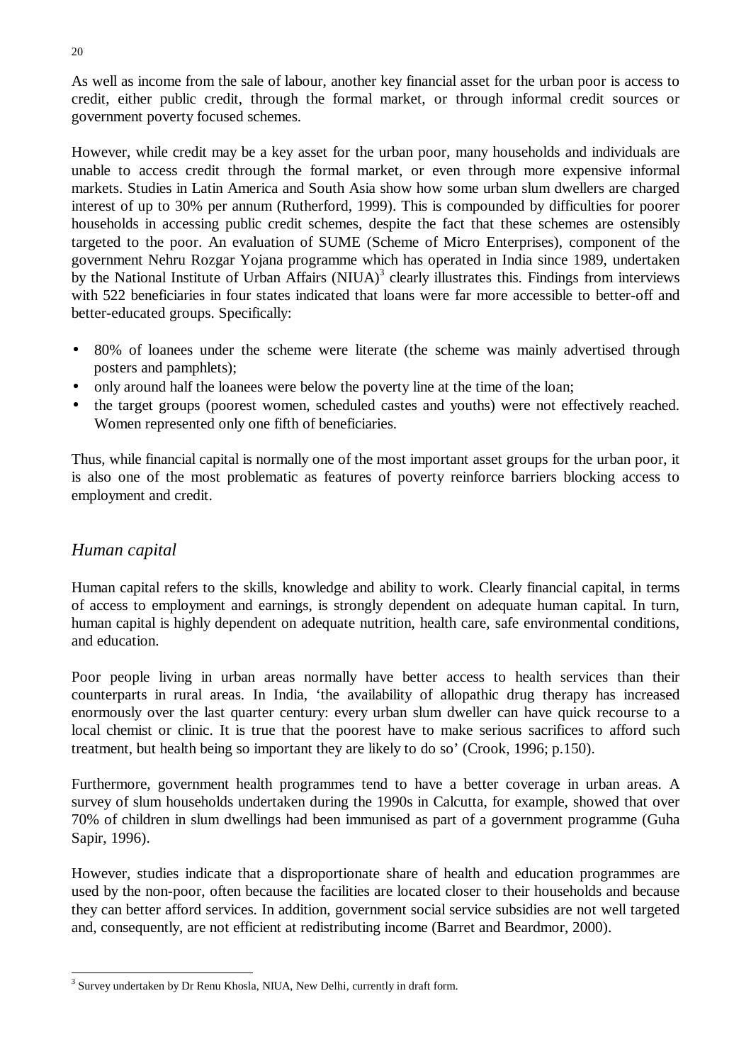As well as income from the sale of labour, another key financial asset for the urban poor is access to credit, either public credit, through the formal market, or through informal credit sources or government poverty focused schemes.

However, while credit may be a key asset for the urban poor, many households and individuals are unable to access credit through the formal market, or even through more expensive informal markets. Studies in Latin America and South Asia show how some urban slum dwellers are charged interest of up to 30% per annum (Rutherford, 1999). This is compounded by difficulties for poorer households in accessing public credit schemes, despite the fact that these schemes are ostensibly targeted to the poor. An evaluation of SUME (Scheme of Micro Enterprises), component of the government Nehru Rozgar Yojana programme which has operated in India since 1989, undertaken by the National Institute of Urban Affairs (NIUA)[3] clearly illustrates this. Findings from interviews with 522 beneficiaries in four states indicated that loans were far more accessible to better-off and better-educated groups. Specifically:

- 80% of loanees under the scheme were literate (the scheme was mainly advertised through posters and pamphlets);
- only around half the loanees were below the poverty line at the time of the loan;
- the target groups (poorest women, scheduled castes and youths) were not effectively reached. Women represented only one fifth of beneficiaries.

Thus, while financial capital is normally one of the most important asset groups for the urban poor, it is also one of the most problematic as features of poverty reinforce barriers blocking access to employment and credit.

## *Human capital*

Human capital refers to the skills, knowledge and ability to work. Clearly financial capital, in terms of access to employment and earnings, is strongly dependent on adequate human capital. In turn, human capital is highly dependent on adequate nutrition, health care, safe environmental conditions, and education.

Poor people living in urban areas normally have better access to health services than their counterparts in rural areas. In India, 'the availability of allopathic drug therapy has increased enormously over the last quarter century: every urban slum dweller can have quick recourse to a local chemist or clinic. It is true that the poorest have to make serious sacrifices to afford such treatment, but health being so important they are likely to do so' (Crook, 1996; p.150).

Furthermore, government health programmes tend to have a better coverage in urban areas. A survey of slum households undertaken during the 1990s in Calcutta, for example, showed that over 70% of children in slum dwellings had been immunised as part of a government programme (Guha Sapir, 1996).

However, studies indicate that a disproportionate share of health and education programmes are used by the non-poor, often because the facilities are located closer to their households and because they can better afford services. In addition, government social service subsidies are not well targeted and, consequently, are not efficient at redistributing income (Barret and Beardmor, 2000).

---

[3] Survey undertaken by Dr Renu Khosla, NIUA, New Delhi, currently in draft form.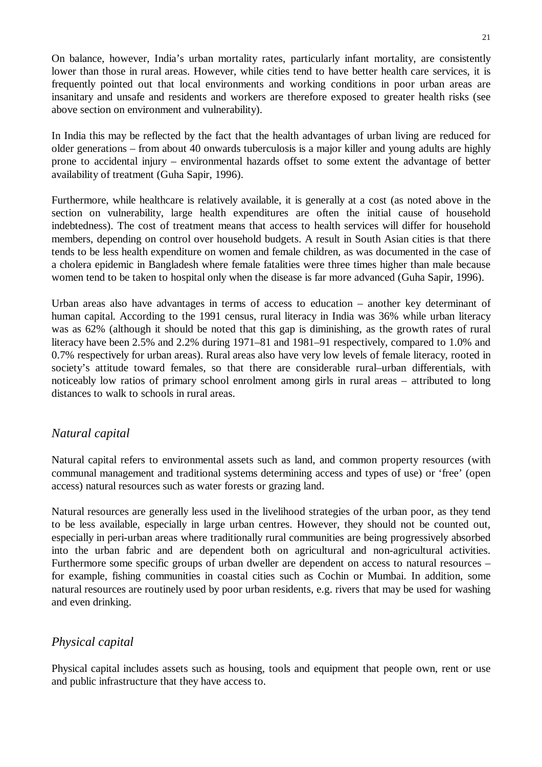On balance, however, India's urban mortality rates, particularly infant mortality, are consistently lower than those in rural areas. However, while cities tend to have better health care services, it is frequently pointed out that local environments and working conditions in poor urban areas are insanitary and unsafe and residents and workers are therefore exposed to greater health risks (see above section on environment and vulnerability).

In India this may be reflected by the fact that the health advantages of urban living are reduced for older generations – from about 40 onwards tuberculosis is a major killer and young adults are highly prone to accidental injury – environmental hazards offset to some extent the advantage of better availability of treatment (Guha Sapir, 1996).

Furthermore, while healthcare is relatively available, it is generally at a cost (as noted above in the section on vulnerability, large health expenditures are often the initial cause of household indebtedness). The cost of treatment means that access to health services will differ for household members, depending on control over household budgets. A result in South Asian cities is that there tends to be less health expenditure on women and female children, as was documented in the case of a cholera epidemic in Bangladesh where female fatalities were three times higher than male because women tend to be taken to hospital only when the disease is far more advanced (Guha Sapir, 1996).

Urban areas also have advantages in terms of access to education – another key determinant of human capital. According to the 1991 census, rural literacy in India was 36% while urban literacy was as 62% (although it should be noted that this gap is diminishing, as the growth rates of rural literacy have been 2.5% and 2.2% during 1971–81 and 1981–91 respectively, compared to 1.0% and 0.7% respectively for urban areas). Rural areas also have very low levels of female literacy, rooted in society's attitude toward females, so that there are considerable rural–urban differentials, with noticeably low ratios of primary school enrolment among girls in rural areas – attributed to long distances to walk to schools in rural areas.

## *Natural capital*

Natural capital refers to environmental assets such as land, and common property resources (with communal management and traditional systems determining access and types of use) or 'free' (open access) natural resources such as water forests or grazing land.

Natural resources are generally less used in the livelihood strategies of the urban poor, as they tend to be less available, especially in large urban centres. However, they should not be counted out, especially in peri-urban areas where traditionally rural communities are being progressively absorbed into the urban fabric and are dependent both on agricultural and non-agricultural activities. Furthermore some specific groups of urban dweller are dependent on access to natural resources – for example, fishing communities in coastal cities such as Cochin or Mumbai. In addition, some natural resources are routinely used by poor urban residents, e.g. rivers that may be used for washing and even drinking.

## *Physical capital*

Physical capital includes assets such as housing, tools and equipment that people own, rent or use and public infrastructure that they have access to.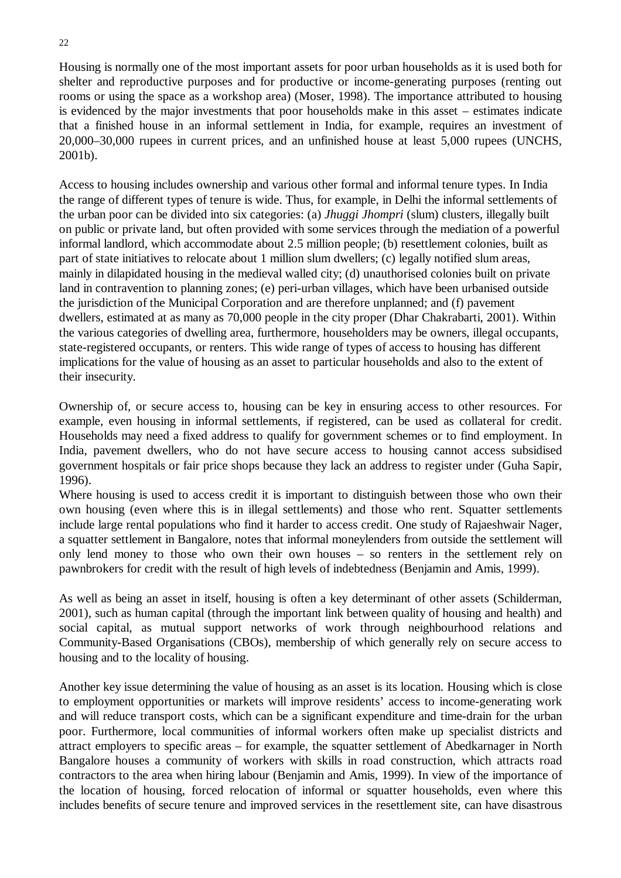Housing is normally one of the most important assets for poor urban households as it is used both for shelter and reproductive purposes and for productive or income-generating purposes (renting out rooms or using the space as a workshop area) (Moser, 1998). The importance attributed to housing is evidenced by the major investments that poor households make in this asset – estimates indicate that a finished house in an informal settlement in India, for example, requires an investment of 20,000–30,000 rupees in current prices, and an unfinished house at least 5,000 rupees (UNCHS, 2001b).

Access to housing includes ownership and various other formal and informal tenure types. In India the range of different types of tenure is wide. Thus, for example, in Delhi the informal settlements of the urban poor can be divided into six categories: (a) *Jhuggi Jhompri* (slum) clusters, illegally built on public or private land, but often provided with some services through the mediation of a powerful informal landlord, which accommodate about 2.5 million people; (b) resettlement colonies, built as part of state initiatives to relocate about 1 million slum dwellers; (c) legally notified slum areas, mainly in dilapidated housing in the medieval walled city; (d) unauthorised colonies built on private land in contravention to planning zones; (e) peri-urban villages, which have been urbanised outside the jurisdiction of the Municipal Corporation and are therefore unplanned; and (f) pavement dwellers, estimated at as many as 70,000 people in the city proper (Dhar Chakrabarti, 2001). Within the various categories of dwelling area, furthermore, householders may be owners, illegal occupants, state-registered occupants, or renters. This wide range of types of access to housing has different implications for the value of housing as an asset to particular households and also to the extent of their insecurity.

Ownership of, or secure access to, housing can be key in ensuring access to other resources. For example, even housing in informal settlements, if registered, can be used as collateral for credit. Households may need a fixed address to qualify for government schemes or to find employment. In India, pavement dwellers, who do not have secure access to housing cannot access subsidised government hospitals or fair price shops because they lack an address to register under (Guha Sapir, 1996).

Where housing is used to access credit it is important to distinguish between those who own their own housing (even where this is in illegal settlements) and those who rent. Squatter settlements include large rental populations who find it harder to access credit. One study of Rajaeshwair Nager, a squatter settlement in Bangalore, notes that informal moneylenders from outside the settlement will only lend money to those who own their own houses – so renters in the settlement rely on pawnbrokers for credit with the result of high levels of indebtedness (Benjamin and Amis, 1999).

As well as being an asset in itself, housing is often a key determinant of other assets (Schilderman, 2001), such as human capital (through the important link between quality of housing and health) and social capital, as mutual support networks of work through neighbourhood relations and Community-Based Organisations (CBOs), membership of which generally rely on secure access to housing and to the locality of housing.

Another key issue determining the value of housing as an asset is its location. Housing which is close to employment opportunities or markets will improve residents' access to income-generating work and will reduce transport costs, which can be a significant expenditure and time-drain for the urban poor. Furthermore, local communities of informal workers often make up specialist districts and attract employers to specific areas – for example, the squatter settlement of Abedkarnager in North Bangalore houses a community of workers with skills in road construction, which attracts road contractors to the area when hiring labour (Benjamin and Amis, 1999). In view of the importance of the location of housing, forced relocation of informal or squatter households, even where this includes benefits of secure tenure and improved services in the resettlement site, can have disastrous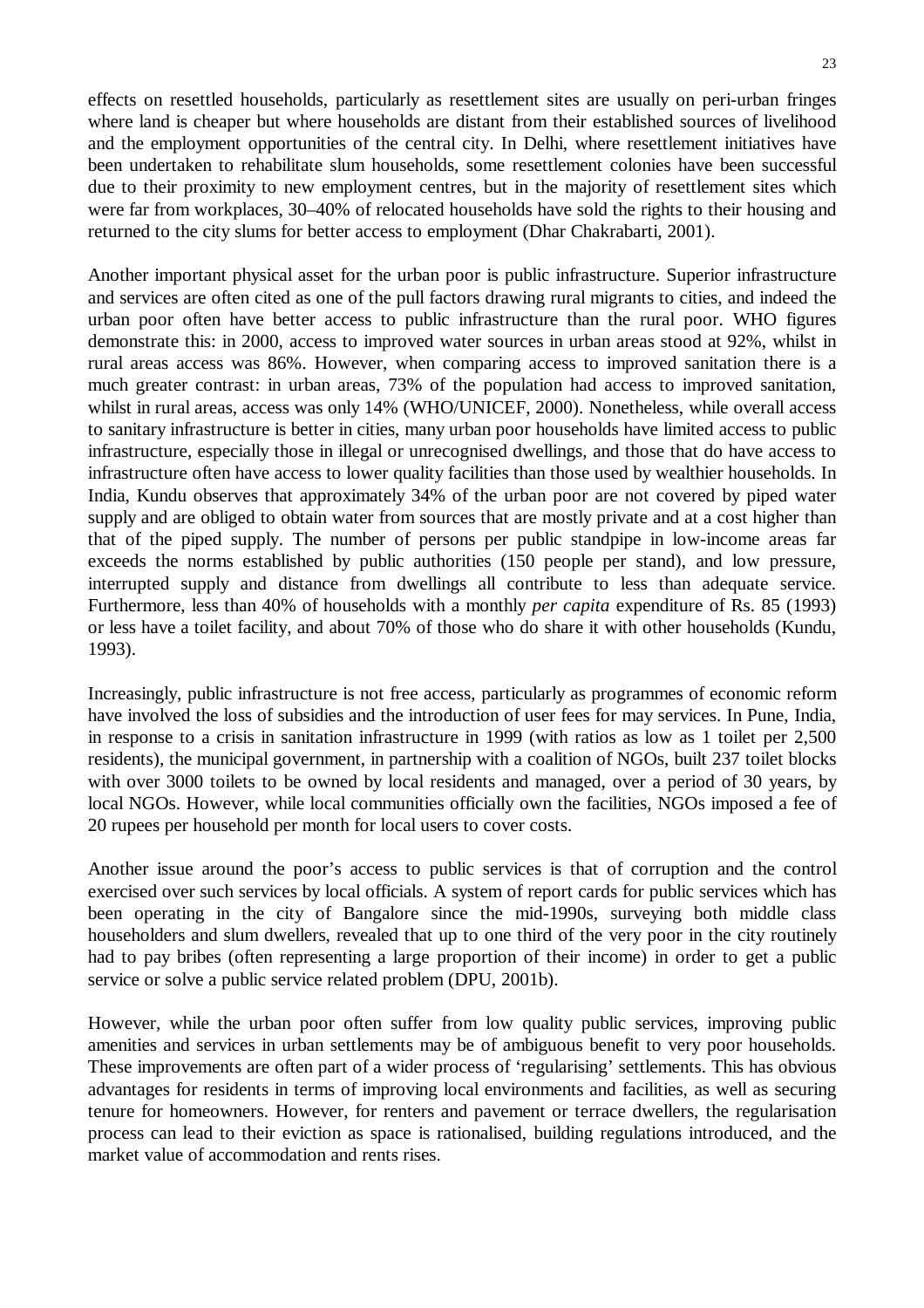effects on resettled households, particularly as resettlement sites are usually on peri-urban fringes where land is cheaper but where households are distant from their established sources of livelihood and the employment opportunities of the central city. In Delhi, where resettlement initiatives have been undertaken to rehabilitate slum households, some resettlement colonies have been successful due to their proximity to new employment centres, but in the majority of resettlement sites which were far from workplaces, 30–40% of relocated households have sold the rights to their housing and returned to the city slums for better access to employment (Dhar Chakrabarti, 2001).

Another important physical asset for the urban poor is public infrastructure. Superior infrastructure and services are often cited as one of the pull factors drawing rural migrants to cities, and indeed the urban poor often have better access to public infrastructure than the rural poor. WHO figures demonstrate this: in 2000, access to improved water sources in urban areas stood at 92%, whilst in rural areas access was 86%. However, when comparing access to improved sanitation there is a much greater contrast: in urban areas, 73% of the population had access to improved sanitation, whilst in rural areas, access was only 14% (WHO/UNICEF, 2000). Nonetheless, while overall access to sanitary infrastructure is better in cities, many urban poor households have limited access to public infrastructure, especially those in illegal or unrecognised dwellings, and those that do have access to infrastructure often have access to lower quality facilities than those used by wealthier households. In India, Kundu observes that approximately 34% of the urban poor are not covered by piped water supply and are obliged to obtain water from sources that are mostly private and at a cost higher than that of the piped supply. The number of persons per public standpipe in low-income areas far exceeds the norms established by public authorities (150 people per stand), and low pressure, interrupted supply and distance from dwellings all contribute to less than adequate service. Furthermore, less than 40% of households with a monthly *per capita* expenditure of Rs. 85 (1993) or less have a toilet facility, and about 70% of those who do share it with other households (Kundu, 1993).

Increasingly, public infrastructure is not free access, particularly as programmes of economic reform have involved the loss of subsidies and the introduction of user fees for may services. In Pune, India, in response to a crisis in sanitation infrastructure in 1999 (with ratios as low as 1 toilet per 2,500 residents), the municipal government, in partnership with a coalition of NGOs, built 237 toilet blocks with over 3000 toilets to be owned by local residents and managed, over a period of 30 years, by local NGOs. However, while local communities officially own the facilities, NGOs imposed a fee of 20 rupees per household per month for local users to cover costs.

Another issue around the poor's access to public services is that of corruption and the control exercised over such services by local officials. A system of report cards for public services which has been operating in the city of Bangalore since the mid-1990s, surveying both middle class householders and slum dwellers, revealed that up to one third of the very poor in the city routinely had to pay bribes (often representing a large proportion of their income) in order to get a public service or solve a public service related problem (DPU, 2001b).

However, while the urban poor often suffer from low quality public services, improving public amenities and services in urban settlements may be of ambiguous benefit to very poor households. These improvements are often part of a wider process of 'regularising' settlements. This has obvious advantages for residents in terms of improving local environments and facilities, as well as securing tenure for homeowners. However, for renters and pavement or terrace dwellers, the regularisation process can lead to their eviction as space is rationalised, building regulations introduced, and the market value of accommodation and rents rises.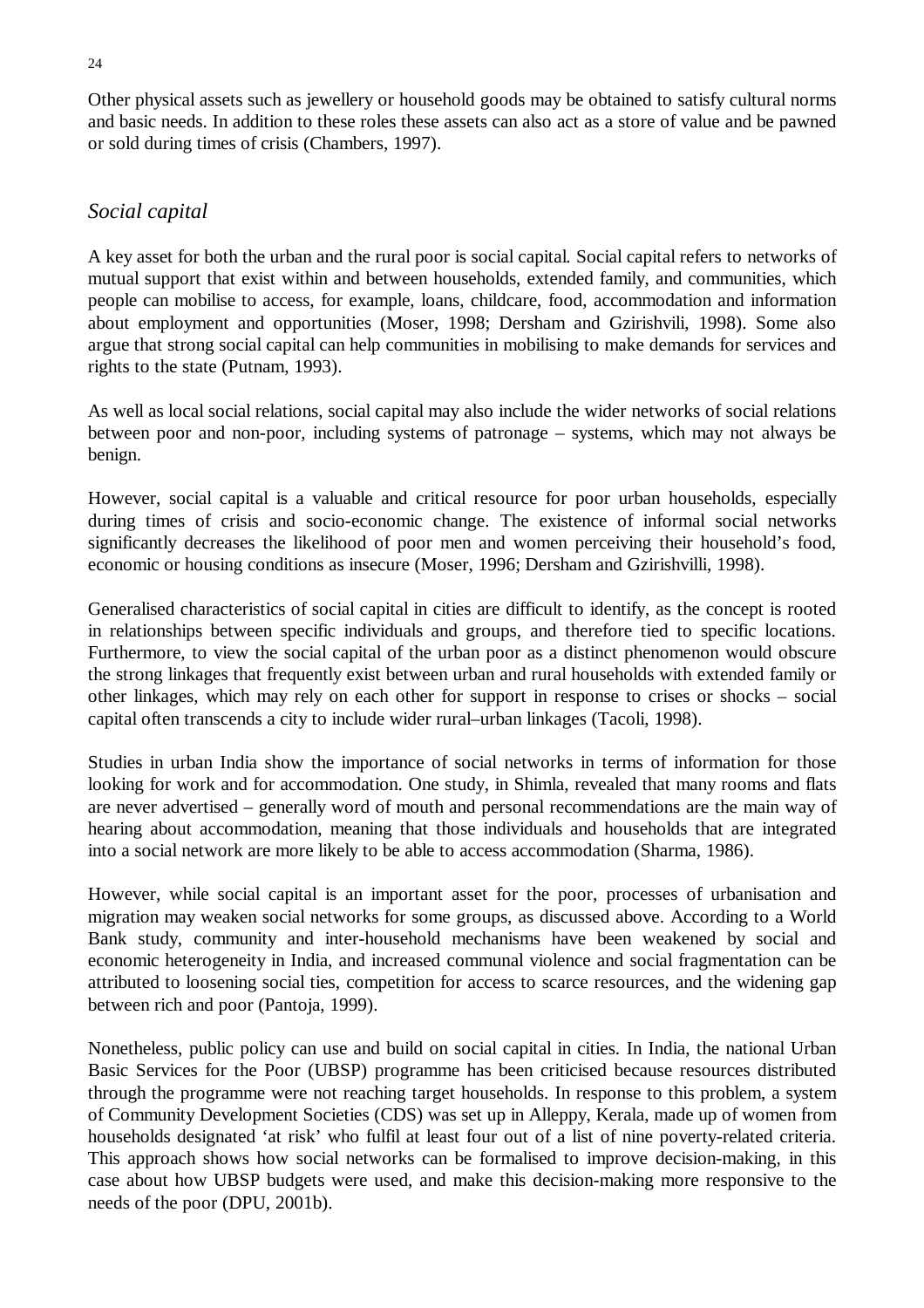Other physical assets such as jewellery or household goods may be obtained to satisfy cultural norms and basic needs. In addition to these roles these assets can also act as a store of value and be pawned or sold during times of crisis (Chambers, 1997).

### *Social capital*

A key asset for both the urban and the rural poor is social capital. Social capital refers to networks of mutual support that exist within and between households, extended family, and communities, which people can mobilise to access, for example, loans, childcare, food, accommodation and information about employment and opportunities (Moser, 1998; Dersham and Gzirishvili, 1998). Some also argue that strong social capital can help communities in mobilising to make demands for services and rights to the state (Putnam, 1993).

As well as local social relations, social capital may also include the wider networks of social relations between poor and non-poor, including systems of patronage – systems, which may not always be benign.

However, social capital is a valuable and critical resource for poor urban households, especially during times of crisis and socio-economic change. The existence of informal social networks significantly decreases the likelihood of poor men and women perceiving their household's food, economic or housing conditions as insecure (Moser, 1996; Dersham and Gzirishvilli, 1998).

Generalised characteristics of social capital in cities are difficult to identify, as the concept is rooted in relationships between specific individuals and groups, and therefore tied to specific locations. Furthermore, to view the social capital of the urban poor as a distinct phenomenon would obscure the strong linkages that frequently exist between urban and rural households with extended family or other linkages, which may rely on each other for support in response to crises or shocks – social capital often transcends a city to include wider rural–urban linkages (Tacoli, 1998).

Studies in urban India show the importance of social networks in terms of information for those looking for work and for accommodation. One study, in Shimla, revealed that many rooms and flats are never advertised – generally word of mouth and personal recommendations are the main way of hearing about accommodation, meaning that those individuals and households that are integrated into a social network are more likely to be able to access accommodation (Sharma, 1986).

However, while social capital is an important asset for the poor, processes of urbanisation and migration may weaken social networks for some groups, as discussed above. According to a World Bank study, community and inter-household mechanisms have been weakened by social and economic heterogeneity in India, and increased communal violence and social fragmentation can be attributed to loosening social ties, competition for access to scarce resources, and the widening gap between rich and poor (Pantoja, 1999).

Nonetheless, public policy can use and build on social capital in cities. In India, the national Urban Basic Services for the Poor (UBSP) programme has been criticised because resources distributed through the programme were not reaching target households. In response to this problem, a system of Community Development Societies (CDS) was set up in Alleppy, Kerala, made up of women from households designated 'at risk' who fulfil at least four out of a list of nine poverty-related criteria. This approach shows how social networks can be formalised to improve decision-making, in this case about how UBSP budgets were used, and make this decision-making more responsive to the needs of the poor (DPU, 2001b).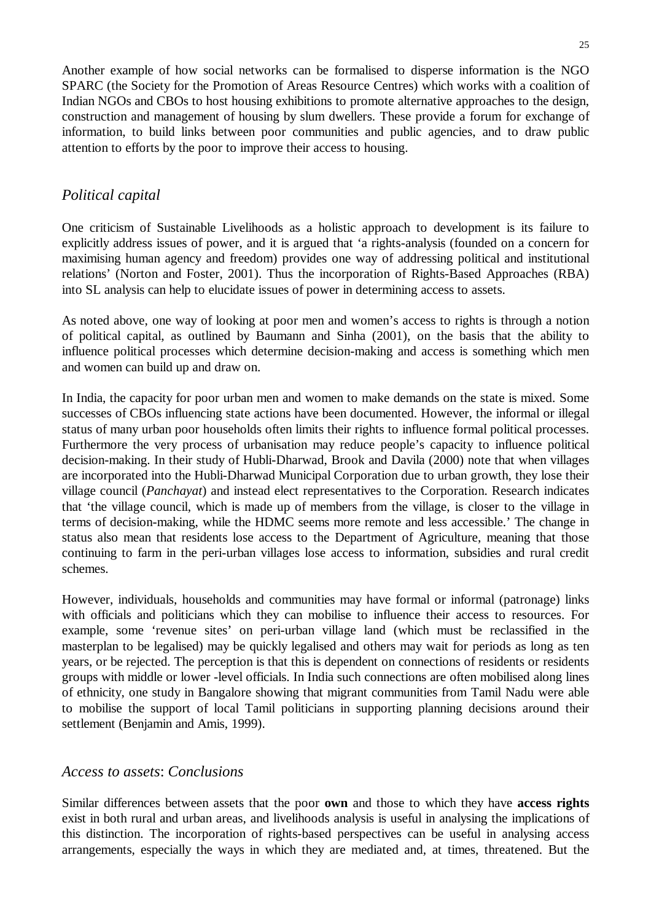Another example of how social networks can be formalised to disperse information is the NGO SPARC (the Society for the Promotion of Areas Resource Centres) which works with a coalition of Indian NGOs and CBOs to host housing exhibitions to promote alternative approaches to the design, construction and management of housing by slum dwellers. These provide a forum for exchange of information, to build links between poor communities and public agencies, and to draw public attention to efforts by the poor to improve their access to housing.

### *Political capital*

One criticism of Sustainable Livelihoods as a holistic approach to development is its failure to explicitly address issues of power, and it is argued that 'a rights-analysis (founded on a concern for maximising human agency and freedom) provides one way of addressing political and institutional relations' (Norton and Foster, 2001). Thus the incorporation of Rights-Based Approaches (RBA) into SL analysis can help to elucidate issues of power in determining access to assets.

As noted above, one way of looking at poor men and women's access to rights is through a notion of political capital, as outlined by Baumann and Sinha (2001), on the basis that the ability to influence political processes which determine decision-making and access is something which men and women can build up and draw on.

In India, the capacity for poor urban men and women to make demands on the state is mixed. Some successes of CBOs influencing state actions have been documented. However, the informal or illegal status of many urban poor households often limits their rights to influence formal political processes. Furthermore the very process of urbanisation may reduce people's capacity to influence political decision-making. In their study of Hubli-Dharwad, Brook and Davila (2000) note that when villages are incorporated into the Hubli-Dharwad Municipal Corporation due to urban growth, they lose their village council (*Panchayat*) and instead elect representatives to the Corporation. Research indicates that 'the village council, which is made up of members from the village, is closer to the village in terms of decision-making, while the HDMC seems more remote and less accessible.' The change in status also mean that residents lose access to the Department of Agriculture, meaning that those continuing to farm in the peri-urban villages lose access to information, subsidies and rural credit schemes.

However, individuals, households and communities may have formal or informal (patronage) links with officials and politicians which they can mobilise to influence their access to resources. For example, some 'revenue sites' on peri-urban village land (which must be reclassified in the masterplan to be legalised) may be quickly legalised and others may wait for periods as long as ten years, or be rejected. The perception is that this is dependent on connections of residents or residents groups with middle or lower -level officials. In India such connections are often mobilised along lines of ethnicity, one study in Bangalore showing that migrant communities from Tamil Nadu were able to mobilise the support of local Tamil politicians in supporting planning decisions around their settlement (Benjamin and Amis, 1999).

### *Access to assets*: *Conclusions*

Similar differences between assets that the poor **own** and those to which they have **access rights** exist in both rural and urban areas, and livelihoods analysis is useful in analysing the implications of this distinction. The incorporation of rights-based perspectives can be useful in analysing access arrangements, especially the ways in which they are mediated and, at times, threatened. But the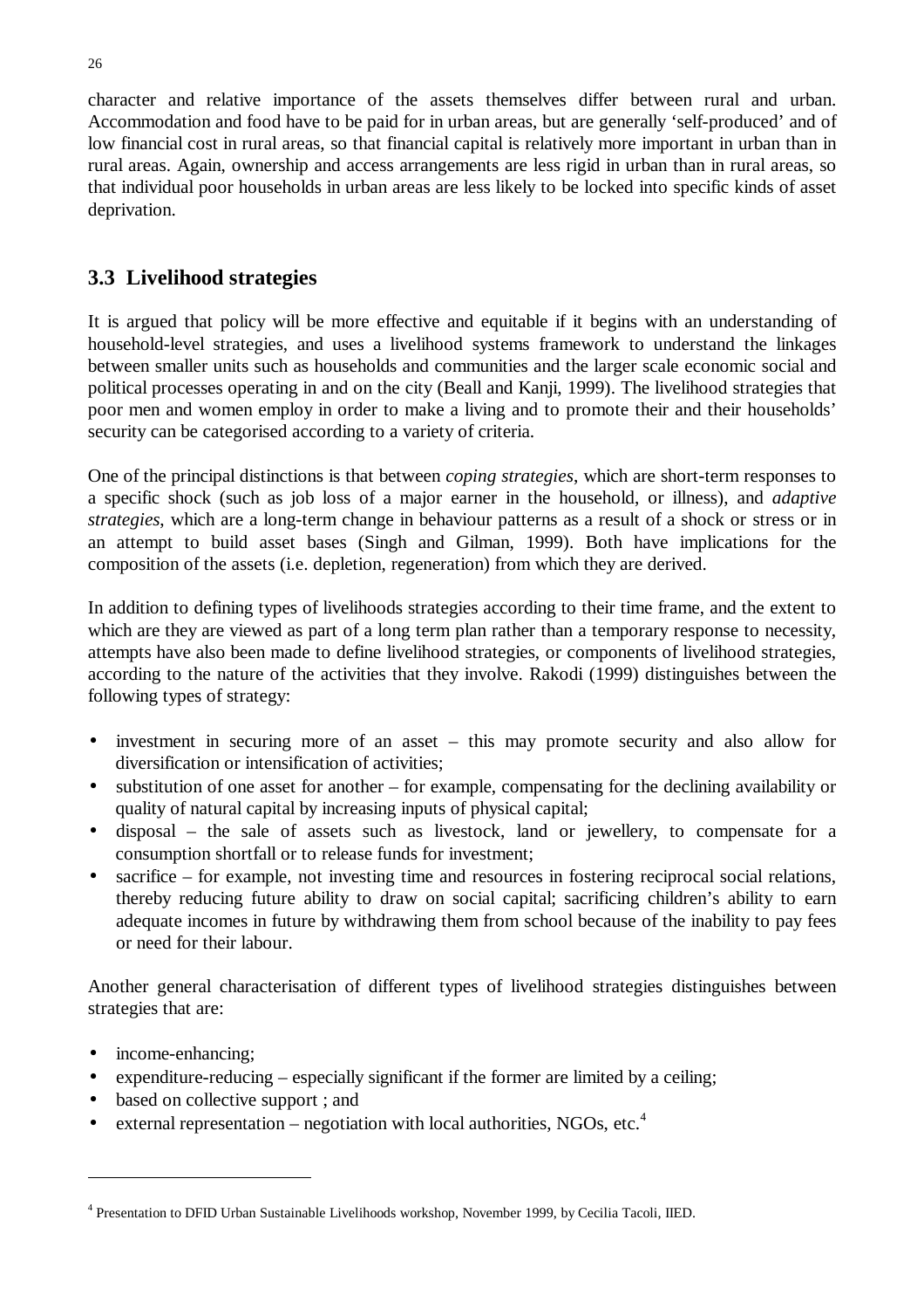character and relative importance of the assets themselves differ between rural and urban. Accommodation and food have to be paid for in urban areas, but are generally 'self-produced' and of low financial cost in rural areas, so that financial capital is relatively more important in urban than in rural areas. Again, ownership and access arrangements are less rigid in urban than in rural areas, so that individual poor households in urban areas are less likely to be locked into specific kinds of asset deprivation.

## 3.3 Livelihood strategies

It is argued that policy will be more effective and equitable if it begins with an understanding of household-level strategies, and uses a livelihood systems framework to understand the linkages between smaller units such as households and communities and the larger scale economic social and political processes operating in and on the city (Beall and Kanji, 1999). The livelihood strategies that poor men and women employ in order to make a living and to promote their and their households' security can be categorised according to a variety of criteria.

One of the principal distinctions is that between *coping strategies*, which are short-term responses to a specific shock (such as job loss of a major earner in the household, or illness), and *adaptive strategies*, which are a long-term change in behaviour patterns as a result of a shock or stress or in an attempt to build asset bases (Singh and Gilman, 1999). Both have implications for the composition of the assets (i.e. depletion, regeneration) from which they are derived.

In addition to defining types of livelihoods strategies according to their time frame, and the extent to which are they are viewed as part of a long term plan rather than a temporary response to necessity, attempts have also been made to define livelihood strategies, or components of livelihood strategies, according to the nature of the activities that they involve. Rakodi (1999) distinguishes between the following types of strategy:

- investment in securing more of an asset – this may promote security and also allow for diversification or intensification of activities;
- substitution of one asset for another – for example, compensating for the declining availability or quality of natural capital by increasing inputs of physical capital;
- disposal – the sale of assets such as livestock, land or jewellery, to compensate for a consumption shortfall or to release funds for investment;
- sacrifice – for example, not investing time and resources in fostering reciprocal social relations, thereby reducing future ability to draw on social capital; sacrificing children's ability to earn adequate incomes in future by withdrawing them from school because of the inability to pay fees or need for their labour.

Another general characterisation of different types of livelihood strategies distinguishes between strategies that are:

- income-enhancing;
- expenditure-reducing – especially significant if the former are limited by a ceiling;
- based on collective support ; and
- external representation – negotiation with local authorities, NGOs, etc.[4]

[4] Presentation to DFID Urban Sustainable Livelihoods workshop, November 1999, by Cecilia Tacoli, IIED.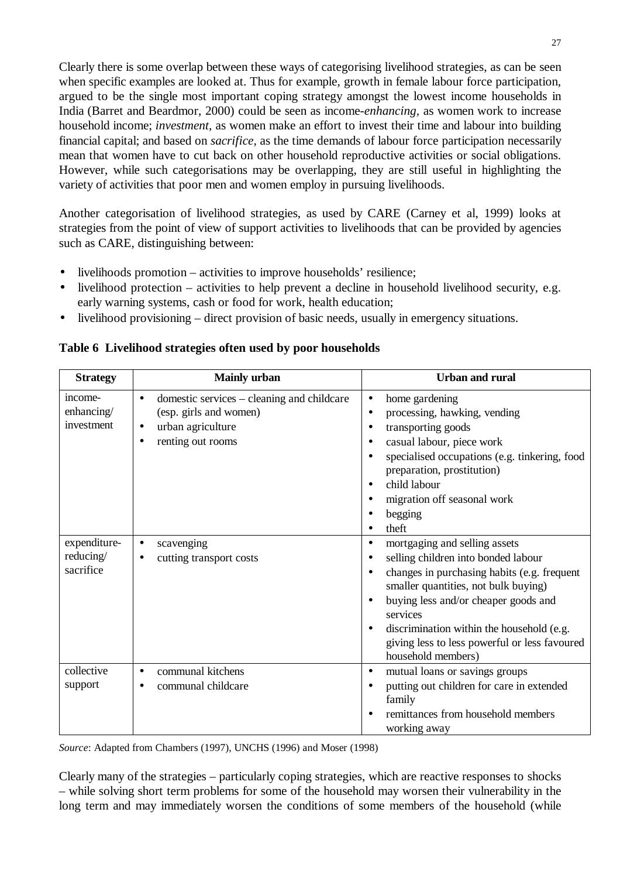Clearly there is some overlap between these ways of categorising livelihood strategies, as can be seen when specific examples are looked at. Thus for example, growth in female labour force participation, argued to be the single most important coping strategy amongst the lowest income households in India (Barret and Beardmor, 2000) could be seen as income-*enhancing,* as women work to increase household income; *investment,* as women make an effort to invest their time and labour into building financial capital; and based on *sacrifice,* as the time demands of labour force participation necessarily mean that women have to cut back on other household reproductive activities or social obligations. However, while such categorisations may be overlapping, they are still useful in highlighting the variety of activities that poor men and women employ in pursuing livelihoods.

Another categorisation of livelihood strategies, as used by CARE (Carney et al, 1999) looks at strategies from the point of view of support activities to livelihoods that can be provided by agencies such as CARE, distinguishing between:

- livelihoods promotion – activities to improve households' resilience;
- livelihood protection – activities to help prevent a decline in household livelihood security, e.g. early warning systems, cash or food for work, health education;
- livelihood provisioning – direct provision of basic needs, usually in emergency situations.

**Table 6 Livelihood strategies often used by poor households**

| Strategy | Mainly urban | Urban and rural |
|---|---|---|
| income-enhancing/ investment | • domestic services – cleaning and childcare (esp. girls and women)<br>• urban agriculture<br>• renting out rooms | • home gardening<br>• processing, hawking, vending<br>• transporting goods<br>• casual labour, piece work<br>• specialised occupations (e.g. tinkering, food preparation, prostitution)<br>• child labour<br>• migration off seasonal work<br>• begging<br>• theft |
| expenditure-reducing/ sacrifice | • scavenging<br>• cutting transport costs | • mortgaging and selling assets<br>• selling children into bonded labour<br>• changes in purchasing habits (e.g. frequent smaller quantities, not bulk buying)<br>• buying less and/or cheaper goods and services<br>• discrimination within the household (e.g. giving less to less powerful or less favoured household members) |
| collective support | • communal kitchens<br>• communal childcare | • mutual loans or savings groups<br>• putting out children for care in extended family<br>• remittances from household members working away |

*Source*: Adapted from Chambers (1997), UNCHS (1996) and Moser (1998)

Clearly many of the strategies – particularly coping strategies, which are reactive responses to shocks – while solving short term problems for some of the household may worsen their vulnerability in the long term and may immediately worsen the conditions of some members of the household (while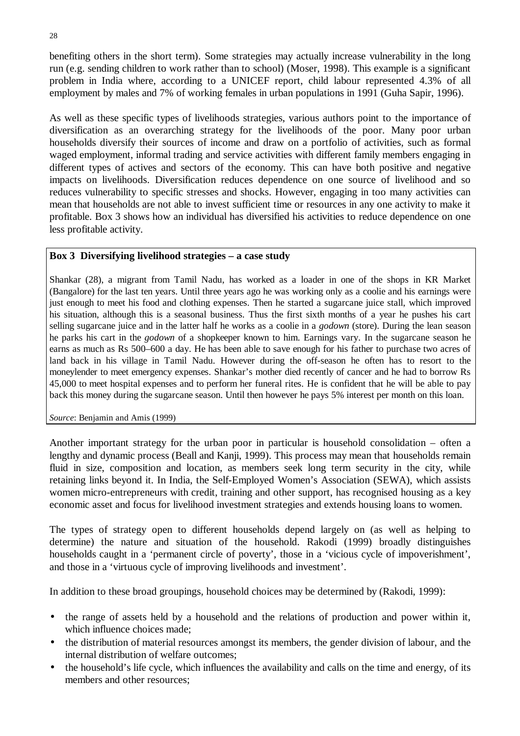benefiting others in the short term). Some strategies may actually increase vulnerability in the long run (e.g. sending children to work rather than to school) (Moser, 1998). This example is a significant problem in India where, according to a UNICEF report, child labour represented 4.3% of all employment by males and 7% of working females in urban populations in 1991 (Guha Sapir, 1996).

As well as these specific types of livelihoods strategies, various authors point to the importance of diversification as an overarching strategy for the livelihoods of the poor. Many poor urban households diversify their sources of income and draw on a portfolio of activities, such as formal waged employment, informal trading and service activities with different family members engaging in different types of actives and sectors of the economy. This can have both positive and negative impacts on livelihoods. Diversification reduces dependence on one source of livelihood and so reduces vulnerability to specific stresses and shocks. However, engaging in too many activities can mean that households are not able to invest sufficient time or resources in any one activity to make it profitable. Box 3 shows how an individual has diversified his activities to reduce dependence on one less profitable activity.

**Box 3 Diversifying livelihood strategies – a case study**

Shankar (28), a migrant from Tamil Nadu, has worked as a loader in one of the shops in KR Market (Bangalore) for the last ten years. Until three years ago he was working only as a coolie and his earnings were just enough to meet his food and clothing expenses. Then he started a sugarcane juice stall, which improved his situation, although this is a seasonal business. Thus the first sixth months of a year he pushes his cart selling sugarcane juice and in the latter half he works as a coolie in a *godown* (store). During the lean season he parks his cart in the *godown* of a shopkeeper known to him. Earnings vary. In the sugarcane season he earns as much as Rs 500–600 a day. He has been able to save enough for his father to purchase two acres of land back in his village in Tamil Nadu. However during the off-season he often has to resort to the moneylender to meet emergency expenses. Shankar's mother died recently of cancer and he had to borrow Rs 45,000 to meet hospital expenses and to perform her funeral rites. He is confident that he will be able to pay back this money during the sugarcane season. Until then however he pays 5% interest per month on this loan.

*Source*: Benjamin and Amis (1999)

Another important strategy for the urban poor in particular is household consolidation – often a lengthy and dynamic process (Beall and Kanji, 1999). This process may mean that households remain fluid in size, composition and location, as members seek long term security in the city, while retaining links beyond it. In India, the Self-Employed Women's Association (SEWA), which assists women micro-entrepreneurs with credit, training and other support, has recognised housing as a key economic asset and focus for livelihood investment strategies and extends housing loans to women.

The types of strategy open to different households depend largely on (as well as helping to determine) the nature and situation of the household. Rakodi (1999) broadly distinguishes households caught in a 'permanent circle of poverty', those in a 'vicious cycle of impoverishment', and those in a 'virtuous cycle of improving livelihoods and investment'.

In addition to these broad groupings, household choices may be determined by (Rakodi, 1999):

- the range of assets held by a household and the relations of production and power within it, which influence choices made;
- the distribution of material resources amongst its members, the gender division of labour, and the internal distribution of welfare outcomes;
- the household's life cycle, which influences the availability and calls on the time and energy, of its members and other resources;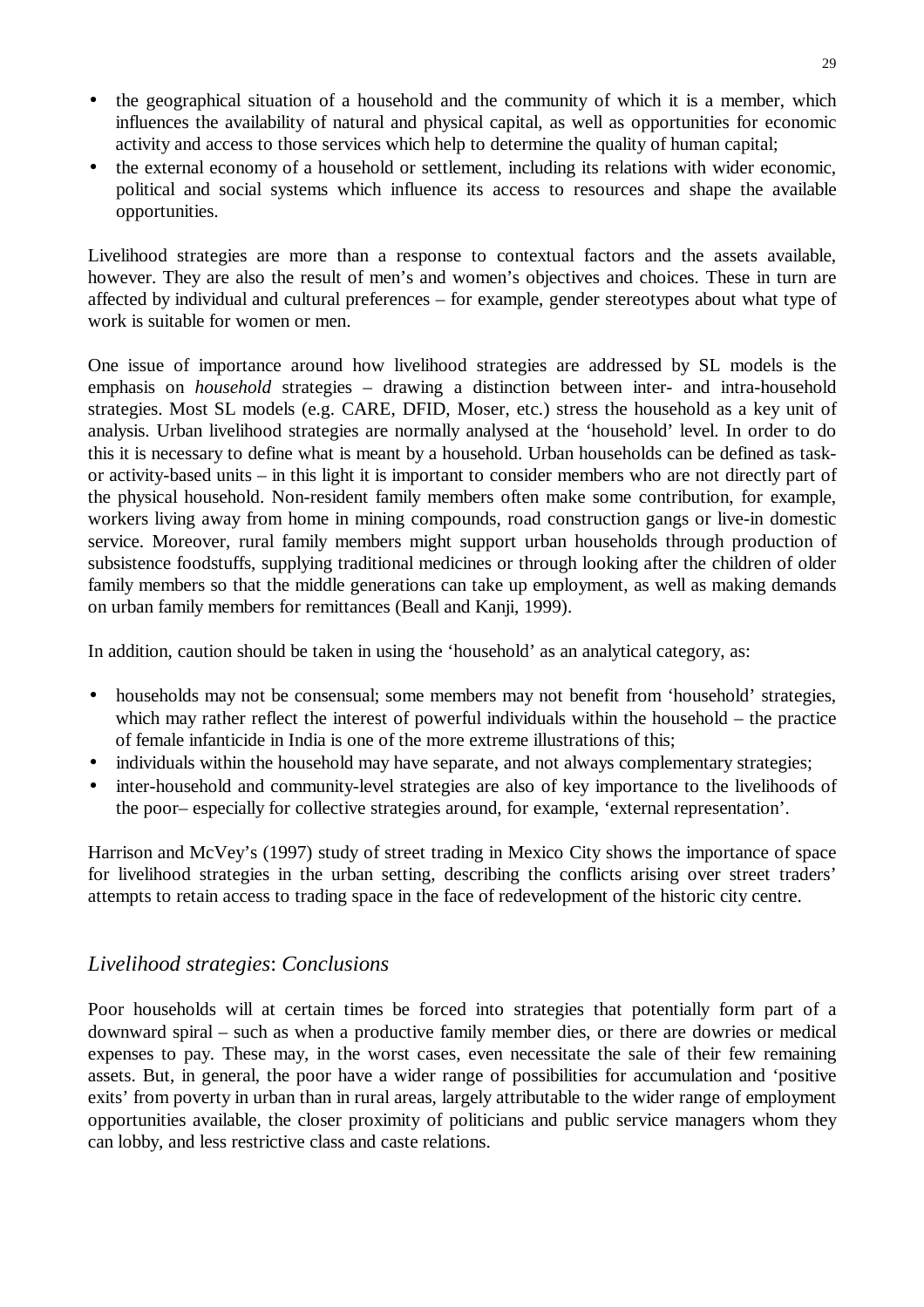- the geographical situation of a household and the community of which it is a member, which influences the availability of natural and physical capital, as well as opportunities for economic activity and access to those services which help to determine the quality of human capital;
- the external economy of a household or settlement, including its relations with wider economic, political and social systems which influence its access to resources and shape the available opportunities.

Livelihood strategies are more than a response to contextual factors and the assets available, however. They are also the result of men's and women's objectives and choices. These in turn are affected by individual and cultural preferences – for example, gender stereotypes about what type of work is suitable for women or men.

One issue of importance around how livelihood strategies are addressed by SL models is the emphasis on *household* strategies – drawing a distinction between inter- and intra-household strategies. Most SL models (e.g. CARE, DFID, Moser, etc.) stress the household as a key unit of analysis. Urban livelihood strategies are normally analysed at the 'household' level. In order to do this it is necessary to define what is meant by a household. Urban households can be defined as task- or activity-based units – in this light it is important to consider members who are not directly part of the physical household. Non-resident family members often make some contribution, for example, workers living away from home in mining compounds, road construction gangs or live-in domestic service. Moreover, rural family members might support urban households through production of subsistence foodstuffs, supplying traditional medicines or through looking after the children of older family members so that the middle generations can take up employment, as well as making demands on urban family members for remittances (Beall and Kanji, 1999).

In addition, caution should be taken in using the 'household' as an analytical category, as:

- households may not be consensual; some members may not benefit from 'household' strategies, which may rather reflect the interest of powerful individuals within the household – the practice of female infanticide in India is one of the more extreme illustrations of this;
- individuals within the household may have separate, and not always complementary strategies;
- inter-household and community-level strategies are also of key importance to the livelihoods of the poor– especially for collective strategies around, for example, 'external representation'.

Harrison and McVey's (1997) study of street trading in Mexico City shows the importance of space for livelihood strategies in the urban setting, describing the conflicts arising over street traders' attempts to retain access to trading space in the face of redevelopment of the historic city centre.

## *Livelihood strategies*: *Conclusions*

Poor households will at certain times be forced into strategies that potentially form part of a downward spiral – such as when a productive family member dies, or there are dowries or medical expenses to pay. These may, in the worst cases, even necessitate the sale of their few remaining assets. But, in general, the poor have a wider range of possibilities for accumulation and 'positive exits' from poverty in urban than in rural areas, largely attributable to the wider range of employment opportunities available, the closer proximity of politicians and public service managers whom they can lobby, and less restrictive class and caste relations.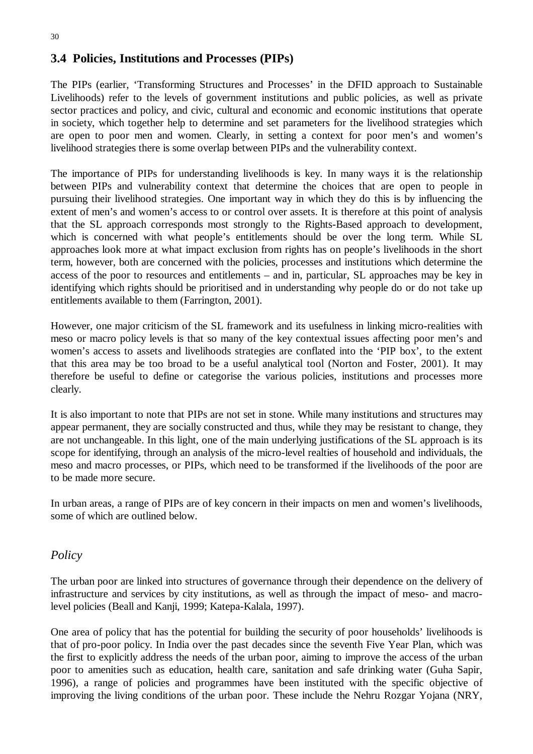## 3.4 Policies, Institutions and Processes (PIPs)

The PIPs (earlier, 'Transforming Structures and Processes' in the DFID approach to Sustainable Livelihoods) refer to the levels of government institutions and public policies, as well as private sector practices and policy, and civic, cultural and economic and economic institutions that operate in society, which together help to determine and set parameters for the livelihood strategies which are open to poor men and women. Clearly, in setting a context for poor men's and women's livelihood strategies there is some overlap between PIPs and the vulnerability context.

The importance of PIPs for understanding livelihoods is key. In many ways it is the relationship between PIPs and vulnerability context that determine the choices that are open to people in pursuing their livelihood strategies. One important way in which they do this is by influencing the extent of men's and women's access to or control over assets. It is therefore at this point of analysis that the SL approach corresponds most strongly to the Rights-Based approach to development, which is concerned with what people's entitlements should be over the long term. While SL approaches look more at what impact exclusion from rights has on people's livelihoods in the short term, however, both are concerned with the policies, processes and institutions which determine the access of the poor to resources and entitlements – and in, particular, SL approaches may be key in identifying which rights should be prioritised and in understanding why people do or do not take up entitlements available to them (Farrington, 2001).

However, one major criticism of the SL framework and its usefulness in linking micro-realities with meso or macro policy levels is that so many of the key contextual issues affecting poor men's and women's access to assets and livelihoods strategies are conflated into the 'PIP box', to the extent that this area may be too broad to be a useful analytical tool (Norton and Foster, 2001). It may therefore be useful to define or categorise the various policies, institutions and processes more clearly.

It is also important to note that PIPs are not set in stone. While many institutions and structures may appear permanent, they are socially constructed and thus, while they may be resistant to change, they are not unchangeable. In this light, one of the main underlying justifications of the SL approach is its scope for identifying, through an analysis of the micro-level realties of household and individuals, the meso and macro processes, or PIPs, which need to be transformed if the livelihoods of the poor are to be made more secure.

In urban areas, a range of PIPs are of key concern in their impacts on men and women's livelihoods, some of which are outlined below.

### *Policy*

The urban poor are linked into structures of governance through their dependence on the delivery of infrastructure and services by city institutions, as well as through the impact of meso- and macro-level policies (Beall and Kanji, 1999; Katepa-Kalala, 1997).

One area of policy that has the potential for building the security of poor households' livelihoods is that of pro-poor policy. In India over the past decades since the seventh Five Year Plan, which was the first to explicitly address the needs of the urban poor, aiming to improve the access of the urban poor to amenities such as education, health care, sanitation and safe drinking water (Guha Sapir, 1996), a range of policies and programmes have been instituted with the specific objective of improving the living conditions of the urban poor. These include the Nehru Rozgar Yojana (NRY,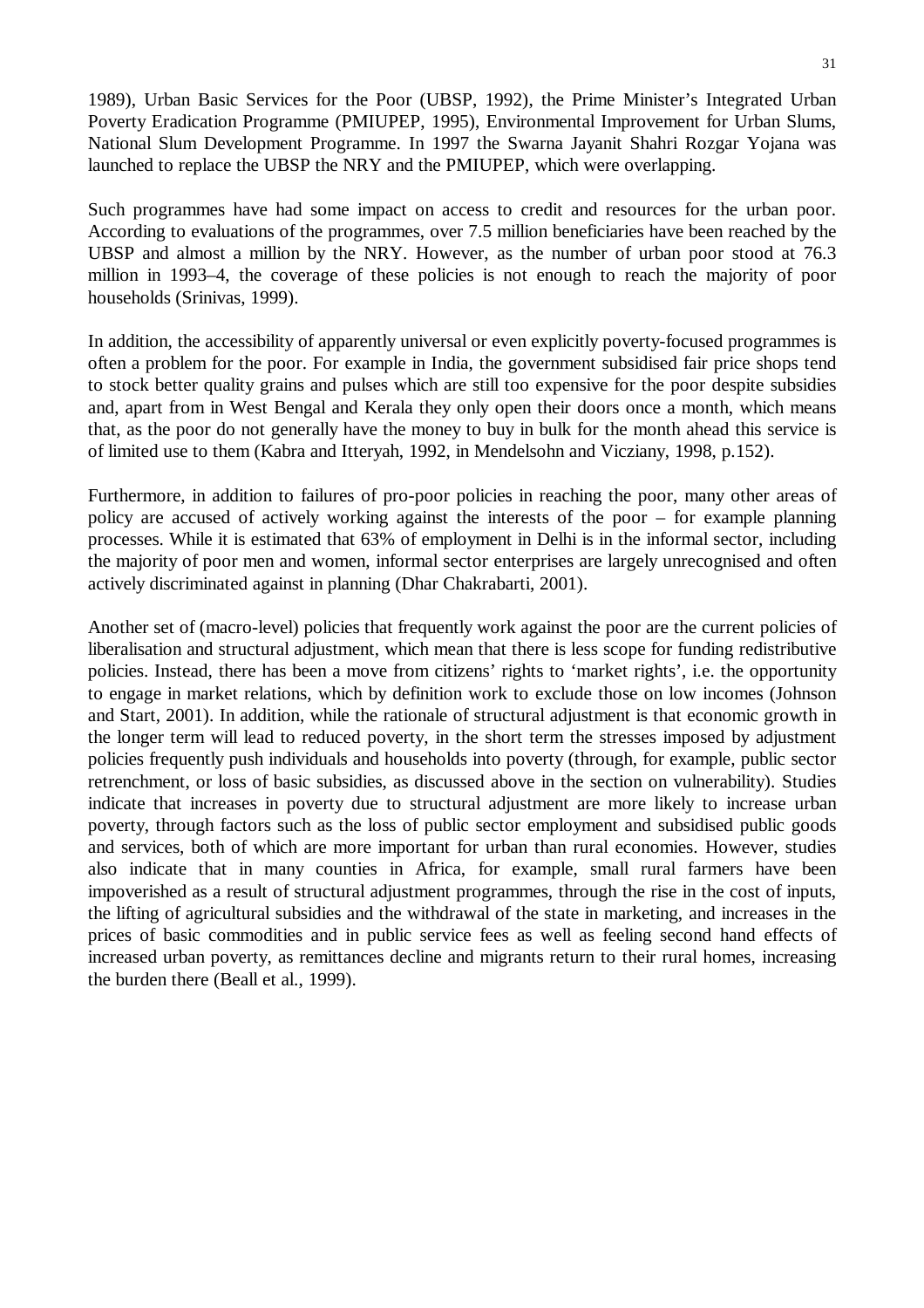1989), Urban Basic Services for the Poor (UBSP, 1992), the Prime Minister's Integrated Urban Poverty Eradication Programme (PMIUPEP, 1995), Environmental Improvement for Urban Slums, National Slum Development Programme. In 1997 the Swarna Jayanit Shahri Rozgar Yojana was launched to replace the UBSP the NRY and the PMIUPEP, which were overlapping.

Such programmes have had some impact on access to credit and resources for the urban poor. According to evaluations of the programmes, over 7.5 million beneficiaries have been reached by the UBSP and almost a million by the NRY. However, as the number of urban poor stood at 76.3 million in 1993–4, the coverage of these policies is not enough to reach the majority of poor households (Srinivas, 1999).

In addition, the accessibility of apparently universal or even explicitly poverty-focused programmes is often a problem for the poor. For example in India, the government subsidised fair price shops tend to stock better quality grains and pulses which are still too expensive for the poor despite subsidies and, apart from in West Bengal and Kerala they only open their doors once a month, which means that, as the poor do not generally have the money to buy in bulk for the month ahead this service is of limited use to them (Kabra and Itteryah, 1992, in Mendelsohn and Vicziany, 1998, p.152).

Furthermore, in addition to failures of pro-poor policies in reaching the poor, many other areas of policy are accused of actively working against the interests of the poor – for example planning processes. While it is estimated that 63% of employment in Delhi is in the informal sector, including the majority of poor men and women, informal sector enterprises are largely unrecognised and often actively discriminated against in planning (Dhar Chakrabarti, 2001).

Another set of (macro-level) policies that frequently work against the poor are the current policies of liberalisation and structural adjustment, which mean that there is less scope for funding redistributive policies. Instead, there has been a move from citizens' rights to 'market rights', i.e. the opportunity to engage in market relations, which by definition work to exclude those on low incomes (Johnson and Start, 2001). In addition, while the rationale of structural adjustment is that economic growth in the longer term will lead to reduced poverty, in the short term the stresses imposed by adjustment policies frequently push individuals and households into poverty (through, for example, public sector retrenchment, or loss of basic subsidies, as discussed above in the section on vulnerability). Studies indicate that increases in poverty due to structural adjustment are more likely to increase urban poverty, through factors such as the loss of public sector employment and subsidised public goods and services, both of which are more important for urban than rural economies. However, studies also indicate that in many counties in Africa, for example, small rural farmers have been impoverished as a result of structural adjustment programmes, through the rise in the cost of inputs, the lifting of agricultural subsidies and the withdrawal of the state in marketing, and increases in the prices of basic commodities and in public service fees as well as feeling second hand effects of increased urban poverty, as remittances decline and migrants return to their rural homes, increasing the burden there (Beall et al., 1999).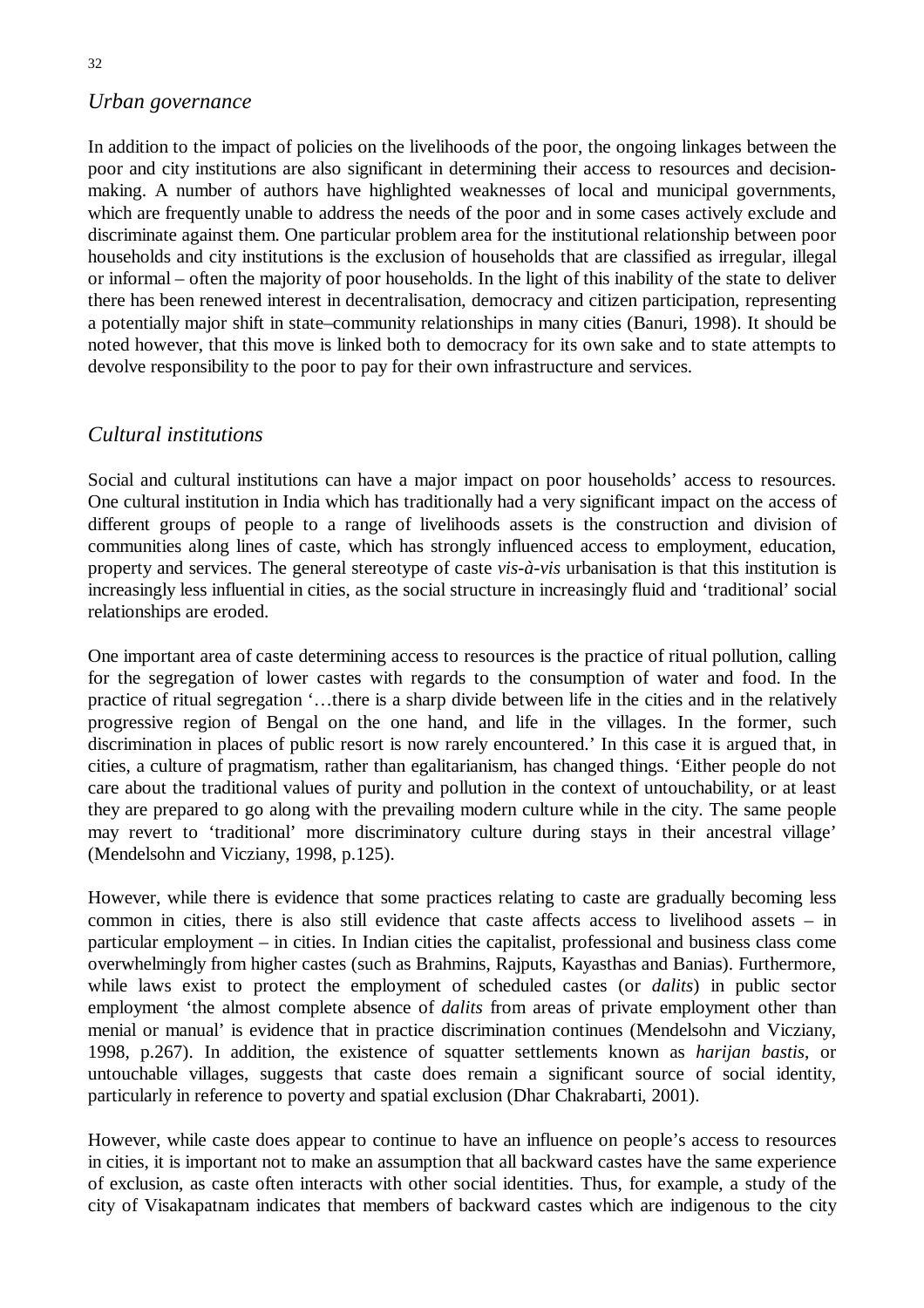## *Urban governance*

In addition to the impact of policies on the livelihoods of the poor, the ongoing linkages between the poor and city institutions are also significant in determining their access to resources and decision-making. A number of authors have highlighted weaknesses of local and municipal governments, which are frequently unable to address the needs of the poor and in some cases actively exclude and discriminate against them. One particular problem area for the institutional relationship between poor households and city institutions is the exclusion of households that are classified as irregular, illegal or informal – often the majority of poor households. In the light of this inability of the state to deliver there has been renewed interest in decentralisation, democracy and citizen participation, representing a potentially major shift in state–community relationships in many cities (Banuri, 1998). It should be noted however, that this move is linked both to democracy for its own sake and to state attempts to devolve responsibility to the poor to pay for their own infrastructure and services.

## *Cultural institutions*

Social and cultural institutions can have a major impact on poor households' access to resources. One cultural institution in India which has traditionally had a very significant impact on the access of different groups of people to a range of livelihoods assets is the construction and division of communities along lines of caste, which has strongly influenced access to employment, education, property and services. The general stereotype of caste *vis-à-vis* urbanisation is that this institution is increasingly less influential in cities, as the social structure in increasingly fluid and 'traditional' social relationships are eroded.

One important area of caste determining access to resources is the practice of ritual pollution, calling for the segregation of lower castes with regards to the consumption of water and food. In the practice of ritual segregation '…there is a sharp divide between life in the cities and in the relatively progressive region of Bengal on the one hand, and life in the villages. In the former, such discrimination in places of public resort is now rarely encountered.' In this case it is argued that, in cities, a culture of pragmatism, rather than egalitarianism, has changed things. 'Either people do not care about the traditional values of purity and pollution in the context of untouchability, or at least they are prepared to go along with the prevailing modern culture while in the city. The same people may revert to 'traditional' more discriminatory culture during stays in their ancestral village' (Mendelsohn and Vicziany, 1998, p.125).

However, while there is evidence that some practices relating to caste are gradually becoming less common in cities, there is also still evidence that caste affects access to livelihood assets – in particular employment – in cities. In Indian cities the capitalist, professional and business class come overwhelmingly from higher castes (such as Brahmins, Rajputs, Kayasthas and Banias). Furthermore, while laws exist to protect the employment of scheduled castes (or *dalits*) in public sector employment 'the almost complete absence of *dalits* from areas of private employment other than menial or manual' is evidence that in practice discrimination continues (Mendelsohn and Vicziany, 1998, p.267). In addition, the existence of squatter settlements known as *harijan bastis*, or untouchable villages, suggests that caste does remain a significant source of social identity, particularly in reference to poverty and spatial exclusion (Dhar Chakrabarti, 2001).

However, while caste does appear to continue to have an influence on people's access to resources in cities, it is important not to make an assumption that all backward castes have the same experience of exclusion, as caste often interacts with other social identities. Thus, for example, a study of the city of Visakapatnam indicates that members of backward castes which are indigenous to the city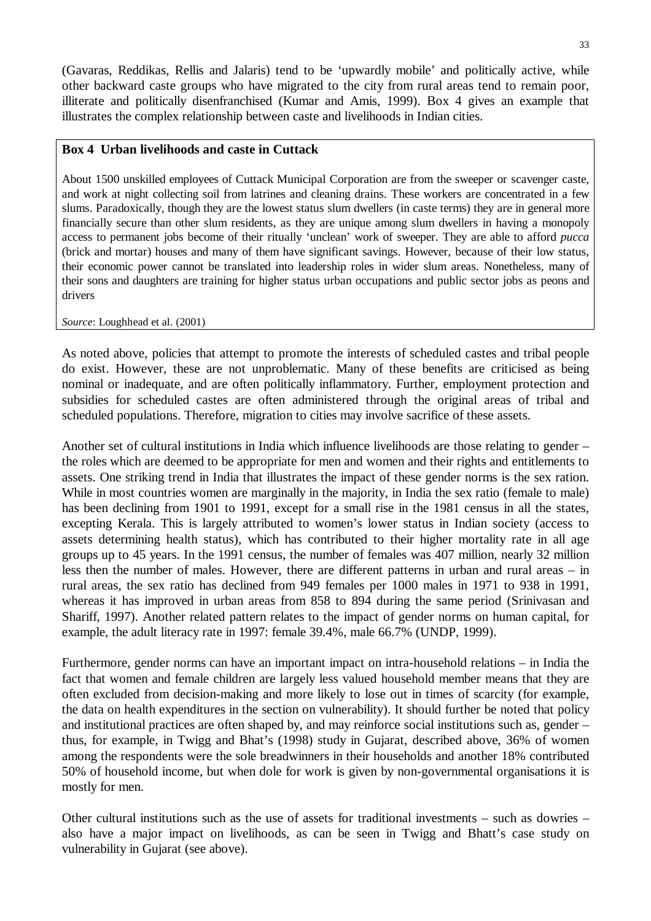(Gavaras, Reddikas, Rellis and Jalaris) tend to be 'upwardly mobile' and politically active, while other backward caste groups who have migrated to the city from rural areas tend to remain poor, illiterate and politically disenfranchised (Kumar and Amis, 1999). Box 4 gives an example that illustrates the complex relationship between caste and livelihoods in Indian cities.

**Box 4 Urban livelihoods and caste in Cuttack**

About 1500 unskilled employees of Cuttack Municipal Corporation are from the sweeper or scavenger caste, and work at night collecting soil from latrines and cleaning drains. These workers are concentrated in a few slums. Paradoxically, though they are the lowest status slum dwellers (in caste terms) they are in general more financially secure than other slum residents, as they are unique among slum dwellers in having a monopoly access to permanent jobs become of their ritually 'unclean' work of sweeper. They are able to afford *pucca* (brick and mortar) houses and many of them have significant savings. However, because of their low status, their economic power cannot be translated into leadership roles in wider slum areas. Nonetheless, many of their sons and daughters are training for higher status urban occupations and public sector jobs as peons and drivers

*Source*: Loughhead et al. (2001)

As noted above, policies that attempt to promote the interests of scheduled castes and tribal people do exist. However, these are not unproblematic. Many of these benefits are criticised as being nominal or inadequate, and are often politically inflammatory. Further, employment protection and subsidies for scheduled castes are often administered through the original areas of tribal and scheduled populations. Therefore, migration to cities may involve sacrifice of these assets.

Another set of cultural institutions in India which influence livelihoods are those relating to gender – the roles which are deemed to be appropriate for men and women and their rights and entitlements to assets. One striking trend in India that illustrates the impact of these gender norms is the sex ration. While in most countries women are marginally in the majority, in India the sex ratio (female to male) has been declining from 1901 to 1991, except for a small rise in the 1981 census in all the states, excepting Kerala. This is largely attributed to women's lower status in Indian society (access to assets determining health status), which has contributed to their higher mortality rate in all age groups up to 45 years. In the 1991 census, the number of females was 407 million, nearly 32 million less then the number of males. However, there are different patterns in urban and rural areas – in rural areas, the sex ratio has declined from 949 females per 1000 males in 1971 to 938 in 1991, whereas it has improved in urban areas from 858 to 894 during the same period (Srinivasan and Shariff, 1997). Another related pattern relates to the impact of gender norms on human capital, for example, the adult literacy rate in 1997: female 39.4%, male 66.7% (UNDP, 1999).

Furthermore, gender norms can have an important impact on intra-household relations – in India the fact that women and female children are largely less valued household member means that they are often excluded from decision-making and more likely to lose out in times of scarcity (for example, the data on health expenditures in the section on vulnerability). It should further be noted that policy and institutional practices are often shaped by, and may reinforce social institutions such as, gender – thus, for example, in Twigg and Bhat's (1998) study in Gujarat, described above, 36% of women among the respondents were the sole breadwinners in their households and another 18% contributed 50% of household income, but when dole for work is given by non-governmental organisations it is mostly for men.

Other cultural institutions such as the use of assets for traditional investments – such as dowries – also have a major impact on livelihoods, as can be seen in Twigg and Bhatt's case study on vulnerability in Gujarat (see above).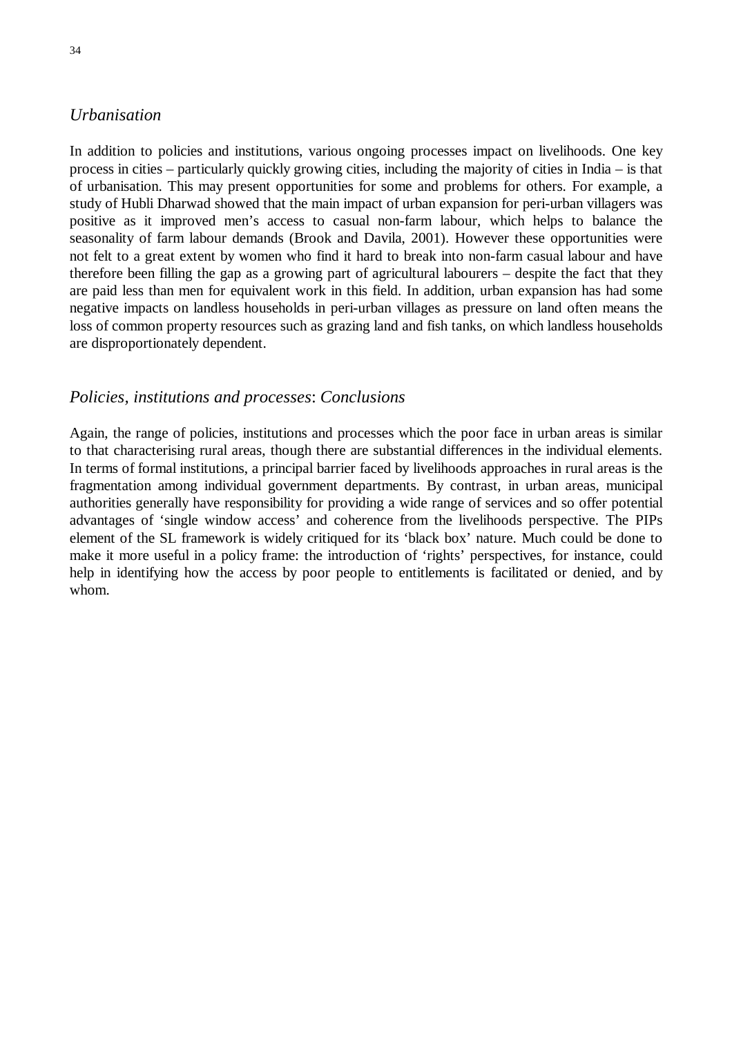### *Urbanisation*

In addition to policies and institutions, various ongoing processes impact on livelihoods. One key process in cities – particularly quickly growing cities, including the majority of cities in India – is that of urbanisation. This may present opportunities for some and problems for others. For example, a study of Hubli Dharwad showed that the main impact of urban expansion for peri-urban villagers was positive as it improved men's access to casual non-farm labour, which helps to balance the seasonality of farm labour demands (Brook and Davila, 2001). However these opportunities were not felt to a great extent by women who find it hard to break into non-farm casual labour and have therefore been filling the gap as a growing part of agricultural labourers – despite the fact that they are paid less than men for equivalent work in this field. In addition, urban expansion has had some negative impacts on landless households in peri-urban villages as pressure on land often means the loss of common property resources such as grazing land and fish tanks, on which landless households are disproportionately dependent.

### *Policies, institutions and processes*: *Conclusions*

Again, the range of policies, institutions and processes which the poor face in urban areas is similar to that characterising rural areas, though there are substantial differences in the individual elements. In terms of formal institutions, a principal barrier faced by livelihoods approaches in rural areas is the fragmentation among individual government departments. By contrast, in urban areas, municipal authorities generally have responsibility for providing a wide range of services and so offer potential advantages of 'single window access' and coherence from the livelihoods perspective. The PIPs element of the SL framework is widely critiqued for its 'black box' nature. Much could be done to make it more useful in a policy frame: the introduction of 'rights' perspectives, for instance, could help in identifying how the access by poor people to entitlements is facilitated or denied, and by whom.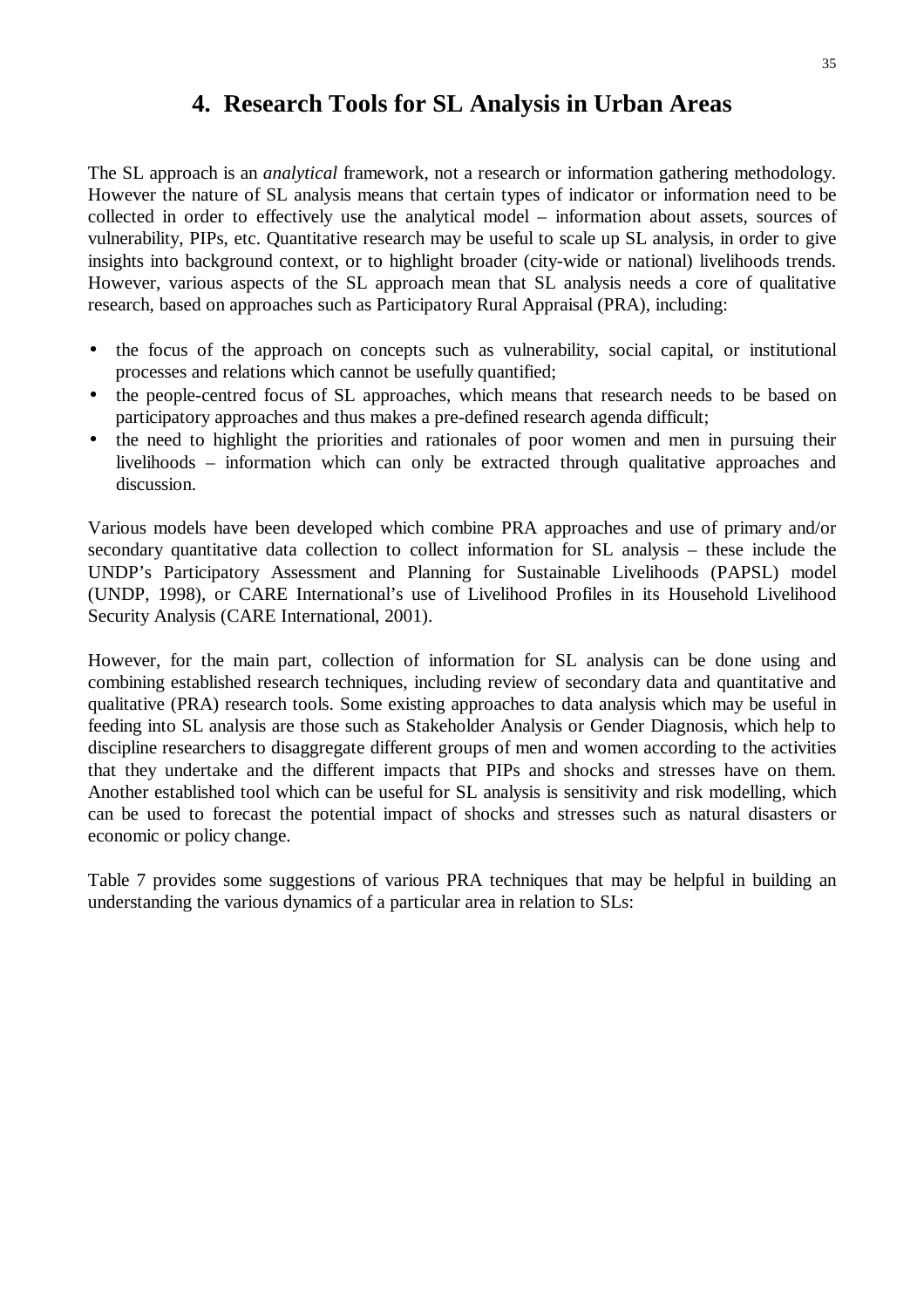# 4. Research Tools for SL Analysis in Urban Areas

The SL approach is an *analytical* framework, not a research or information gathering methodology. However the nature of SL analysis means that certain types of indicator or information need to be collected in order to effectively use the analytical model – information about assets, sources of vulnerability, PIPs, etc. Quantitative research may be useful to scale up SL analysis, in order to give insights into background context, or to highlight broader (city-wide or national) livelihoods trends. However, various aspects of the SL approach mean that SL analysis needs a core of qualitative research, based on approaches such as Participatory Rural Appraisal (PRA), including:

- the focus of the approach on concepts such as vulnerability, social capital, or institutional processes and relations which cannot be usefully quantified;
- the people-centred focus of SL approaches, which means that research needs to be based on participatory approaches and thus makes a pre-defined research agenda difficult;
- the need to highlight the priorities and rationales of poor women and men in pursuing their livelihoods – information which can only be extracted through qualitative approaches and discussion.

Various models have been developed which combine PRA approaches and use of primary and/or secondary quantitative data collection to collect information for SL analysis – these include the UNDP's Participatory Assessment and Planning for Sustainable Livelihoods (PAPSL) model (UNDP, 1998), or CARE International's use of Livelihood Profiles in its Household Livelihood Security Analysis (CARE International, 2001).

However, for the main part, collection of information for SL analysis can be done using and combining established research techniques, including review of secondary data and quantitative and qualitative (PRA) research tools. Some existing approaches to data analysis which may be useful in feeding into SL analysis are those such as Stakeholder Analysis or Gender Diagnosis, which help to discipline researchers to disaggregate different groups of men and women according to the activities that they undertake and the different impacts that PIPs and shocks and stresses have on them. Another established tool which can be useful for SL analysis is sensitivity and risk modelling, which can be used to forecast the potential impact of shocks and stresses such as natural disasters or economic or policy change.

Table 7 provides some suggestions of various PRA techniques that may be helpful in building an understanding the various dynamics of a particular area in relation to SLs: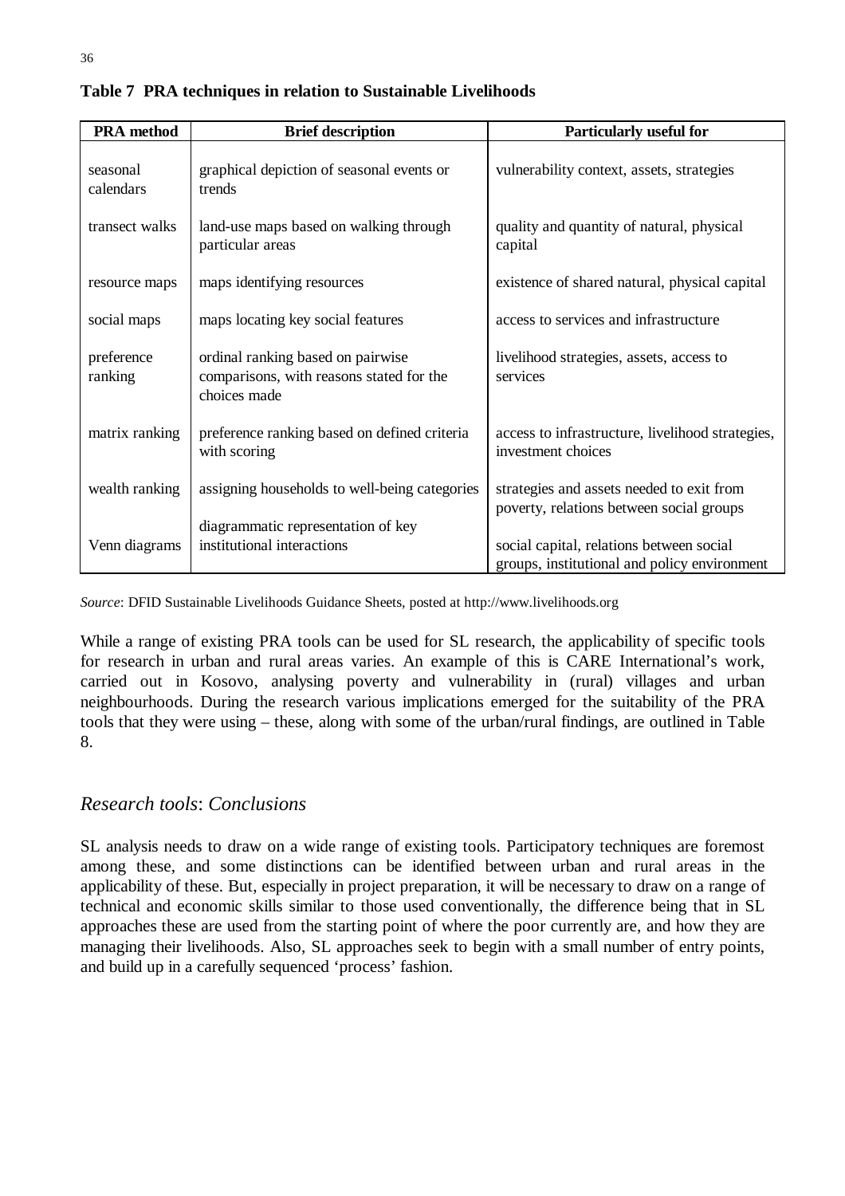**Table 7 PRA techniques in relation to Sustainable Livelihoods**

| PRA method | Brief description | Particularly useful for |
|---|---|---|
| seasonal calendars | graphical depiction of seasonal events or trends | vulnerability context, assets, strategies |
| transect walks | land-use maps based on walking through particular areas | quality and quantity of natural, physical capital |
| resource maps | maps identifying resources | existence of shared natural, physical capital |
| social maps | maps locating key social features | access to services and infrastructure |
| preference ranking | ordinal ranking based on pairwise comparisons, with reasons stated for the choices made | livelihood strategies, assets, access to services |
| matrix ranking | preference ranking based on defined criteria with scoring | access to infrastructure, livelihood strategies, investment choices |
| wealth ranking | assigning households to well-being categories | strategies and assets needed to exit from poverty, relations between social groups |
| Venn diagrams | diagrammatic representation of key institutional interactions | social capital, relations between social groups, institutional and policy environment |

*Source*: DFID Sustainable Livelihoods Guidance Sheets, posted at http://www.livelihoods.org

While a range of existing PRA tools can be used for SL research, the applicability of specific tools for research in urban and rural areas varies. An example of this is CARE International's work, carried out in Kosovo, analysing poverty and vulnerability in (rural) villages and urban neighbourhoods. During the research various implications emerged for the suitability of the PRA tools that they were using – these, along with some of the urban/rural findings, are outlined in Table 8.

## *Research tools*: *Conclusions*

SL analysis needs to draw on a wide range of existing tools. Participatory techniques are foremost among these, and some distinctions can be identified between urban and rural areas in the applicability of these. But, especially in project preparation, it will be necessary to draw on a range of technical and economic skills similar to those used conventionally, the difference being that in SL approaches these are used from the starting point of where the poor currently are, and how they are managing their livelihoods. Also, SL approaches seek to begin with a small number of entry points, and build up in a carefully sequenced 'process' fashion.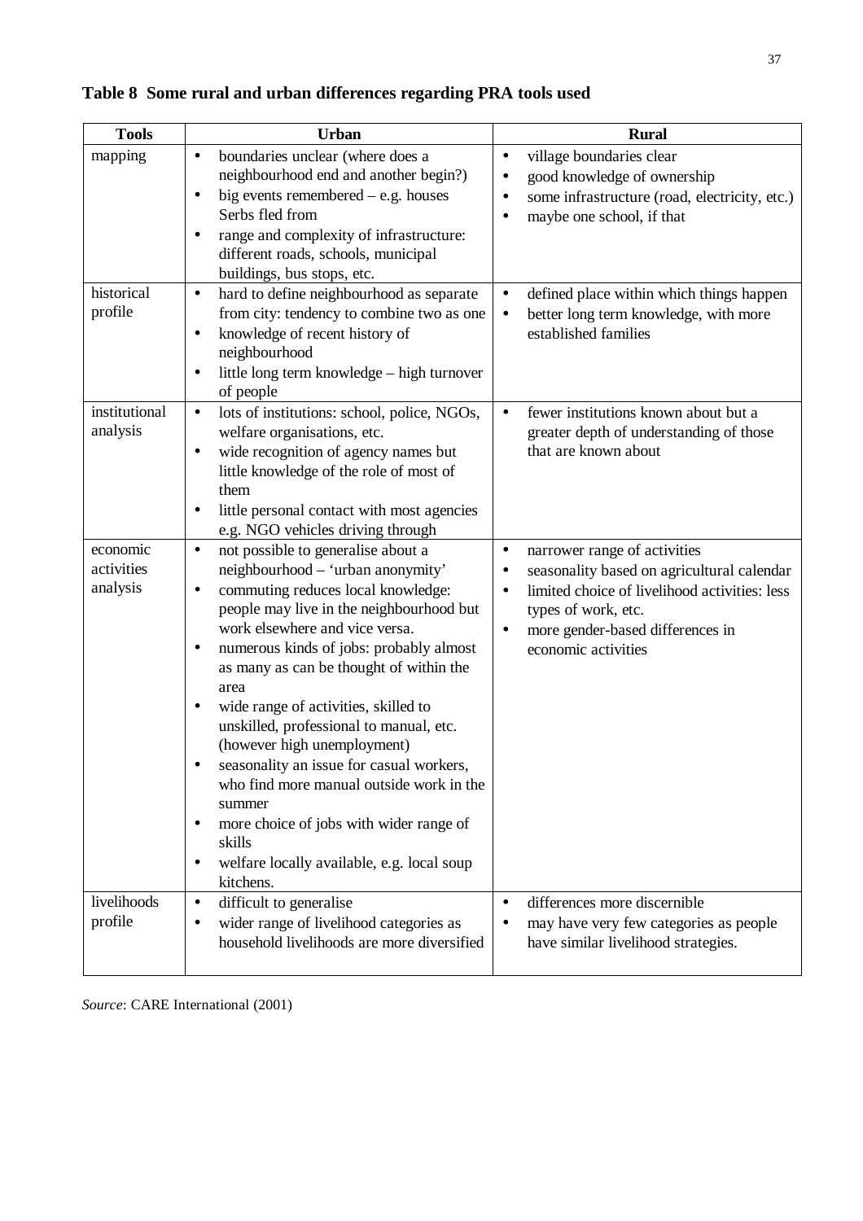**Table 8 Some rural and urban differences regarding PRA tools used**

| Tools | Urban | Rural |
|---|---|---|
| mapping | • boundaries unclear (where does a neighbourhood end and another begin?)<br>• big events remembered – e.g. houses Serbs fled from<br>• range and complexity of infrastructure: different roads, schools, municipal buildings, bus stops, etc. | • village boundaries clear<br>• good knowledge of ownership<br>• some infrastructure (road, electricity, etc.)<br>• maybe one school, if that |
| historical profile | • hard to define neighbourhood as separate from city: tendency to combine two as one<br>• knowledge of recent history of neighbourhood<br>• little long term knowledge – high turnover of people | • defined place within which things happen<br>• better long term knowledge, with more established families |
| institutional analysis | • lots of institutions: school, police, NGOs, welfare organisations, etc.<br>• wide recognition of agency names but little knowledge of the role of most of them<br>• little personal contact with most agencies e.g. NGO vehicles driving through | • fewer institutions known about but a greater depth of understanding of those that are known about |
| economic activities analysis | • not possible to generalise about a neighbourhood – 'urban anonymity'<br>• commuting reduces local knowledge: people may live in the neighbourhood but work elsewhere and vice versa.<br>• numerous kinds of jobs: probably almost as many as can be thought of within the area<br>• wide range of activities, skilled to unskilled, professional to manual, etc. (however high unemployment)<br>• seasonality an issue for casual workers, who find more manual outside work in the summer<br>• more choice of jobs with wider range of skills<br>• welfare locally available, e.g. local soup kitchens. | • narrower range of activities<br>• seasonality based on agricultural calendar<br>• limited choice of livelihood activities: less types of work, etc.<br>• more gender-based differences in economic activities |
| livelihoods profile | • difficult to generalise<br>• wider range of livelihood categories as household livelihoods are more diversified | • differences more discernible<br>• may have very few categories as people have similar livelihood strategies. |

*Source*: CARE International (2001)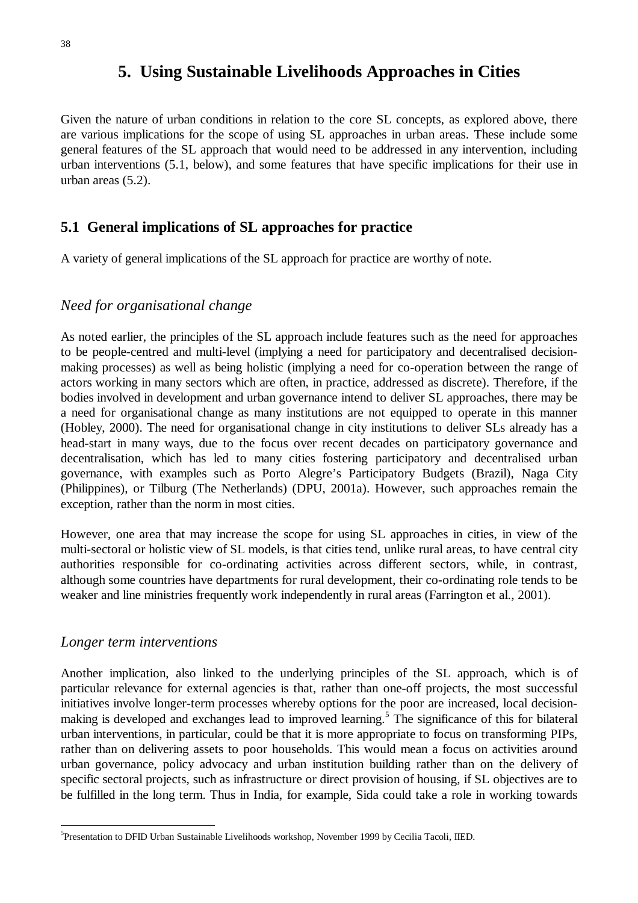# 5. Using Sustainable Livelihoods Approaches in Cities

Given the nature of urban conditions in relation to the core SL concepts, as explored above, there are various implications for the scope of using SL approaches in urban areas. These include some general features of the SL approach that would need to be addressed in any intervention, including urban interventions (5.1, below), and some features that have specific implications for their use in urban areas (5.2).

## 5.1 General implications of SL approaches for practice

A variety of general implications of the SL approach for practice are worthy of note.

### *Need for organisational change*

As noted earlier, the principles of the SL approach include features such as the need for approaches to be people-centred and multi-level (implying a need for participatory and decentralised decision-making processes) as well as being holistic (implying a need for co-operation between the range of actors working in many sectors which are often, in practice, addressed as discrete). Therefore, if the bodies involved in development and urban governance intend to deliver SL approaches, there may be a need for organisational change as many institutions are not equipped to operate in this manner (Hobley, 2000). The need for organisational change in city institutions to deliver SLs already has a head-start in many ways, due to the focus over recent decades on participatory governance and decentralisation, which has led to many cities fostering participatory and decentralised urban governance, with examples such as Porto Alegre's Participatory Budgets (Brazil), Naga City (Philippines), or Tilburg (The Netherlands) (DPU, 2001a). However, such approaches remain the exception, rather than the norm in most cities.

However, one area that may increase the scope for using SL approaches in cities, in view of the multi-sectoral or holistic view of SL models, is that cities tend, unlike rural areas, to have central city authorities responsible for co-ordinating activities across different sectors, while, in contrast, although some countries have departments for rural development, their co-ordinating role tends to be weaker and line ministries frequently work independently in rural areas (Farrington et al., 2001).

### *Longer term interventions*

Another implication, also linked to the underlying principles of the SL approach, which is of particular relevance for external agencies is that, rather than one-off projects, the most successful initiatives involve longer-term processes whereby options for the poor are increased, local decision-making is developed and exchanges lead to improved learning.[5] The significance of this for bilateral urban interventions, in particular, could be that it is more appropriate to focus on transforming PIPs, rather than on delivering assets to poor households. This would mean a focus on activities around urban governance, policy advocacy and urban institution building rather than on the delivery of specific sectoral projects, such as infrastructure or direct provision of housing, if SL objectives are to be fulfilled in the long term. Thus in India, for example, Sida could take a role in working towards

[5] Presentation to DFID Urban Sustainable Livelihoods workshop, November 1999 by Cecilia Tacoli, IIED.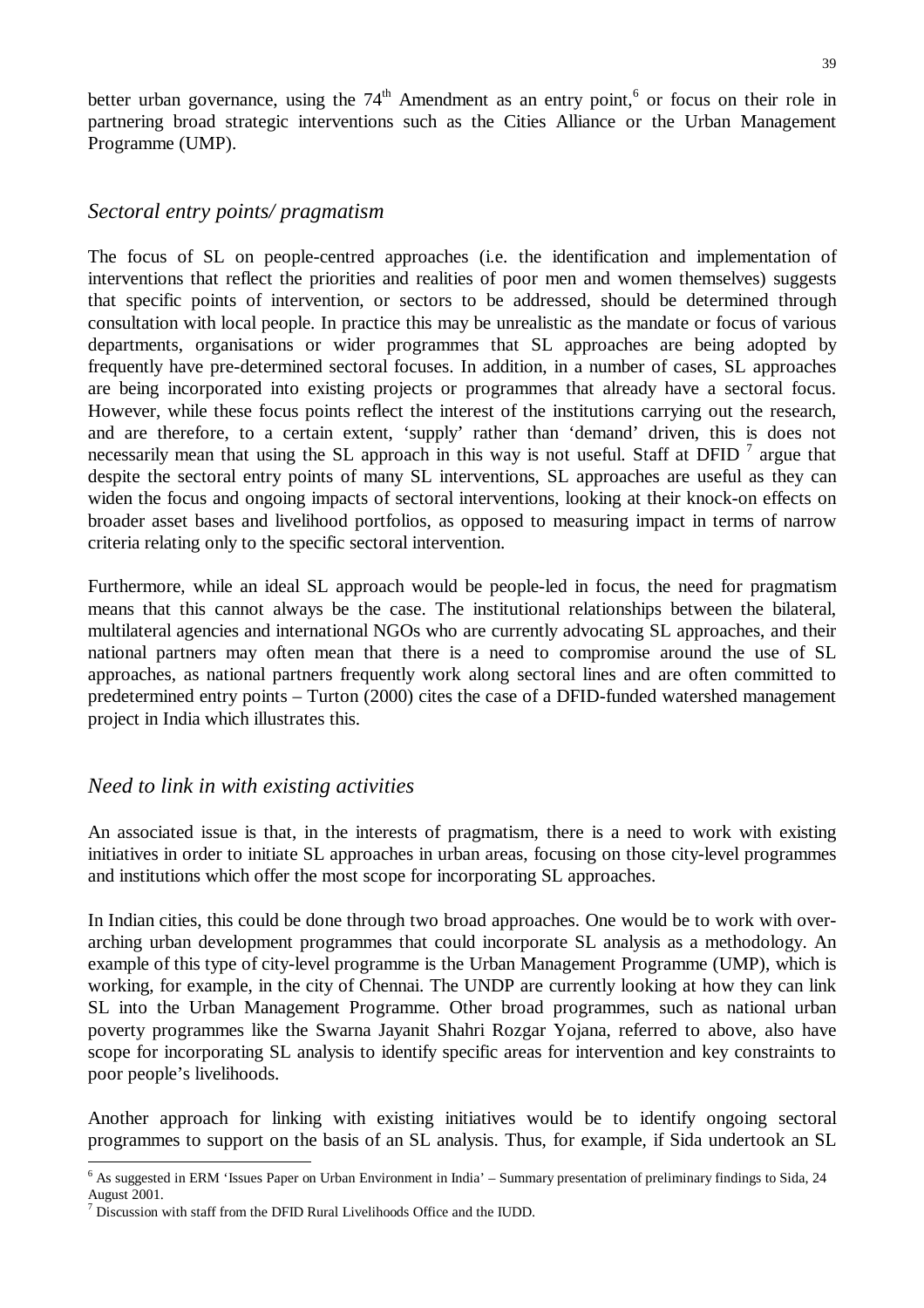better urban governance, using the 74th Amendment as an entry point,[6] or focus on their role in partnering broad strategic interventions such as the Cities Alliance or the Urban Management Programme (UMP).

## *Sectoral entry points/ pragmatism*

The focus of SL on people-centred approaches (i.e. the identification and implementation of interventions that reflect the priorities and realities of poor men and women themselves) suggests that specific points of intervention, or sectors to be addressed, should be determined through consultation with local people. In practice this may be unrealistic as the mandate or focus of various departments, organisations or wider programmes that SL approaches are being adopted by frequently have pre-determined sectoral focuses. In addition, in a number of cases, SL approaches are being incorporated into existing projects or programmes that already have a sectoral focus. However, while these focus points reflect the interest of the institutions carrying out the research, and are therefore, to a certain extent, 'supply' rather than 'demand' driven, this is does not necessarily mean that using the SL approach in this way is not useful. Staff at DFID [7] argue that despite the sectoral entry points of many SL interventions, SL approaches are useful as they can widen the focus and ongoing impacts of sectoral interventions, looking at their knock-on effects on broader asset bases and livelihood portfolios, as opposed to measuring impact in terms of narrow criteria relating only to the specific sectoral intervention.

Furthermore, while an ideal SL approach would be people-led in focus, the need for pragmatism means that this cannot always be the case. The institutional relationships between the bilateral, multilateral agencies and international NGOs who are currently advocating SL approaches, and their national partners may often mean that there is a need to compromise around the use of SL approaches, as national partners frequently work along sectoral lines and are often committed to predetermined entry points – Turton (2000) cites the case of a DFID-funded watershed management project in India which illustrates this.

## *Need to link in with existing activities*

An associated issue is that, in the interests of pragmatism, there is a need to work with existing initiatives in order to initiate SL approaches in urban areas, focusing on those city-level programmes and institutions which offer the most scope for incorporating SL approaches.

In Indian cities, this could be done through two broad approaches. One would be to work with over-arching urban development programmes that could incorporate SL analysis as a methodology. An example of this type of city-level programme is the Urban Management Programme (UMP), which is working, for example, in the city of Chennai. The UNDP are currently looking at how they can link SL into the Urban Management Programme. Other broad programmes, such as national urban poverty programmes like the Swarna Jayanit Shahri Rozgar Yojana, referred to above, also have scope for incorporating SL analysis to identify specific areas for intervention and key constraints to poor people's livelihoods.

Another approach for linking with existing initiatives would be to identify ongoing sectoral programmes to support on the basis of an SL analysis. Thus, for example, if Sida undertook an SL

---

[6] As suggested in ERM 'Issues Paper on Urban Environment in India' – Summary presentation of preliminary findings to Sida, 24 August 2001.

[7] Discussion with staff from the DFID Rural Livelihoods Office and the IUDD.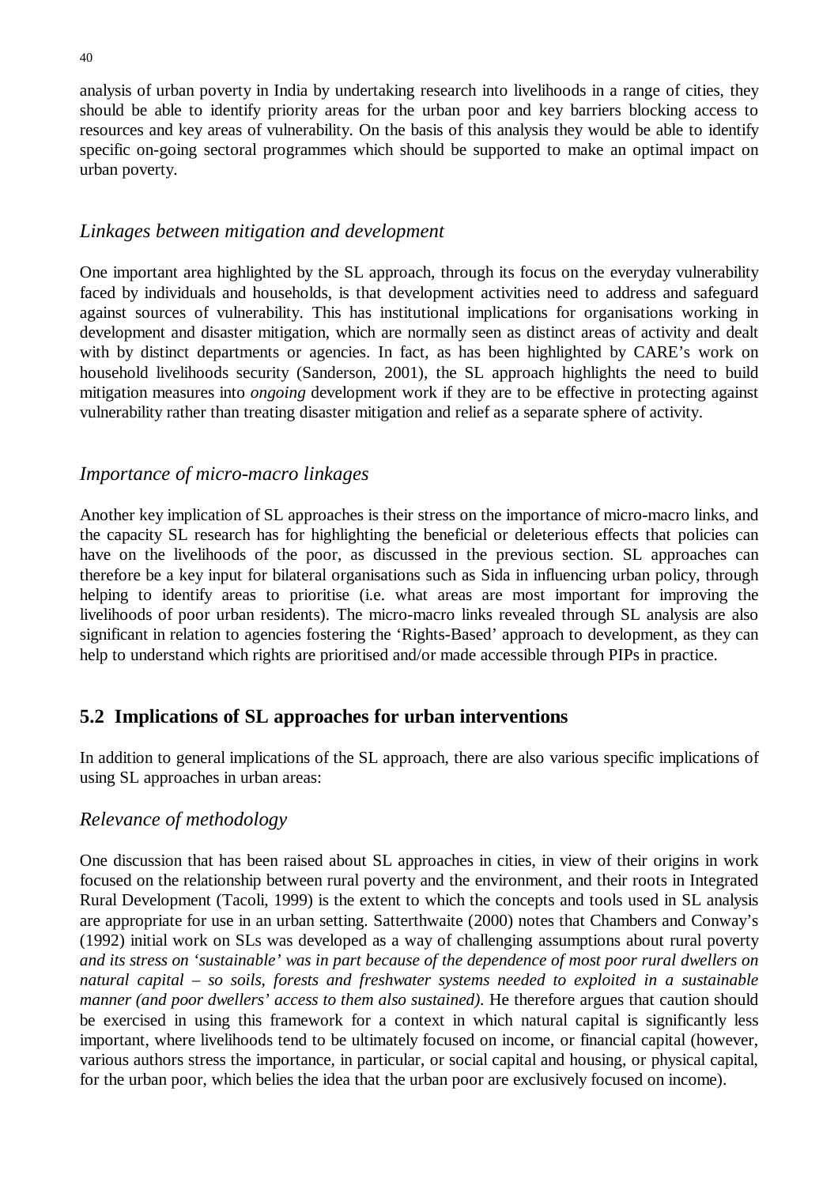analysis of urban poverty in India by undertaking research into livelihoods in a range of cities, they should be able to identify priority areas for the urban poor and key barriers blocking access to resources and key areas of vulnerability. On the basis of this analysis they would be able to identify specific on-going sectoral programmes which should be supported to make an optimal impact on urban poverty.

### *Linkages between mitigation and development*

One important area highlighted by the SL approach, through its focus on the everyday vulnerability faced by individuals and households, is that development activities need to address and safeguard against sources of vulnerability. This has institutional implications for organisations working in development and disaster mitigation, which are normally seen as distinct areas of activity and dealt with by distinct departments or agencies. In fact, as has been highlighted by CARE's work on household livelihoods security (Sanderson, 2001), the SL approach highlights the need to build mitigation measures into *ongoing* development work if they are to be effective in protecting against vulnerability rather than treating disaster mitigation and relief as a separate sphere of activity.

### *Importance of micro-macro linkages*

Another key implication of SL approaches is their stress on the importance of micro-macro links, and the capacity SL research has for highlighting the beneficial or deleterious effects that policies can have on the livelihoods of the poor, as discussed in the previous section. SL approaches can therefore be a key input for bilateral organisations such as Sida in influencing urban policy, through helping to identify areas to prioritise (i.e. what areas are most important for improving the livelihoods of poor urban residents). The micro-macro links revealed through SL analysis are also significant in relation to agencies fostering the 'Rights-Based' approach to development, as they can help to understand which rights are prioritised and/or made accessible through PIPs in practice.

## 5.2 Implications of SL approaches for urban interventions

In addition to general implications of the SL approach, there are also various specific implications of using SL approaches in urban areas:

### *Relevance of methodology*

One discussion that has been raised about SL approaches in cities, in view of their origins in work focused on the relationship between rural poverty and the environment, and their roots in Integrated Rural Development (Tacoli, 1999) is the extent to which the concepts and tools used in SL analysis are appropriate for use in an urban setting. Satterthwaite (2000) notes that Chambers and Conway's (1992) initial work on SLs was developed as a way of challenging assumptions about rural poverty *and its stress on 'sustainable' was in part because of the dependence of most poor rural dwellers on natural capital – so soils, forests and freshwater systems needed to exploited in a sustainable manner (and poor dwellers' access to them also sustained).* He therefore argues that caution should be exercised in using this framework for a context in which natural capital is significantly less important, where livelihoods tend to be ultimately focused on income, or financial capital (however, various authors stress the importance, in particular, or social capital and housing, or physical capital, for the urban poor, which belies the idea that the urban poor are exclusively focused on income).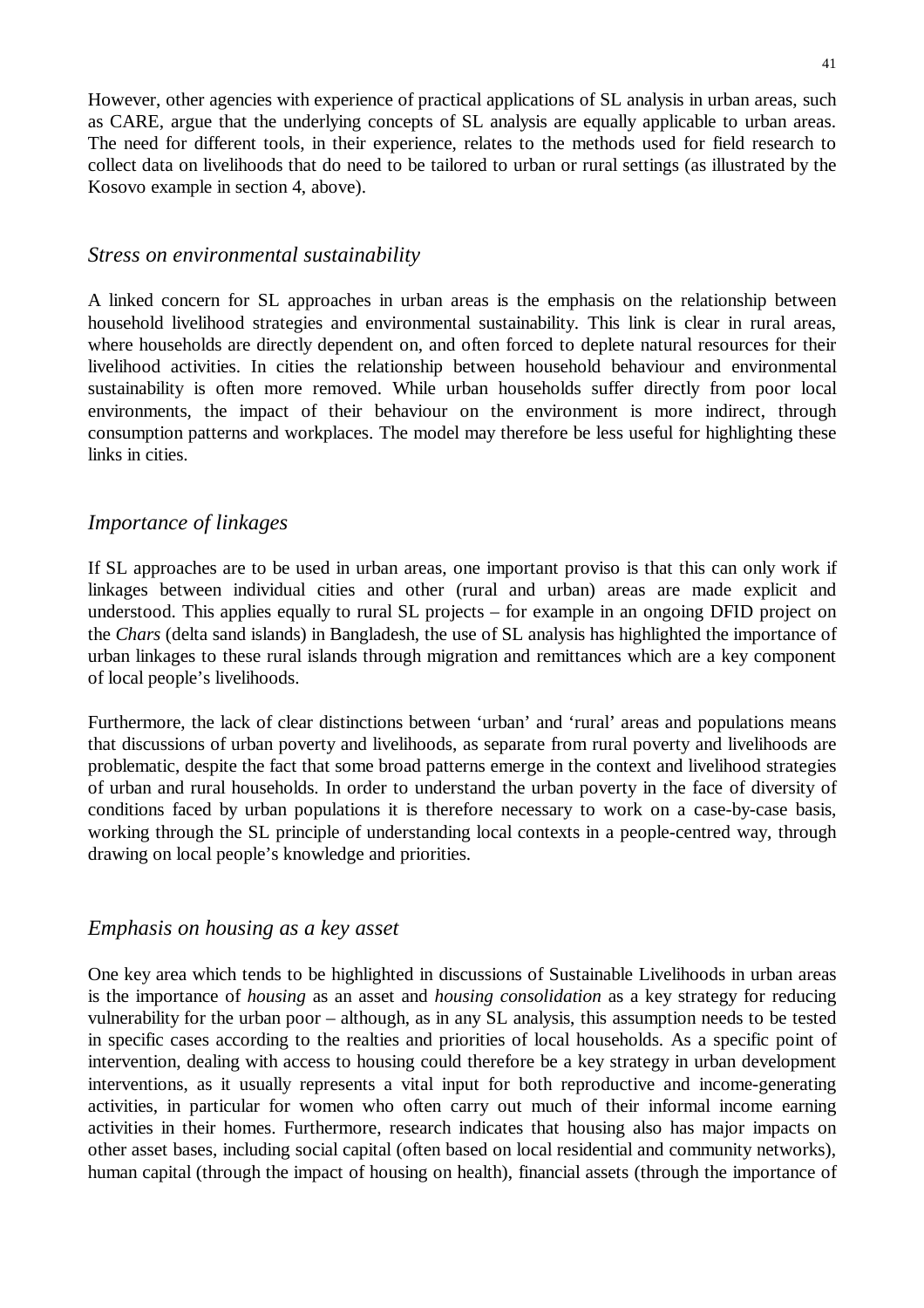However, other agencies with experience of practical applications of SL analysis in urban areas, such as CARE, argue that the underlying concepts of SL analysis are equally applicable to urban areas. The need for different tools, in their experience, relates to the methods used for field research to collect data on livelihoods that do need to be tailored to urban or rural settings (as illustrated by the Kosovo example in section 4, above).

### *Stress on environmental sustainability*

A linked concern for SL approaches in urban areas is the emphasis on the relationship between household livelihood strategies and environmental sustainability. This link is clear in rural areas, where households are directly dependent on, and often forced to deplete natural resources for their livelihood activities. In cities the relationship between household behaviour and environmental sustainability is often more removed. While urban households suffer directly from poor local environments, the impact of their behaviour on the environment is more indirect, through consumption patterns and workplaces. The model may therefore be less useful for highlighting these links in cities.

### *Importance of linkages*

If SL approaches are to be used in urban areas, one important proviso is that this can only work if linkages between individual cities and other (rural and urban) areas are made explicit and understood. This applies equally to rural SL projects – for example in an ongoing DFID project on the *Chars* (delta sand islands) in Bangladesh, the use of SL analysis has highlighted the importance of urban linkages to these rural islands through migration and remittances which are a key component of local people's livelihoods.

Furthermore, the lack of clear distinctions between 'urban' and 'rural' areas and populations means that discussions of urban poverty and livelihoods, as separate from rural poverty and livelihoods are problematic, despite the fact that some broad patterns emerge in the context and livelihood strategies of urban and rural households. In order to understand the urban poverty in the face of diversity of conditions faced by urban populations it is therefore necessary to work on a case-by-case basis, working through the SL principle of understanding local contexts in a people-centred way, through drawing on local people's knowledge and priorities.

### *Emphasis on housing as a key asset*

One key area which tends to be highlighted in discussions of Sustainable Livelihoods in urban areas is the importance of *housing* as an asset and *housing consolidation* as a key strategy for reducing vulnerability for the urban poor – although, as in any SL analysis, this assumption needs to be tested in specific cases according to the realties and priorities of local households. As a specific point of intervention, dealing with access to housing could therefore be a key strategy in urban development interventions, as it usually represents a vital input for both reproductive and income-generating activities, in particular for women who often carry out much of their informal income earning activities in their homes. Furthermore, research indicates that housing also has major impacts on other asset bases, including social capital (often based on local residential and community networks), human capital (through the impact of housing on health), financial assets (through the importance of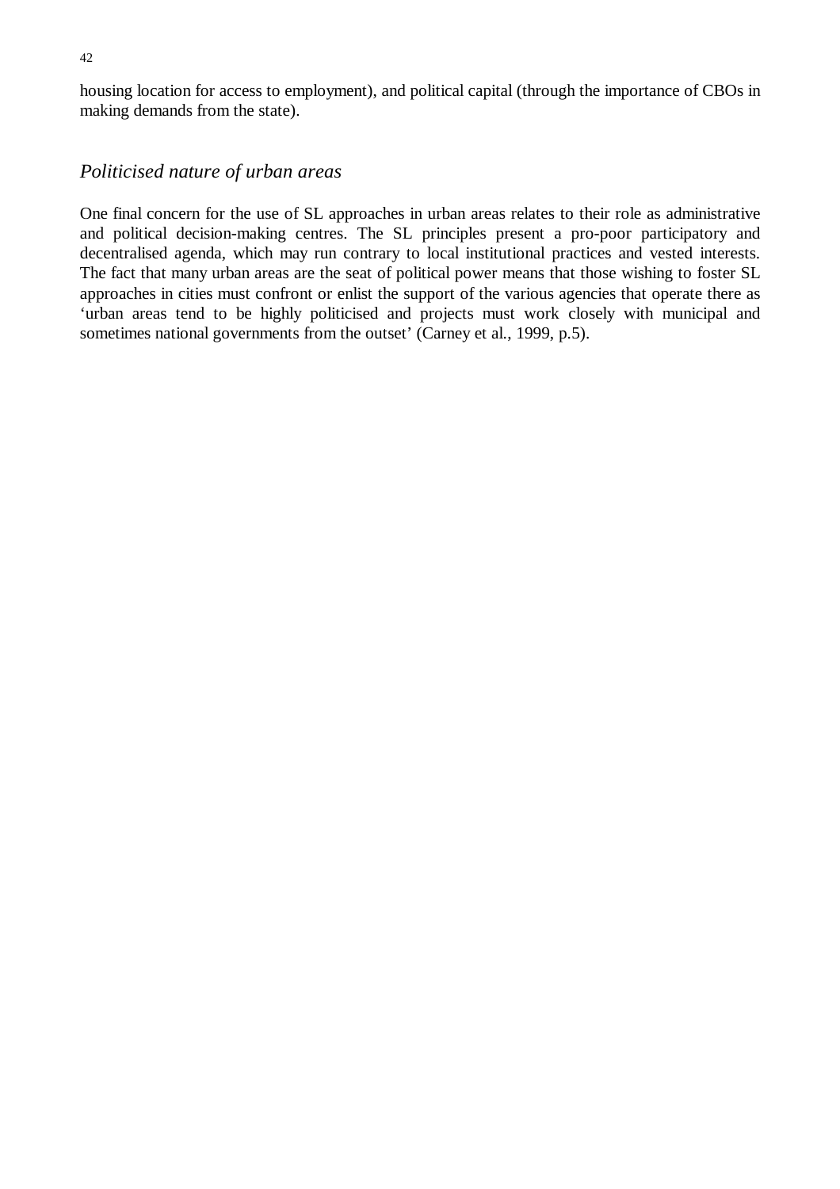housing location for access to employment), and political capital (through the importance of CBOs in making demands from the state).

## *Politicised nature of urban areas*

One final concern for the use of SL approaches in urban areas relates to their role as administrative and political decision-making centres. The SL principles present a pro-poor participatory and decentralised agenda, which may run contrary to local institutional practices and vested interests. The fact that many urban areas are the seat of political power means that those wishing to foster SL approaches in cities must confront or enlist the support of the various agencies that operate there as 'urban areas tend to be highly politicised and projects must work closely with municipal and sometimes national governments from the outset' (Carney et al., 1999, p.5).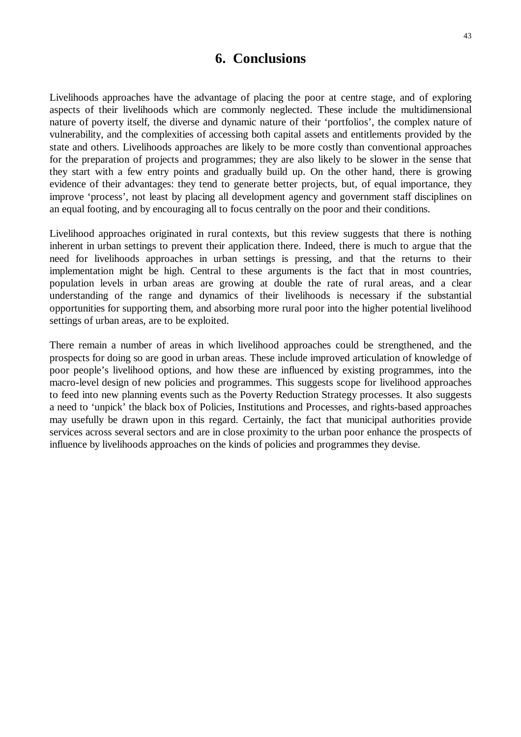# 6. Conclusions

Livelihoods approaches have the advantage of placing the poor at centre stage, and of exploring aspects of their livelihoods which are commonly neglected. These include the multidimensional nature of poverty itself, the diverse and dynamic nature of their 'portfolios', the complex nature of vulnerability, and the complexities of accessing both capital assets and entitlements provided by the state and others. Livelihoods approaches are likely to be more costly than conventional approaches for the preparation of projects and programmes; they are also likely to be slower in the sense that they start with a few entry points and gradually build up. On the other hand, there is growing evidence of their advantages: they tend to generate better projects, but, of equal importance, they improve 'process', not least by placing all development agency and government staff disciplines on an equal footing, and by encouraging all to focus centrally on the poor and their conditions.

Livelihood approaches originated in rural contexts, but this review suggests that there is nothing inherent in urban settings to prevent their application there. Indeed, there is much to argue that the need for livelihoods approaches in urban settings is pressing, and that the returns to their implementation might be high. Central to these arguments is the fact that in most countries, population levels in urban areas are growing at double the rate of rural areas, and a clear understanding of the range and dynamics of their livelihoods is necessary if the substantial opportunities for supporting them, and absorbing more rural poor into the higher potential livelihood settings of urban areas, are to be exploited.

There remain a number of areas in which livelihood approaches could be strengthened, and the prospects for doing so are good in urban areas. These include improved articulation of knowledge of poor people's livelihood options, and how these are influenced by existing programmes, into the macro-level design of new policies and programmes. This suggests scope for livelihood approaches to feed into new planning events such as the Poverty Reduction Strategy processes. It also suggests a need to 'unpick' the black box of Policies, Institutions and Processes, and rights-based approaches may usefully be drawn upon in this regard. Certainly, the fact that municipal authorities provide services across several sectors and are in close proximity to the urban poor enhance the prospects of influence by livelihoods approaches on the kinds of policies and programmes they devise.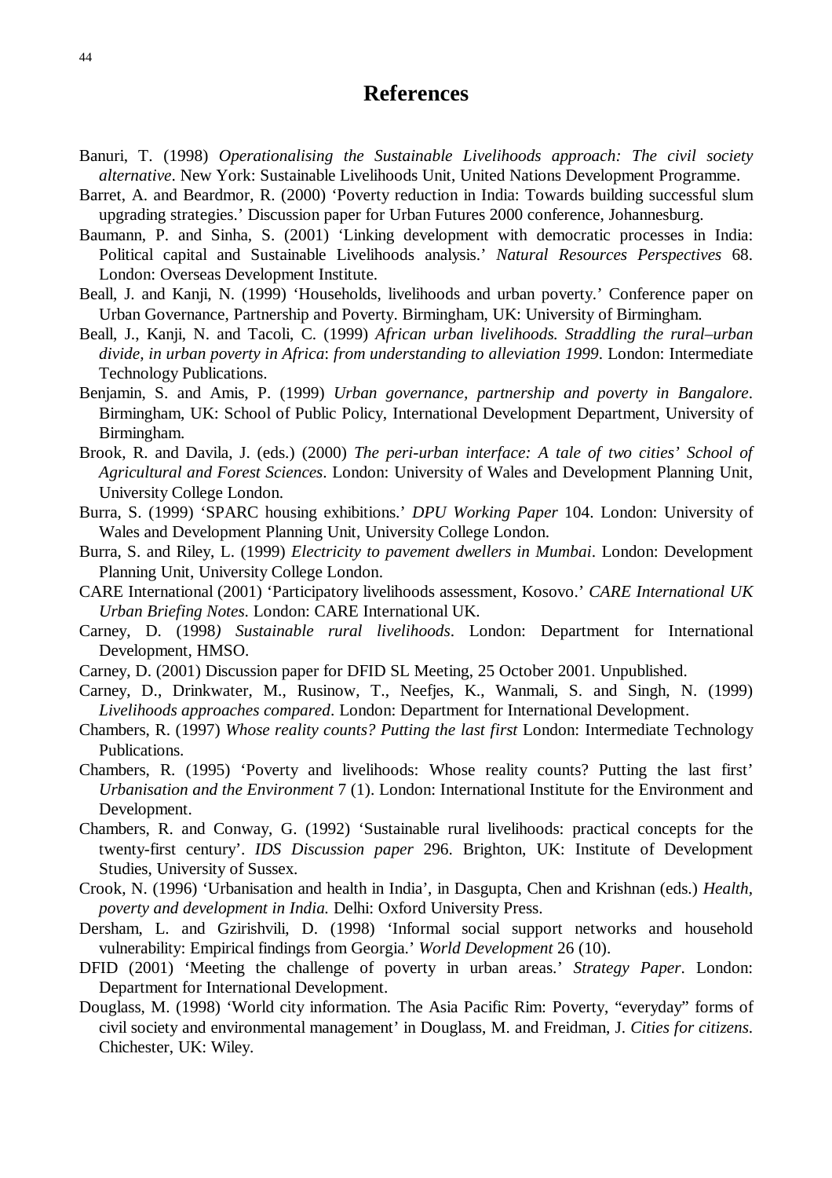# References

Banuri, T. (1998) *Operationalising the Sustainable Livelihoods approach: The civil society alternative*. New York: Sustainable Livelihoods Unit, United Nations Development Programme.

Barret, A. and Beardmor, R. (2000) 'Poverty reduction in India: Towards building successful slum upgrading strategies.' Discussion paper for Urban Futures 2000 conference, Johannesburg.

Baumann, P. and Sinha, S. (2001) 'Linking development with democratic processes in India: Political capital and Sustainable Livelihoods analysis.' *Natural Resources Perspectives* 68. London: Overseas Development Institute.

Beall, J. and Kanji, N. (1999) 'Households, livelihoods and urban poverty.' Conference paper on Urban Governance, Partnership and Poverty. Birmingham, UK: University of Birmingham.

Beall, J., Kanji, N. and Tacoli, C. (1999) *African urban livelihoods. Straddling the rural–urban divide, in urban poverty in Africa*: *from understanding to alleviation 1999*. London: Intermediate Technology Publications.

Benjamin, S. and Amis, P. (1999) *Urban governance, partnership and poverty in Bangalore*. Birmingham, UK: School of Public Policy, International Development Department, University of Birmingham.

Brook, R. and Davila, J. (eds.) (2000) *The peri-urban interface: A tale of two cities' School of Agricultural and Forest Sciences*. London: University of Wales and Development Planning Unit, University College London.

Burra, S. (1999) 'SPARC housing exhibitions.' *DPU Working Paper* 104. London: University of Wales and Development Planning Unit, University College London.

Burra, S. and Riley, L. (1999) *Electricity to pavement dwellers in Mumbai*. London: Development Planning Unit, University College London.

CARE International (2001) 'Participatory livelihoods assessment, Kosovo.' *CARE International UK Urban Briefing Notes*. London: CARE International UK.

Carney, D. (1998*) Sustainable rural livelihoods*. London: Department for International Development, HMSO.

Carney, D. (2001) Discussion paper for DFID SL Meeting, 25 October 2001. Unpublished.

Carney, D., Drinkwater, M., Rusinow, T., Neefjes, K., Wanmali, S. and Singh, N. (1999) *Livelihoods approaches compared*. London: Department for International Development.

Chambers, R. (1997) *Whose reality counts? Putting the last first* London: Intermediate Technology Publications.

Chambers, R. (1995) 'Poverty and livelihoods: Whose reality counts? Putting the last first' *Urbanisation and the Environment* 7 (1). London: International Institute for the Environment and Development.

Chambers, R. and Conway, G. (1992) 'Sustainable rural livelihoods: practical concepts for the twenty-first century'. *IDS Discussion paper* 296. Brighton, UK: Institute of Development Studies, University of Sussex.

Crook, N. (1996) 'Urbanisation and health in India', in Dasgupta, Chen and Krishnan (eds.) *Health, poverty and development in India.* Delhi: Oxford University Press.

Dersham, L. and Gzirishvili, D. (1998) 'Informal social support networks and household vulnerability: Empirical findings from Georgia.' *World Development* 26 (10).

DFID (2001) 'Meeting the challenge of poverty in urban areas.' *Strategy Paper*. London: Department for International Development.

Douglass, M. (1998) 'World city information. The Asia Pacific Rim: Poverty, "everyday" forms of civil society and environmental management' in Douglass, M. and Freidman, J. *Cities for citizens.* Chichester, UK: Wiley.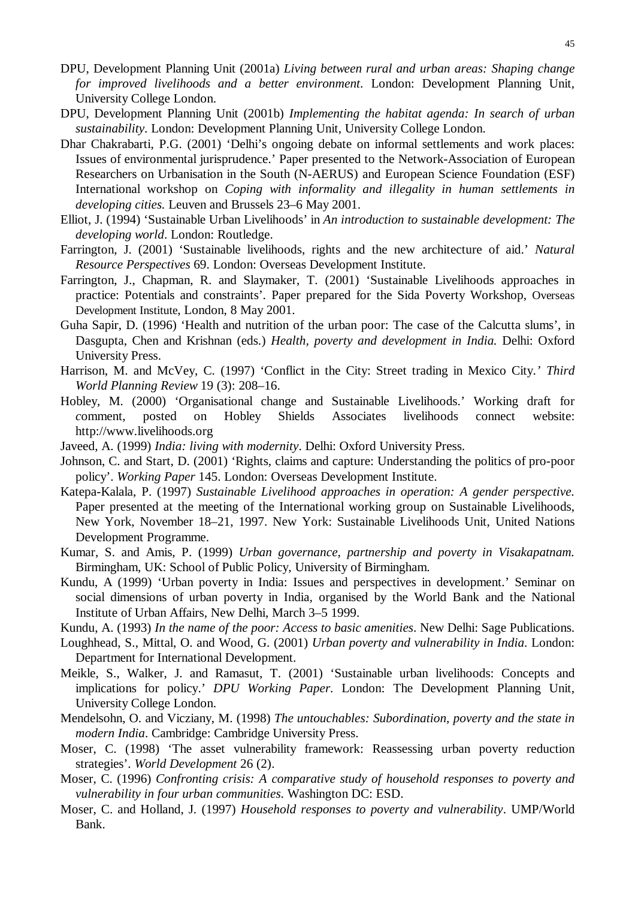DPU, Development Planning Unit (2001a) *Living between rural and urban areas: Shaping change for improved livelihoods and a better environment*. London: Development Planning Unit, University College London.

DPU, Development Planning Unit (2001b) *Implementing the habitat agenda: In search of urban sustainability*. London: Development Planning Unit, University College London.

Dhar Chakrabarti, P.G. (2001) 'Delhi's ongoing debate on informal settlements and work places: Issues of environmental jurisprudence.' Paper presented to the Network-Association of European Researchers on Urbanisation in the South (N-AERUS) and European Science Foundation (ESF) International workshop on *Coping with informality and illegality in human settlements in developing cities.* Leuven and Brussels 23–6 May 2001.

Elliot, J. (1994) 'Sustainable Urban Livelihoods' in *An introduction to sustainable development: The developing world*. London: Routledge.

Farrington, J. (2001) 'Sustainable livelihoods, rights and the new architecture of aid.' *Natural Resource Perspectives* 69. London: Overseas Development Institute.

Farrington, J., Chapman, R. and Slaymaker, T. (2001) 'Sustainable Livelihoods approaches in practice: Potentials and constraints'. Paper prepared for the Sida Poverty Workshop, Overseas Development Institute, London, 8 May 2001.

Guha Sapir, D. (1996) 'Health and nutrition of the urban poor: The case of the Calcutta slums', in Dasgupta, Chen and Krishnan (eds.) *Health, poverty and development in India.* Delhi: Oxford University Press.

Harrison, M. and McVey, C. (1997) 'Conflict in the City: Street trading in Mexico City.' *Third World Planning Review* 19 (3): 208–16.

Hobley, M. (2000) 'Organisational change and Sustainable Livelihoods.' Working draft for comment, posted on Hobley Shields Associates livelihoods connect website: http://www.livelihoods.org

Javeed, A. (1999) *India: living with modernity*. Delhi: Oxford University Press.

Johnson, C. and Start, D. (2001) 'Rights, claims and capture: Understanding the politics of pro-poor policy'. *Working Paper* 145. London: Overseas Development Institute.

Katepa-Kalala, P. (1997) *Sustainable Livelihood approaches in operation: A gender perspective.* Paper presented at the meeting of the International working group on Sustainable Livelihoods, New York, November 18–21, 1997. New York: Sustainable Livelihoods Unit, United Nations Development Programme.

Kumar, S. and Amis, P. (1999) *Urban governance, partnership and poverty in Visakapatnam*. Birmingham, UK: School of Public Policy, University of Birmingham.

Kundu, A (1999) 'Urban poverty in India: Issues and perspectives in development.' Seminar on social dimensions of urban poverty in India, organised by the World Bank and the National Institute of Urban Affairs, New Delhi, March 3–5 1999.

Kundu, A. (1993) *In the name of the poor: Access to basic amenities*. New Delhi: Sage Publications.

Loughhead, S., Mittal, O. and Wood, G. (2001) *Urban poverty and vulnerability in India*. London: Department for International Development.

Meikle, S., Walker, J. and Ramasut, T. (2001) 'Sustainable urban livelihoods: Concepts and implications for policy.' *DPU Working Paper*. London: The Development Planning Unit, University College London.

Mendelsohn, O. and Vicziany, M. (1998) *The untouchables: Subordination, poverty and the state in modern India*. Cambridge: Cambridge University Press.

Moser, C. (1998) 'The asset vulnerability framework: Reassessing urban poverty reduction strategies'. *World Development* 26 (2).

Moser, C. (1996) *Confronting crisis: A comparative study of household responses to poverty and vulnerability in four urban communities*. Washington DC: ESD.

Moser, C. and Holland, J. (1997) *Household responses to poverty and vulnerability*. UMP/World Bank.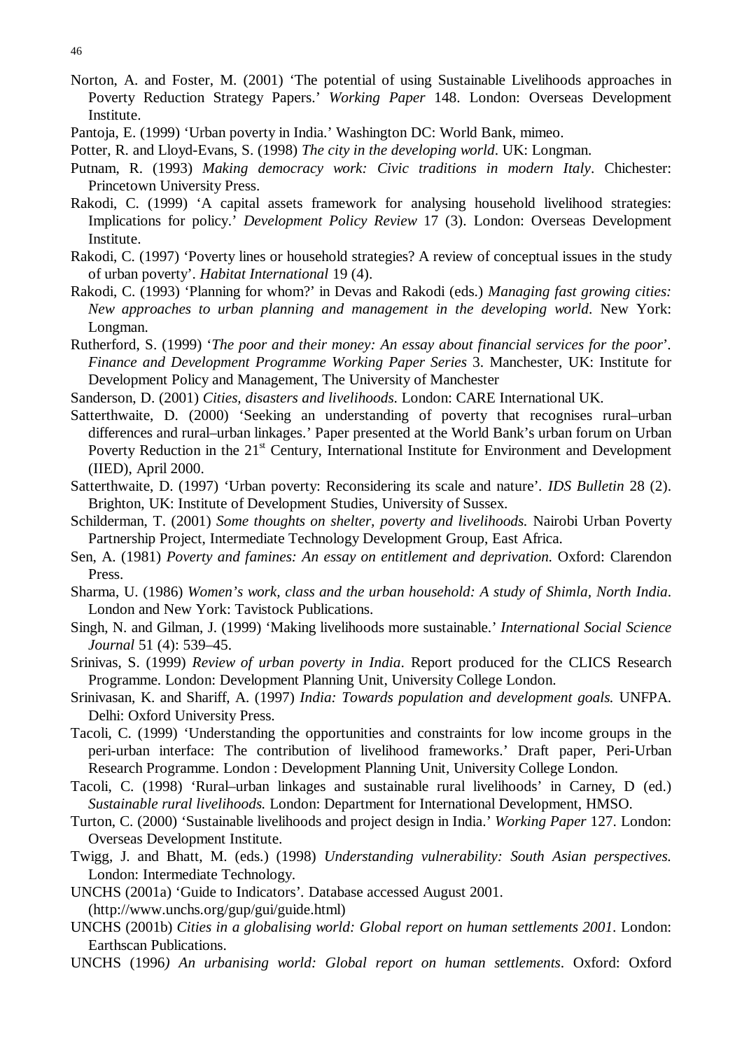Norton, A. and Foster, M. (2001) 'The potential of using Sustainable Livelihoods approaches in Poverty Reduction Strategy Papers.' *Working Paper* 148. London: Overseas Development Institute.

Pantoja, E. (1999) 'Urban poverty in India.' Washington DC: World Bank, mimeo.

Potter, R. and Lloyd-Evans, S. (1998) *The city in the developing world*. UK: Longman.

Putnam, R. (1993) *Making democracy work: Civic traditions in modern Italy*. Chichester: Princetown University Press.

Rakodi, C. (1999) 'A capital assets framework for analysing household livelihood strategies: Implications for policy.' *Development Policy Review* 17 (3). London: Overseas Development Institute.

Rakodi, C. (1997) 'Poverty lines or household strategies? A review of conceptual issues in the study of urban poverty'. *Habitat International* 19 (4).

Rakodi, C. (1993) 'Planning for whom?' in Devas and Rakodi (eds.) *Managing fast growing cities: New approaches to urban planning and management in the developing world*. New York: Longman.

Rutherford, S. (1999) '*The poor and their money: An essay about financial services for the poor*'. *Finance and Development Programme Working Paper Series* 3. Manchester, UK: Institute for Development Policy and Management, The University of Manchester

Sanderson, D. (2001) *Cities, disasters and livelihoods*. London: CARE International UK.

Satterthwaite, D. (2000) 'Seeking an understanding of poverty that recognises rural–urban differences and rural–urban linkages.' Paper presented at the World Bank's urban forum on Urban Poverty Reduction in the 21st Century, International Institute for Environment and Development (IIED), April 2000.

Satterthwaite, D. (1997) 'Urban poverty: Reconsidering its scale and nature'. *IDS Bulletin* 28 (2). Brighton, UK: Institute of Development Studies, University of Sussex.

Schilderman, T. (2001) *Some thoughts on shelter, poverty and livelihoods*. Nairobi Urban Poverty Partnership Project, Intermediate Technology Development Group, East Africa.

Sen, A. (1981) *Poverty and famines: An essay on entitlement and deprivation*. Oxford: Clarendon Press.

Sharma, U. (1986) *Women's work, class and the urban household: A study of Shimla, North India*. London and New York: Tavistock Publications.

Singh, N. and Gilman, J. (1999) 'Making livelihoods more sustainable.' *International Social Science Journal* 51 (4): 539–45.

Srinivas, S. (1999) *Review of urban poverty in India*. Report produced for the CLICS Research Programme. London: Development Planning Unit, University College London.

Srinivasan, K. and Shariff, A. (1997) *India: Towards population and development goals*. UNFPA. Delhi: Oxford University Press.

Tacoli, C. (1999) 'Understanding the opportunities and constraints for low income groups in the peri-urban interface: The contribution of livelihood frameworks.' Draft paper, Peri-Urban Research Programme. London : Development Planning Unit, University College London.

Tacoli, C. (1998) 'Rural–urban linkages and sustainable rural livelihoods' in Carney, D (ed.) *Sustainable rural livelihoods*. London: Department for International Development, HMSO.

Turton, C. (2000) 'Sustainable livelihoods and project design in India.' *Working Paper* 127. London: Overseas Development Institute.

Twigg, J. and Bhatt, M. (eds.) (1998) *Understanding vulnerability: South Asian perspectives*. London: Intermediate Technology.

UNCHS (2001a) 'Guide to Indicators'. Database accessed August 2001. (http://www.unchs.org/gup/gui/guide.html)

UNCHS (2001b) *Cities in a globalising world: Global report on human settlements 2001*. London: Earthscan Publications.

UNCHS (1996*) An urbanising world: Global report on human settlements*. Oxford: Oxford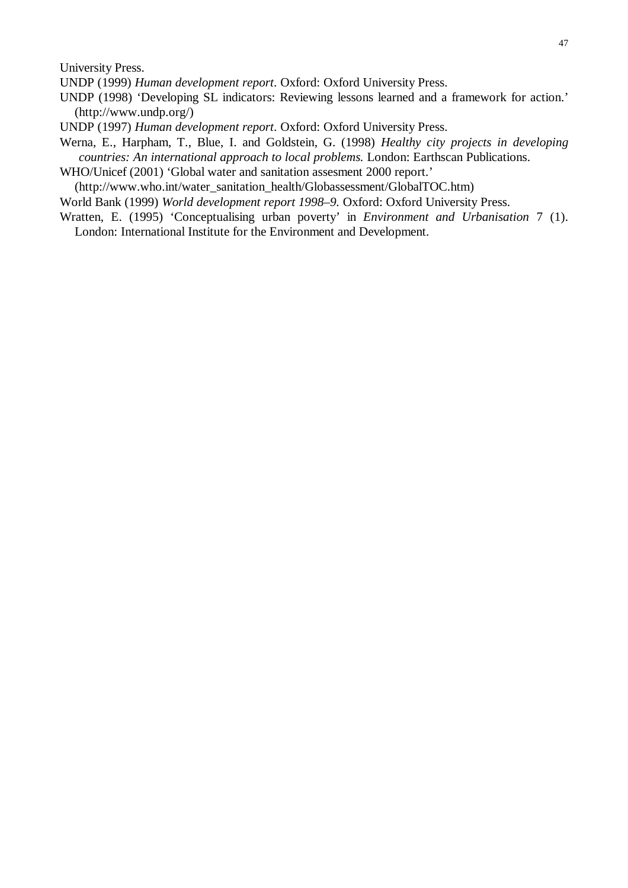University Press.

UNDP (1999) *Human development report*. Oxford: Oxford University Press.

UNDP (1998) 'Developing SL indicators: Reviewing lessons learned and a framework for action.' (http://www.undp.org/)

UNDP (1997) *Human development report*. Oxford: Oxford University Press.

Werna, E., Harpham, T., Blue, I. and Goldstein, G. (1998) *Healthy city projects in developing countries: An international approach to local problems.* London: Earthscan Publications.

WHO/Unicef (2001) 'Global water and sanitation assesment 2000 report.' (http://www.who.int/water_sanitation_health/Globassessment/GlobalTOC.htm)

World Bank (1999) *World development report 1998–9.* Oxford: Oxford University Press.

Wratten, E. (1995) 'Conceptualising urban poverty' in *Environment and Urbanisation* 7 (1). London: International Institute for the Environment and Development.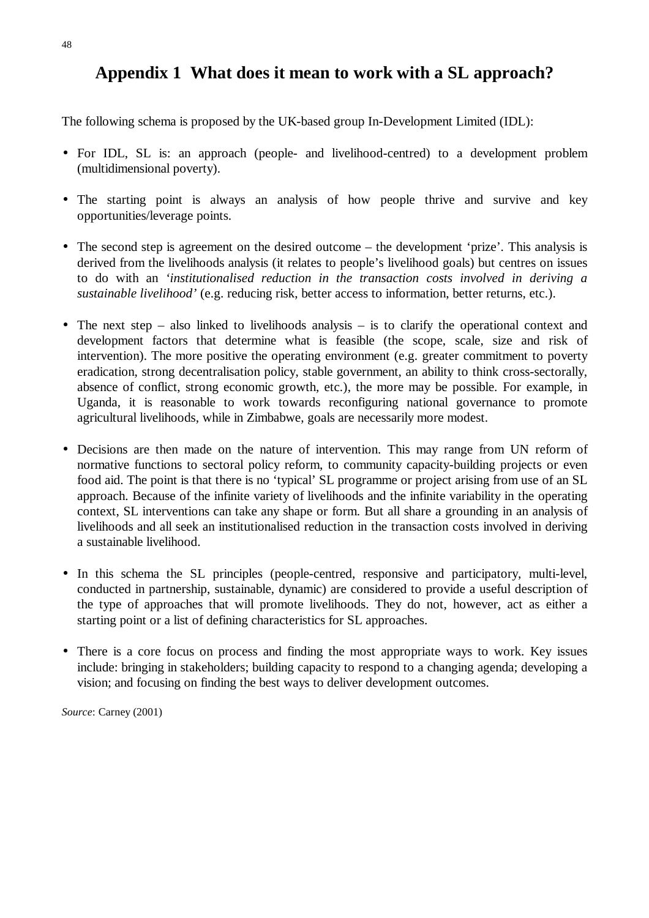# Appendix 1 What does it mean to work with a SL approach?

The following schema is proposed by the UK-based group In-Development Limited (IDL):

- For IDL, SL is: an approach (people- and livelihood-centred) to a development problem (multidimensional poverty).
- The starting point is always an analysis of how people thrive and survive and key opportunities/leverage points.
- The second step is agreement on the desired outcome – the development 'prize'. This analysis is derived from the livelihoods analysis (it relates to people's livelihood goals) but centres on issues to do with an '*institutionalised reduction in the transaction costs involved in deriving a sustainable livelihood*' (e.g. reducing risk, better access to information, better returns, etc.).
- The next step – also linked to livelihoods analysis – is to clarify the operational context and development factors that determine what is feasible (the scope, scale, size and risk of intervention). The more positive the operating environment (e.g. greater commitment to poverty eradication, strong decentralisation policy, stable government, an ability to think cross-sectorally, absence of conflict, strong economic growth, etc.), the more may be possible. For example, in Uganda, it is reasonable to work towards reconfiguring national governance to promote agricultural livelihoods, while in Zimbabwe, goals are necessarily more modest.
- Decisions are then made on the nature of intervention. This may range from UN reform of normative functions to sectoral policy reform, to community capacity-building projects or even food aid. The point is that there is no 'typical' SL programme or project arising from use of an SL approach. Because of the infinite variety of livelihoods and the infinite variability in the operating context, SL interventions can take any shape or form. But all share a grounding in an analysis of livelihoods and all seek an institutionalised reduction in the transaction costs involved in deriving a sustainable livelihood.
- In this schema the SL principles (people-centred, responsive and participatory, multi-level, conducted in partnership, sustainable, dynamic) are considered to provide a useful description of the type of approaches that will promote livelihoods. They do not, however, act as either a starting point or a list of defining characteristics for SL approaches.
- There is a core focus on process and finding the most appropriate ways to work. Key issues include: bringing in stakeholders; building capacity to respond to a changing agenda; developing a vision; and focusing on finding the best ways to deliver development outcomes.

*Source*: Carney (2001)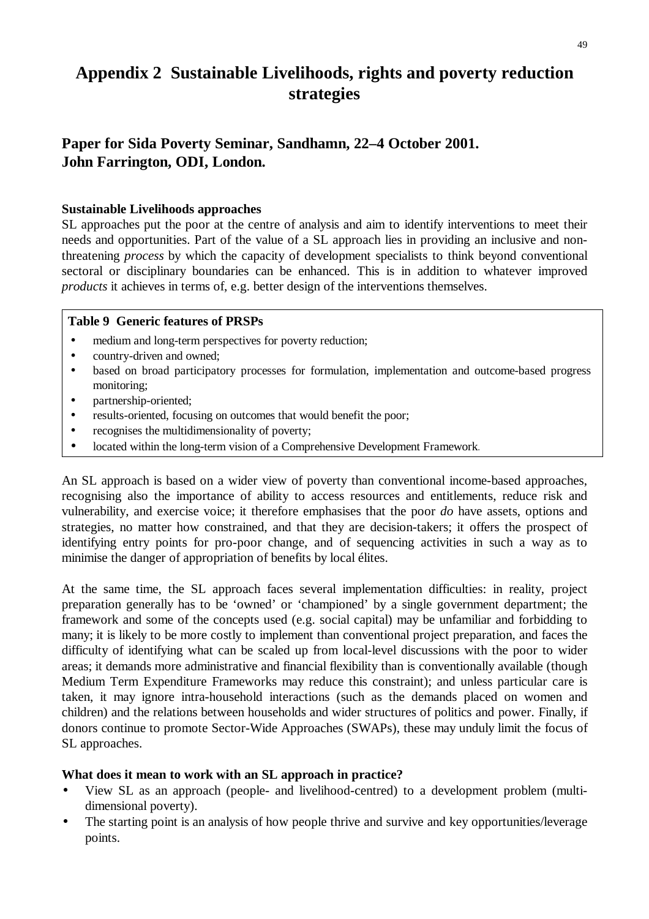# Appendix 2 Sustainable Livelihoods, rights and poverty reduction strategies

## Paper for Sida Poverty Seminar, Sandhamn, 22–4 October 2001. John Farrington, ODI, London.

**Sustainable Livelihoods approaches**

SL approaches put the poor at the centre of analysis and aim to identify interventions to meet their needs and opportunities. Part of the value of a SL approach lies in providing an inclusive and non-threatening *process* by which the capacity of development specialists to think beyond conventional sectoral or disciplinary boundaries can be enhanced. This is in addition to whatever improved *products* it achieves in terms of, e.g. better design of the interventions themselves.

**Table 9 Generic features of PRSPs**

- medium and long-term perspectives for poverty reduction;
- country-driven and owned;
- based on broad participatory processes for formulation, implementation and outcome-based progress monitoring;
- partnership-oriented;
- results-oriented, focusing on outcomes that would benefit the poor;
- recognises the multidimensionality of poverty;
- located within the long-term vision of a Comprehensive Development Framework.

An SL approach is based on a wider view of poverty than conventional income-based approaches, recognising also the importance of ability to access resources and entitlements, reduce risk and vulnerability, and exercise voice; it therefore emphasises that the poor *do* have assets, options and strategies, no matter how constrained, and that they are decision-takers; it offers the prospect of identifying entry points for pro-poor change, and of sequencing activities in such a way as to minimise the danger of appropriation of benefits by local élites.

At the same time, the SL approach faces several implementation difficulties: in reality, project preparation generally has to be 'owned' or 'championed' by a single government department; the framework and some of the concepts used (e.g. social capital) may be unfamiliar and forbidding to many; it is likely to be more costly to implement than conventional project preparation, and faces the difficulty of identifying what can be scaled up from local-level discussions with the poor to wider areas; it demands more administrative and financial flexibility than is conventionally available (though Medium Term Expenditure Frameworks may reduce this constraint); and unless particular care is taken, it may ignore intra-household interactions (such as the demands placed on women and children) and the relations between households and wider structures of politics and power. Finally, if donors continue to promote Sector-Wide Approaches (SWAPs), these may unduly limit the focus of SL approaches.

**What does it mean to work with an SL approach in practice?**

- View SL as an approach (people- and livelihood-centred) to a development problem (multi-dimensional poverty).
- The starting point is an analysis of how people thrive and survive and key opportunities/leverage points.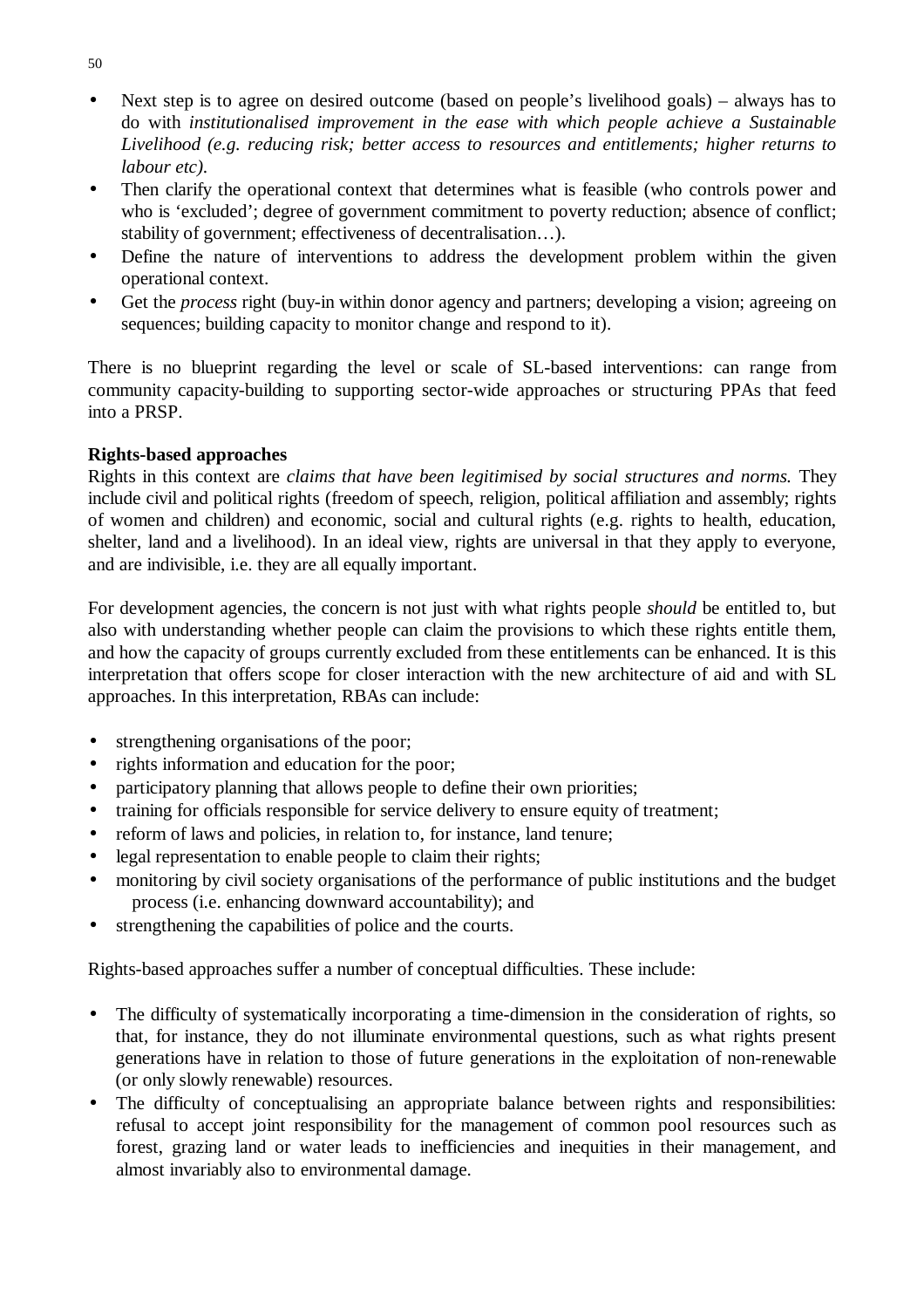- Next step is to agree on desired outcome (based on people's livelihood goals) – always has to do with *institutionalised improvement in the ease with which people achieve a Sustainable Livelihood (e.g. reducing risk; better access to resources and entitlements; higher returns to labour etc).*
- Then clarify the operational context that determines what is feasible (who controls power and who is 'excluded'; degree of government commitment to poverty reduction; absence of conflict; stability of government; effectiveness of decentralisation…).
- Define the nature of interventions to address the development problem within the given operational context.
- Get the *process* right (buy-in within donor agency and partners; developing a vision; agreeing on sequences; building capacity to monitor change and respond to it).

There is no blueprint regarding the level or scale of SL-based interventions: can range from community capacity-building to supporting sector-wide approaches or structuring PPAs that feed into a PRSP.

**Rights-based approaches**

Rights in this context are *claims that have been legitimised by social structures and norms.* They include civil and political rights (freedom of speech, religion, political affiliation and assembly; rights of women and children) and economic, social and cultural rights (e.g. rights to health, education, shelter, land and a livelihood). In an ideal view, rights are universal in that they apply to everyone, and are indivisible, i.e. they are all equally important.

For development agencies, the concern is not just with what rights people *should* be entitled to, but also with understanding whether people can claim the provisions to which these rights entitle them, and how the capacity of groups currently excluded from these entitlements can be enhanced. It is this interpretation that offers scope for closer interaction with the new architecture of aid and with SL approaches. In this interpretation, RBAs can include:

- strengthening organisations of the poor;
- rights information and education for the poor;
- participatory planning that allows people to define their own priorities;
- training for officials responsible for service delivery to ensure equity of treatment;
- reform of laws and policies, in relation to, for instance, land tenure;
- legal representation to enable people to claim their rights;
- monitoring by civil society organisations of the performance of public institutions and the budget process (i.e. enhancing downward accountability); and
- strengthening the capabilities of police and the courts.

Rights-based approaches suffer a number of conceptual difficulties. These include:

- The difficulty of systematically incorporating a time-dimension in the consideration of rights, so that, for instance, they do not illuminate environmental questions, such as what rights present generations have in relation to those of future generations in the exploitation of non-renewable (or only slowly renewable) resources.
- The difficulty of conceptualising an appropriate balance between rights and responsibilities: refusal to accept joint responsibility for the management of common pool resources such as forest, grazing land or water leads to inefficiencies and inequities in their management, and almost invariably also to environmental damage.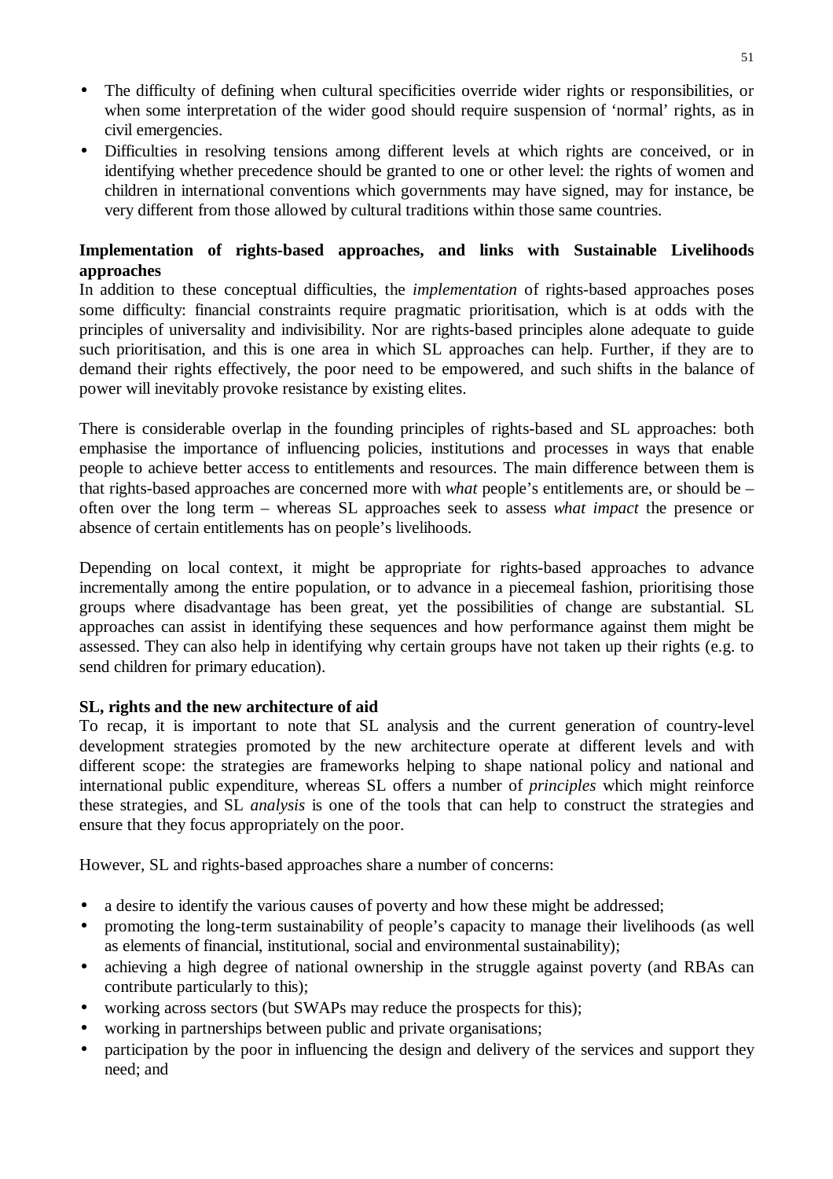- The difficulty of defining when cultural specificities override wider rights or responsibilities, or when some interpretation of the wider good should require suspension of 'normal' rights, as in civil emergencies.
- Difficulties in resolving tensions among different levels at which rights are conceived, or in identifying whether precedence should be granted to one or other level: the rights of women and children in international conventions which governments may have signed, may for instance, be very different from those allowed by cultural traditions within those same countries.

**Implementation of rights-based approaches, and links with Sustainable Livelihoods approaches**

In addition to these conceptual difficulties, the *implementation* of rights-based approaches poses some difficulty: financial constraints require pragmatic prioritisation, which is at odds with the principles of universality and indivisibility. Nor are rights-based principles alone adequate to guide such prioritisation, and this is one area in which SL approaches can help. Further, if they are to demand their rights effectively, the poor need to be empowered, and such shifts in the balance of power will inevitably provoke resistance by existing elites.

There is considerable overlap in the founding principles of rights-based and SL approaches: both emphasise the importance of influencing policies, institutions and processes in ways that enable people to achieve better access to entitlements and resources. The main difference between them is that rights-based approaches are concerned more with *what* people's entitlements are, or should be – often over the long term – whereas SL approaches seek to assess *what impact* the presence or absence of certain entitlements has on people's livelihoods.

Depending on local context, it might be appropriate for rights-based approaches to advance incrementally among the entire population, or to advance in a piecemeal fashion, prioritising those groups where disadvantage has been great, yet the possibilities of change are substantial. SL approaches can assist in identifying these sequences and how performance against them might be assessed. They can also help in identifying why certain groups have not taken up their rights (e.g. to send children for primary education).

**SL, rights and the new architecture of aid**

To recap, it is important to note that SL analysis and the current generation of country-level development strategies promoted by the new architecture operate at different levels and with different scope: the strategies are frameworks helping to shape national policy and national and international public expenditure, whereas SL offers a number of *principles* which might reinforce these strategies, and SL *analysis* is one of the tools that can help to construct the strategies and ensure that they focus appropriately on the poor.

However, SL and rights-based approaches share a number of concerns:

- a desire to identify the various causes of poverty and how these might be addressed;
- promoting the long-term sustainability of people's capacity to manage their livelihoods (as well as elements of financial, institutional, social and environmental sustainability);
- achieving a high degree of national ownership in the struggle against poverty (and RBAs can contribute particularly to this);
- working across sectors (but SWAPs may reduce the prospects for this);
- working in partnerships between public and private organisations;
- participation by the poor in influencing the design and delivery of the services and support they need; and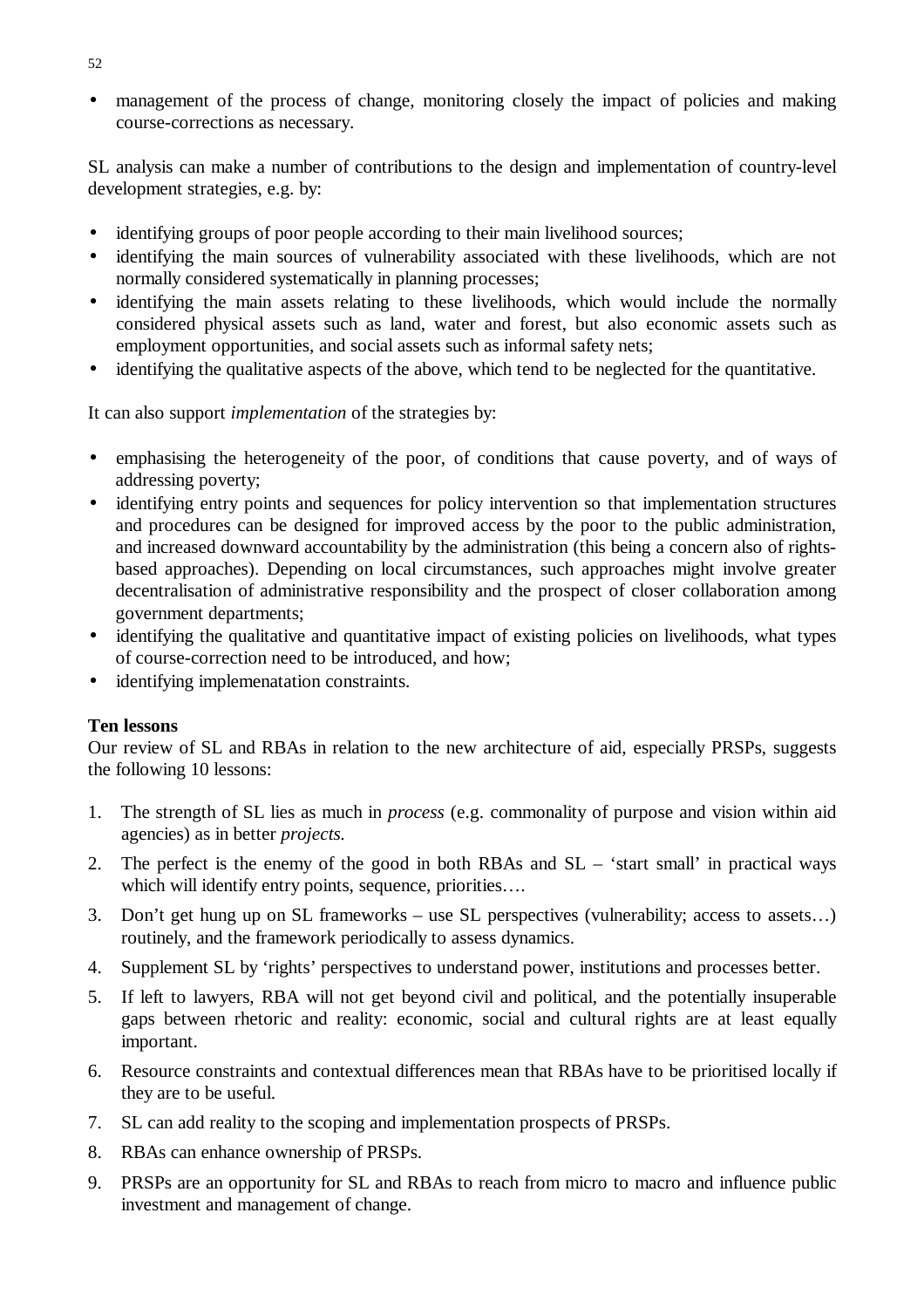- management of the process of change, monitoring closely the impact of policies and making course-corrections as necessary.

SL analysis can make a number of contributions to the design and implementation of country-level development strategies, e.g. by:

- identifying groups of poor people according to their main livelihood sources;
- identifying the main sources of vulnerability associated with these livelihoods, which are not normally considered systematically in planning processes;
- identifying the main assets relating to these livelihoods, which would include the normally considered physical assets such as land, water and forest, but also economic assets such as employment opportunities, and social assets such as informal safety nets;
- identifying the qualitative aspects of the above, which tend to be neglected for the quantitative.

It can also support *implementation* of the strategies by:

- emphasising the heterogeneity of the poor, of conditions that cause poverty, and of ways of addressing poverty;
- identifying entry points and sequences for policy intervention so that implementation structures and procedures can be designed for improved access by the poor to the public administration, and increased downward accountability by the administration (this being a concern also of rights-based approaches). Depending on local circumstances, such approaches might involve greater decentralisation of administrative responsibility and the prospect of closer collaboration among government departments;
- identifying the qualitative and quantitative impact of existing policies on livelihoods, what types of course-correction need to be introduced, and how;
- identifying implemenatation constraints.

**Ten lessons**

Our review of SL and RBAs in relation to the new architecture of aid, especially PRSPs, suggests the following 10 lessons:

1. The strength of SL lies as much in *process* (e.g. commonality of purpose and vision within aid agencies) as in better *projects*.
2. The perfect is the enemy of the good in both RBAs and SL – 'start small' in practical ways which will identify entry points, sequence, priorities….
3. Don't get hung up on SL frameworks – use SL perspectives (vulnerability; access to assets…) routinely, and the framework periodically to assess dynamics.
4. Supplement SL by 'rights' perspectives to understand power, institutions and processes better.
5. If left to lawyers, RBA will not get beyond civil and political, and the potentially insuperable gaps between rhetoric and reality: economic, social and cultural rights are at least equally important.
6. Resource constraints and contextual differences mean that RBAs have to be prioritised locally if they are to be useful.
7. SL can add reality to the scoping and implementation prospects of PRSPs.
8. RBAs can enhance ownership of PRSPs.
9. PRSPs are an opportunity for SL and RBAs to reach from micro to macro and influence public investment and management of change.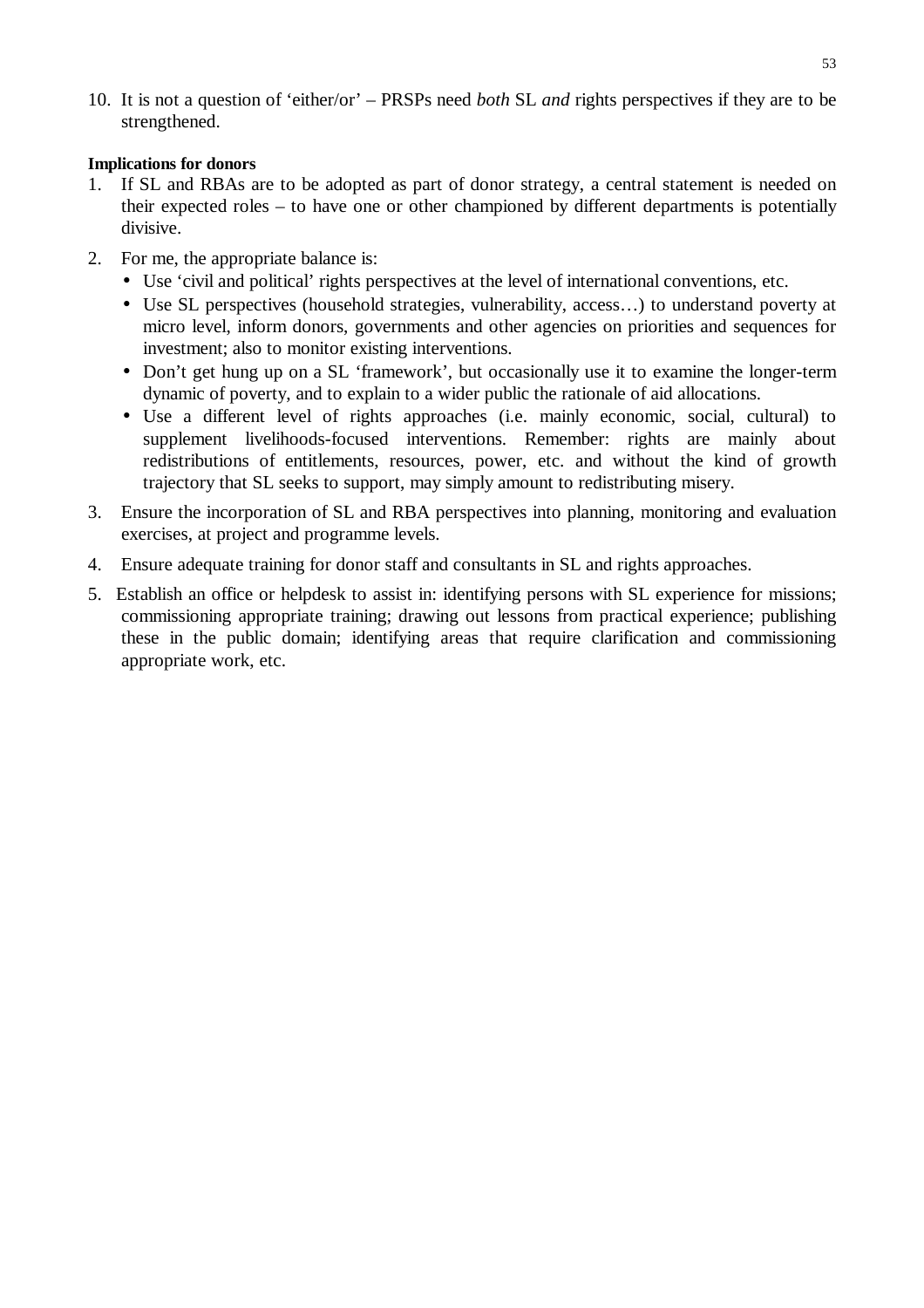10. It is not a question of 'either/or' – PRSPs need *both* SL *and* rights perspectives if they are to be strengthened.

**Implications for donors**

1. If SL and RBAs are to be adopted as part of donor strategy, a central statement is needed on their expected roles – to have one or other championed by different departments is potentially divisive.
2. For me, the appropriate balance is:
   - Use 'civil and political' rights perspectives at the level of international conventions, etc.
   - Use SL perspectives (household strategies, vulnerability, access…) to understand poverty at micro level, inform donors, governments and other agencies on priorities and sequences for investment; also to monitor existing interventions.
   - Don't get hung up on a SL 'framework', but occasionally use it to examine the longer-term dynamic of poverty, and to explain to a wider public the rationale of aid allocations.
   - Use a different level of rights approaches (i.e. mainly economic, social, cultural) to supplement livelihoods-focused interventions. Remember: rights are mainly about redistributions of entitlements, resources, power, etc. and without the kind of growth trajectory that SL seeks to support, may simply amount to redistributing misery.
3. Ensure the incorporation of SL and RBA perspectives into planning, monitoring and evaluation exercises, at project and programme levels.
4. Ensure adequate training for donor staff and consultants in SL and rights approaches.
5. Establish an office or helpdesk to assist in: identifying persons with SL experience for missions; commissioning appropriate training; drawing out lessons from practical experience; publishing these in the public domain; identifying areas that require clarification and commissioning appropriate work, etc.